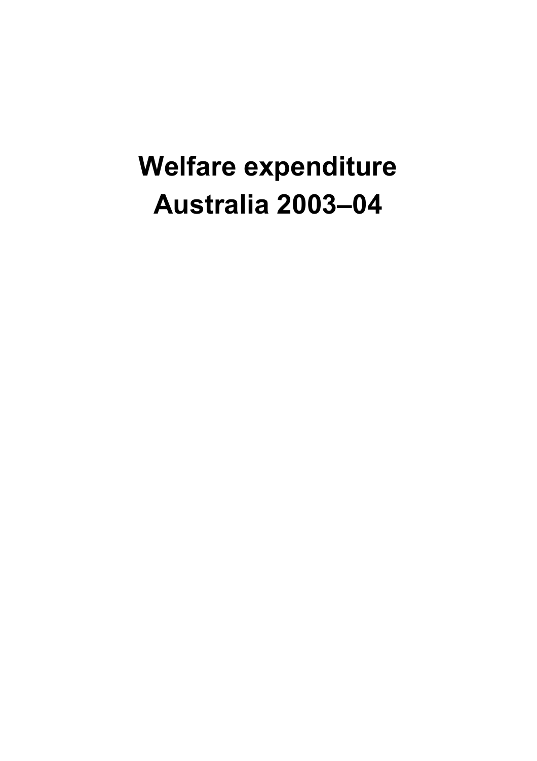# Welfare expenditure Australia 2003–04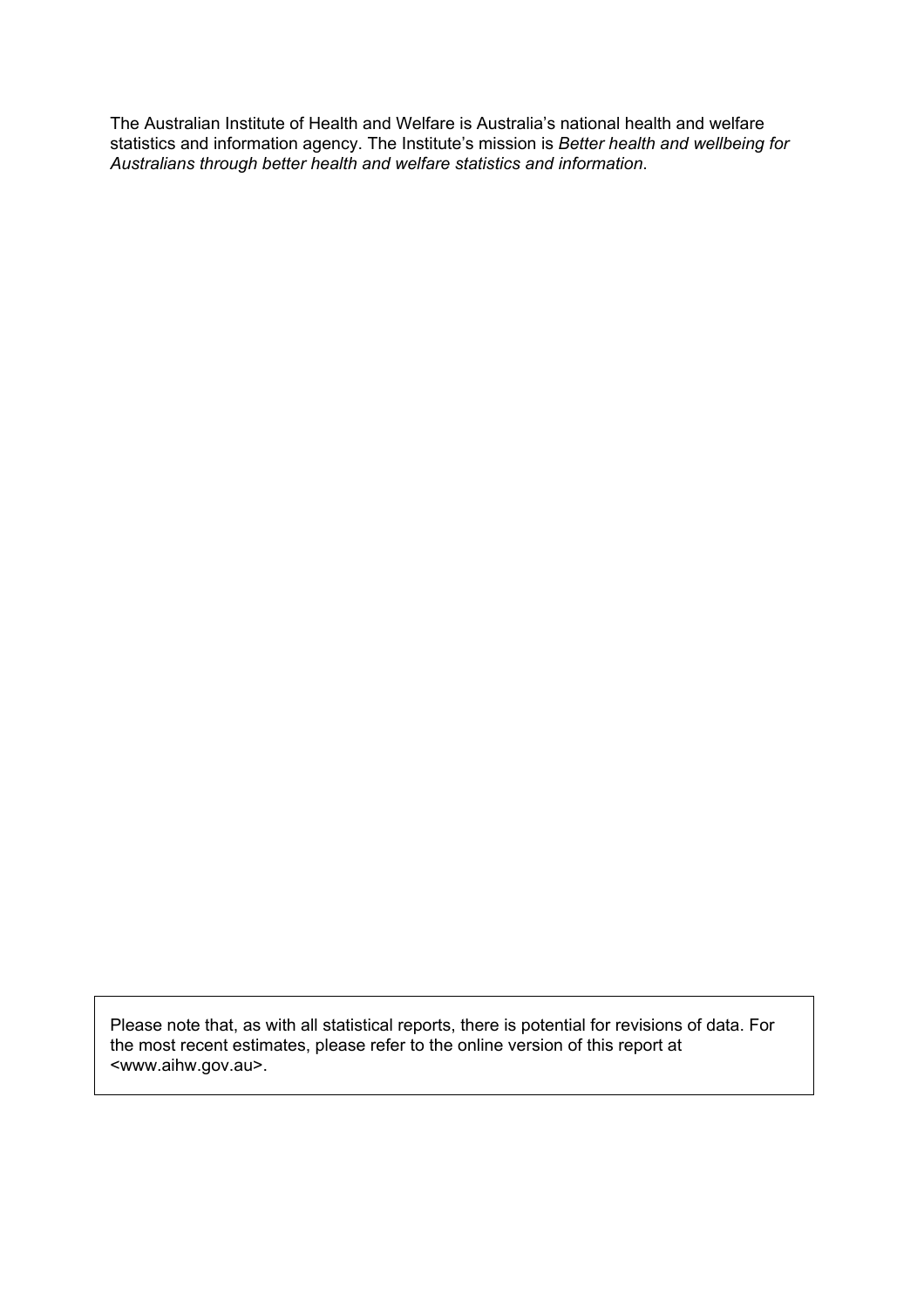The Australian Institute of Health and Welfare is Australia's national health and welfare statistics and information agency. The Institute's mission is *Better health and wellbeing for Australians through better health and welfare statistics and information*.

Please note that, as with all statistical reports, there is potential for revisions of data. For the most recent estimates, please refer to the online version of this report at <www.aihw.gov.au>.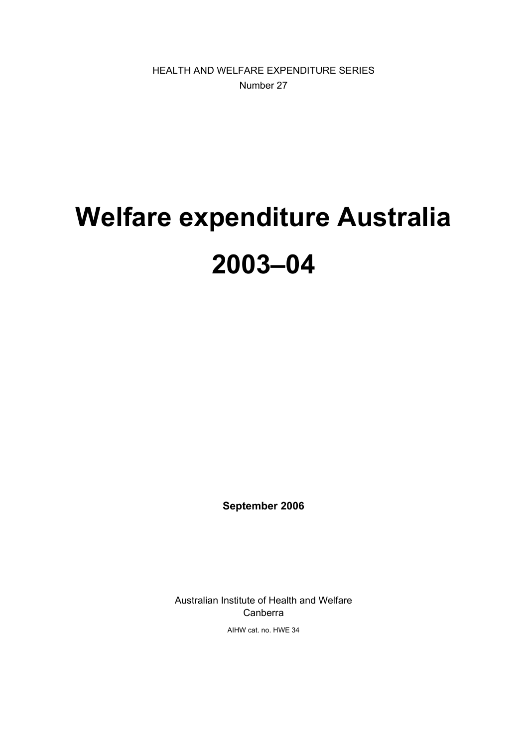HEALTH AND WELFARE EXPENDITURE SERIES

Number 27

# Welfare expenditure Australia 2003–04

**September 2006**

Australian Institute of Health and Welfare

Canberra

AIHW cat. no. HWE 34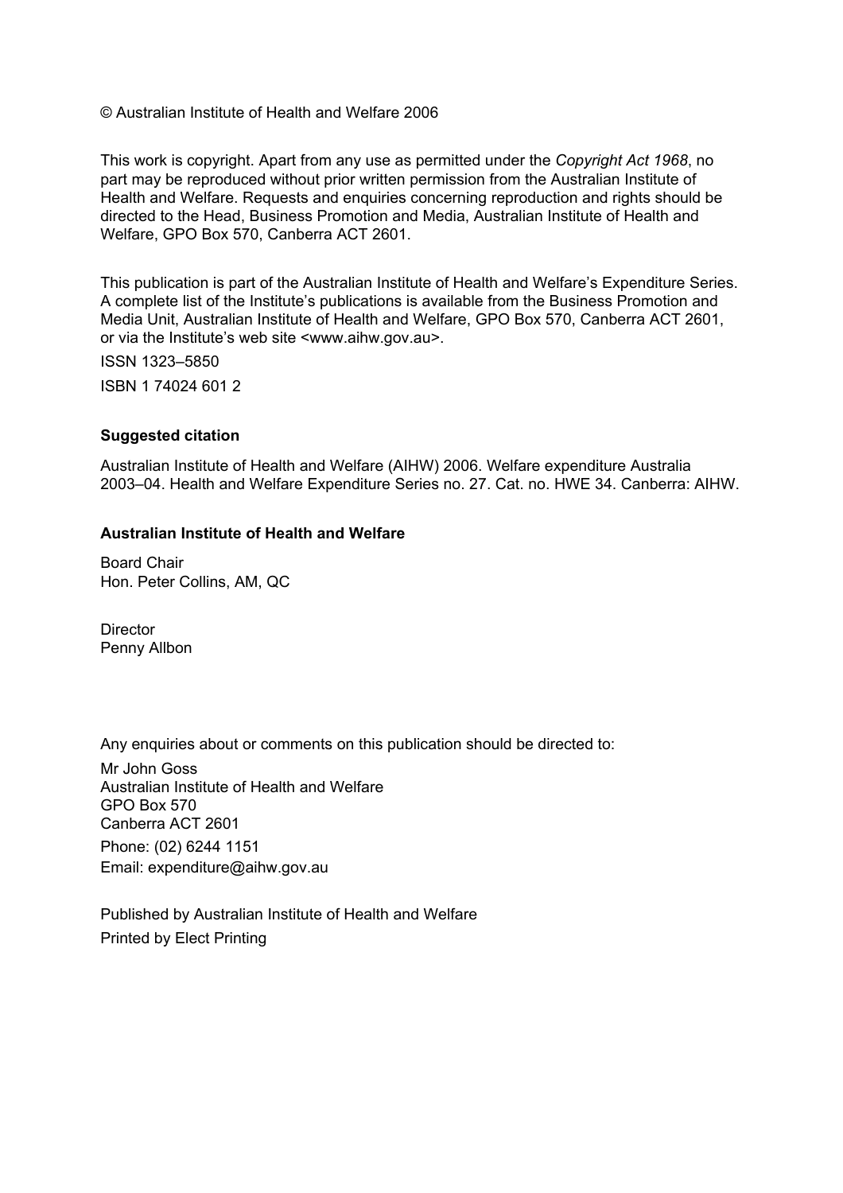© Australian Institute of Health and Welfare 2006

This work is copyright. Apart from any use as permitted under the *Copyright Act 1968*, no part may be reproduced without prior written permission from the Australian Institute of Health and Welfare. Requests and enquiries concerning reproduction and rights should be directed to the Head, Business Promotion and Media, Australian Institute of Health and Welfare, GPO Box 570, Canberra ACT 2601.

This publication is part of the Australian Institute of Health and Welfare's Expenditure Series. A complete list of the Institute's publications is available from the Business Promotion and Media Unit, Australian Institute of Health and Welfare, GPO Box 570, Canberra ACT 2601, or via the Institute's web site <www.aihw.gov.au>.

ISSN 1323–5850

ISBN 1 74024 601 2

**Suggested citation**

Australian Institute of Health and Welfare (AIHW) 2006. Welfare expenditure Australia 2003–04. Health and Welfare Expenditure Series no. 27. Cat. no. HWE 34. Canberra: AIHW.

**Australian Institute of Health and Welfare**

Board Chair
Hon. Peter Collins, AM, QC

Director
Penny Allbon

Any enquiries about or comments on this publication should be directed to:

Mr John Goss
Australian Institute of Health and Welfare
GPO Box 570
Canberra ACT 2601
Phone: (02) 6244 1151
Email: expenditure@aihw.gov.au

Published by Australian Institute of Health and Welfare
Printed by Elect Printing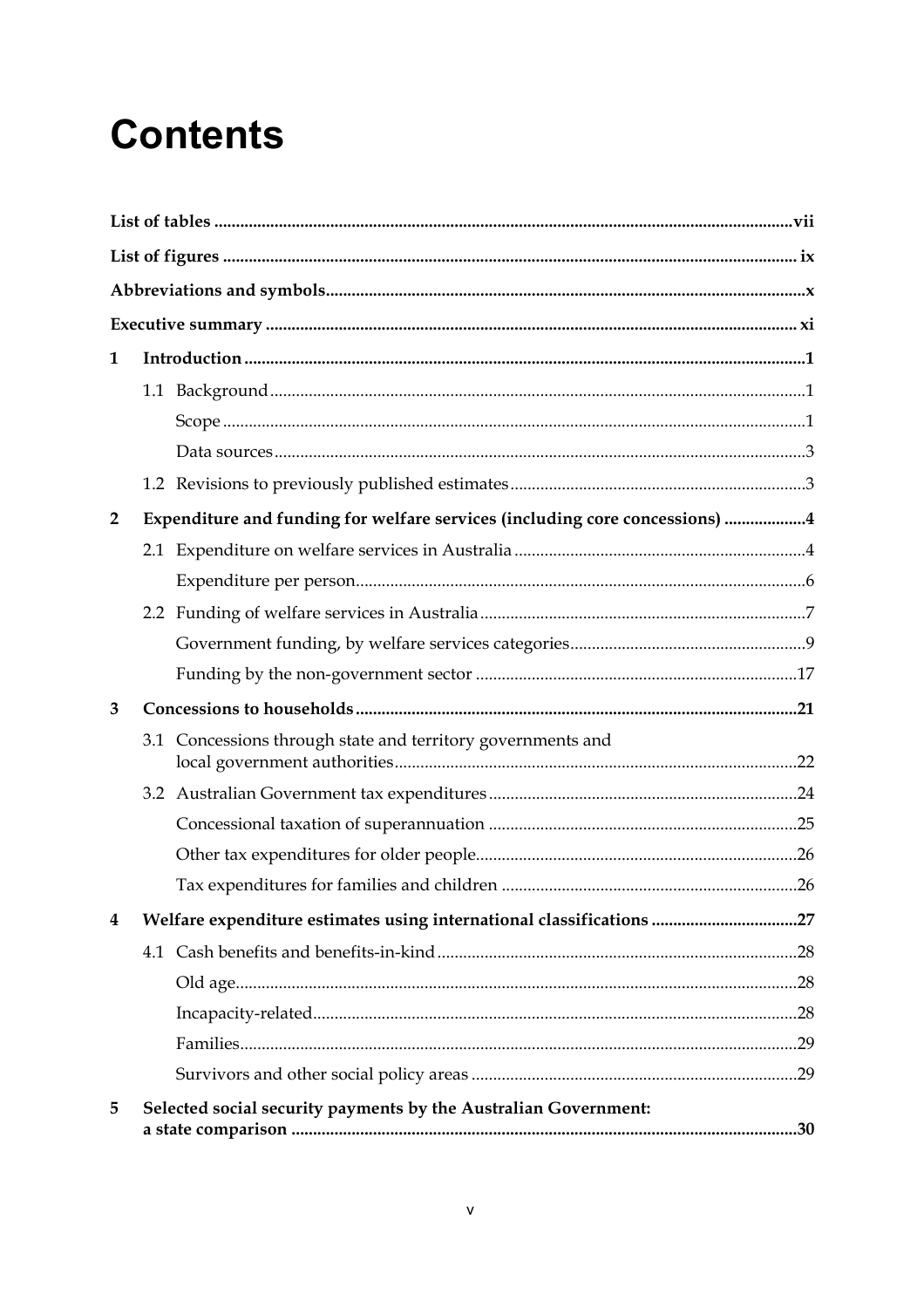# Contents

**List of tables** ...................................................................................................................................vii

**List of figures** ....................................................................................................................................ix

**Abbreviations and symbols**...............................................................................................................x

**Executive summary** ...........................................................................................................................xi

**1 Introduction** .....................................................................................................................................1

1.1 Background..........................................................................................................................1

Scope......................................................................................................................................1

Data sources..........................................................................................................................3

1.2 Revisions to previously published estimates....................................................................3

**2 Expenditure and funding for welfare services (including core concessions)** ...................4

2.1 Expenditure on welfare services in Australia...................................................................4

Expenditure per person........................................................................................................6

2.2 Funding of welfare services in Australia...........................................................................7

Government funding, by welfare services categories......................................................9

Funding by the non-government sector ..........................................................................17

**3 Concessions to households**...........................................................................................................21

3.1 Concessions through state and territory governments and local government authorities.............................................................................................22

3.2 Australian Government tax expenditures.......................................................................24

Concessional taxation of superannuation ........................................................................25

Other tax expenditures for older people...........................................................................26

Tax expenditures for families and children .....................................................................26

**4 Welfare expenditure estimates using international classifications** .................................27

4.1 Cash benefits and benefits-in-kind...................................................................................28

Old age..................................................................................................................................28

Incapacity-related................................................................................................................28

Families.................................................................................................................................29

Survivors and other social policy areas ............................................................................29

**5 Selected social security payments by the Australian Government: a state comparison** .....................................................................................................................30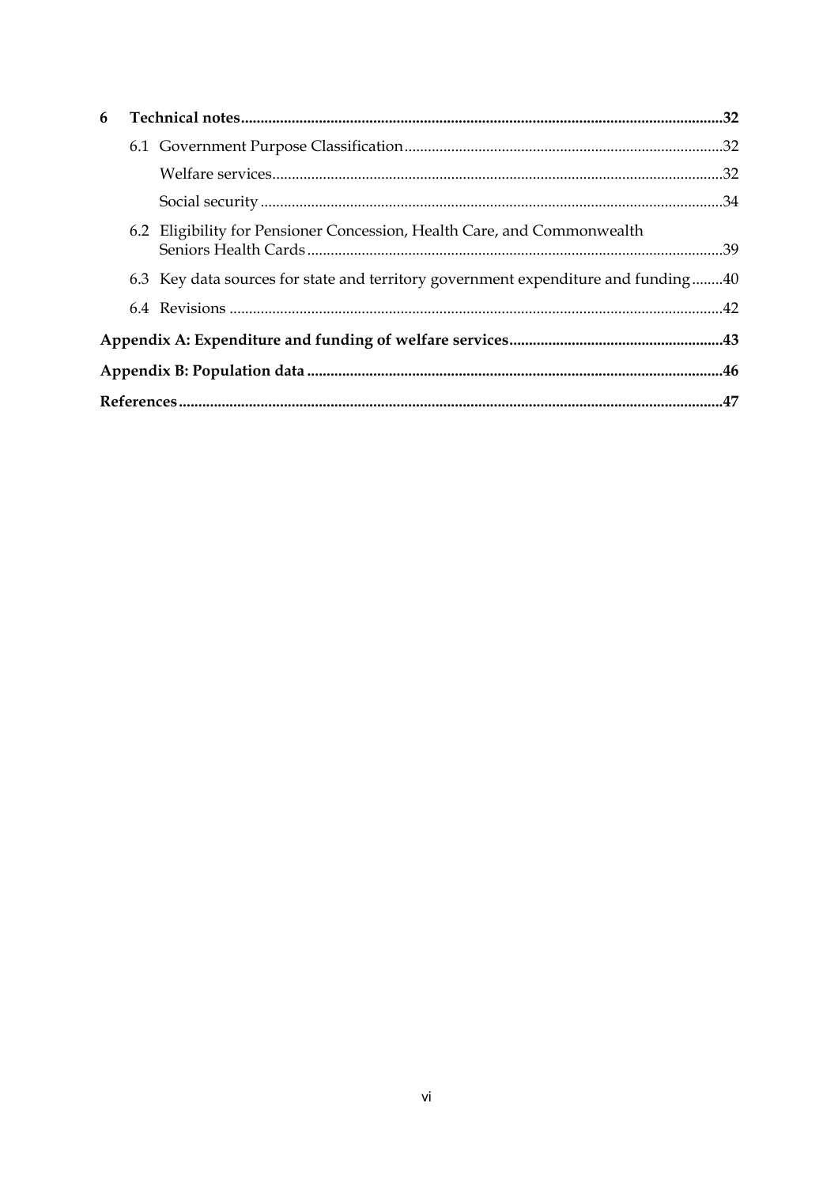**6 Technical notes** .... **32**

6.1 Government Purpose Classification .... 32

Welfare services .... 32

Social security .... 34

6.2 Eligibility for Pensioner Concession, Health Care, and Commonwealth Seniors Health Cards .... 39

6.3 Key data sources for state and territory government expenditure and funding .... 40

6.4 Revisions .... 42

**Appendix A: Expenditure and funding of welfare services** .... **43**

**Appendix B: Population data** .... **46**

**References** .... **47**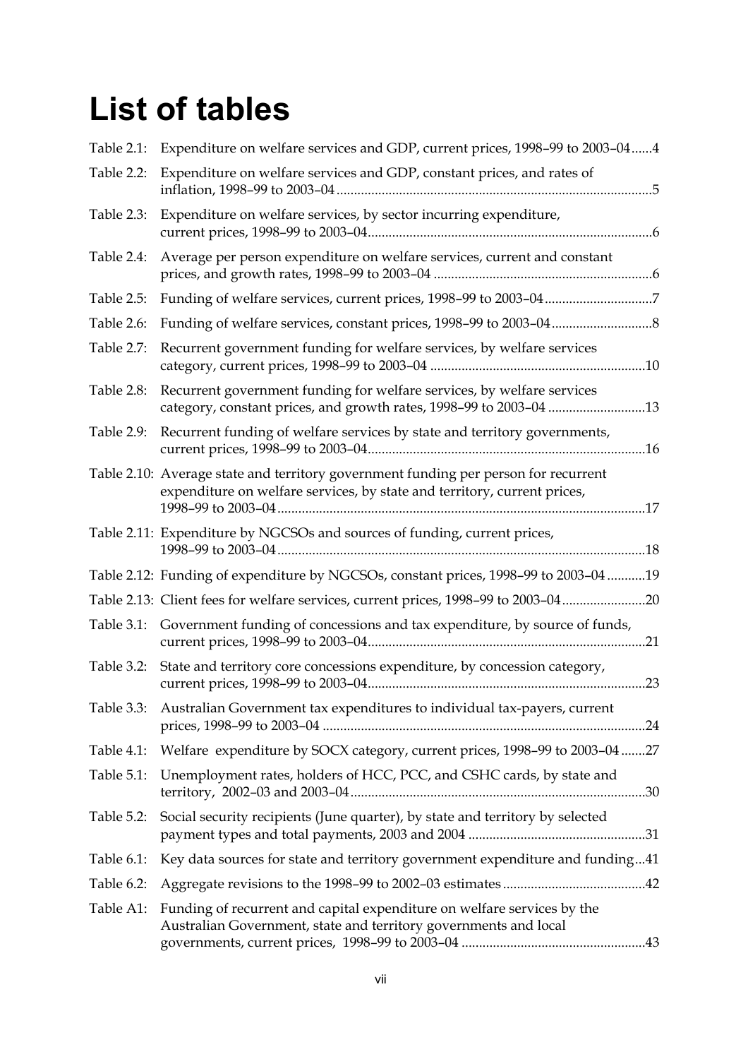# List of tables

Table 2.1: Expenditure on welfare services and GDP, current prices, 1998–99 to 2003–04......4

Table 2.2: Expenditure on welfare services and GDP, constant prices, and rates of inflation, 1998–99 to 2003–04.........................................................................................5

Table 2.3: Expenditure on welfare services, by sector incurring expenditure, current prices, 1998–99 to 2003–04.................................................................................6

Table 2.4: Average per person expenditure on welfare services, current and constant prices, and growth rates, 1998–99 to 2003–04 ...............................................................6

Table 2.5: Funding of welfare services, current prices, 1998–99 to 2003–04...............................7

Table 2.6: Funding of welfare services, constant prices, 1998–99 to 2003–04.............................8

Table 2.7: Recurrent government funding for welfare services, by welfare services category, current prices, 1998–99 to 2003–04 .............................................................10

Table 2.8: Recurrent government funding for welfare services, by welfare services category, constant prices, and growth rates, 1998–99 to 2003–04 ............................13

Table 2.9: Recurrent funding of welfare services by state and territory governments, current prices, 1998–99 to 2003–04...............................................................................16

Table 2.10: Average state and territory government funding per person for recurrent expenditure on welfare services, by state and territory, current prices, 1998–99 to 2003–04.........................................................................................................17

Table 2.11: Expenditure by NGCSOs and sources of funding, current prices, 1998–99 to 2003–04.........................................................................................................18

Table 2.12: Funding of expenditure by NGCSOs, constant prices, 1998–99 to 2003–04 ...........19

Table 2.13: Client fees for welfare services, current prices, 1998–99 to 2003–04........................20

Table 3.1: Government funding of concessions and tax expenditure, by source of funds, current prices, 1998–99 to 2003–04...............................................................................21

Table 3.2: State and territory core concessions expenditure, by concession category, current prices, 1998–99 to 2003–04...............................................................................23

Table 3.3: Australian Government tax expenditures to individual tax-payers, current prices, 1998–99 to 2003–04 ............................................................................................24

Table 4.1: Welfare expenditure by SOCX category, current prices, 1998–99 to 2003–04 .......27

Table 5.1: Unemployment rates, holders of HCC, PCC, and CSHC cards, by state and territory, 2002–03 and 2003–04....................................................................................30

Table 5.2: Social security recipients (June quarter), by state and territory by selected payment types and total payments, 2003 and 2004 ...................................................31

Table 6.1: Key data sources for state and territory government expenditure and funding...41

Table 6.2: Aggregate revisions to the 1998–99 to 2002–03 estimates .........................................42

Table A1: Funding of recurrent and capital expenditure on welfare services by the Australian Government, state and territory governments and local governments, current prices, 1998–99 to 2003–04 .....................................................43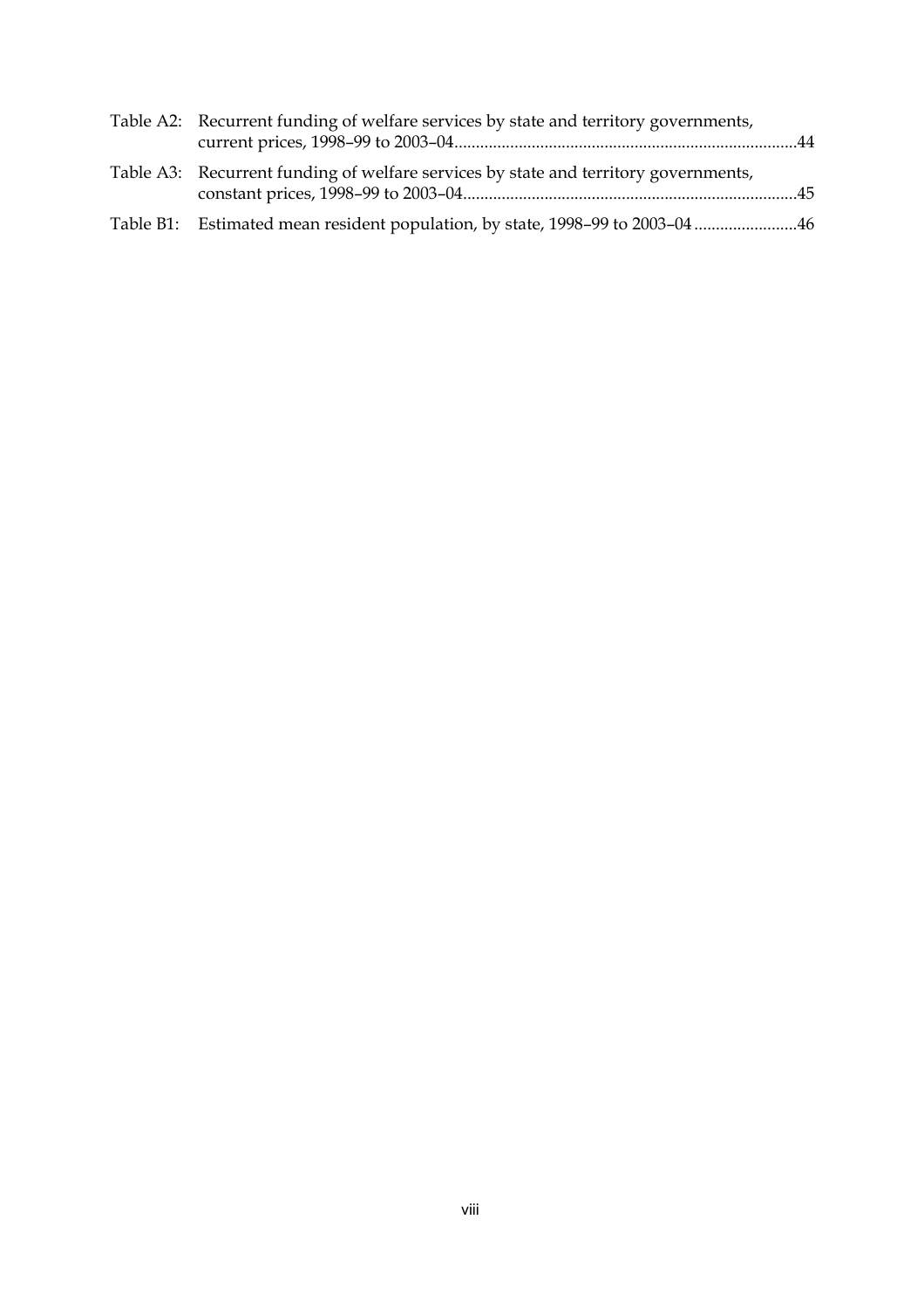Table A2: Recurrent funding of welfare services by state and territory governments, current prices, 1998–99 to 2003–04 ............................................................................. 44

Table A3: Recurrent funding of welfare services by state and territory governments, constant prices, 1998–99 to 2003–04 ............................................................................ 45

Table B1: Estimated mean resident population, by state, 1998–99 to 2003–04 ........................ 46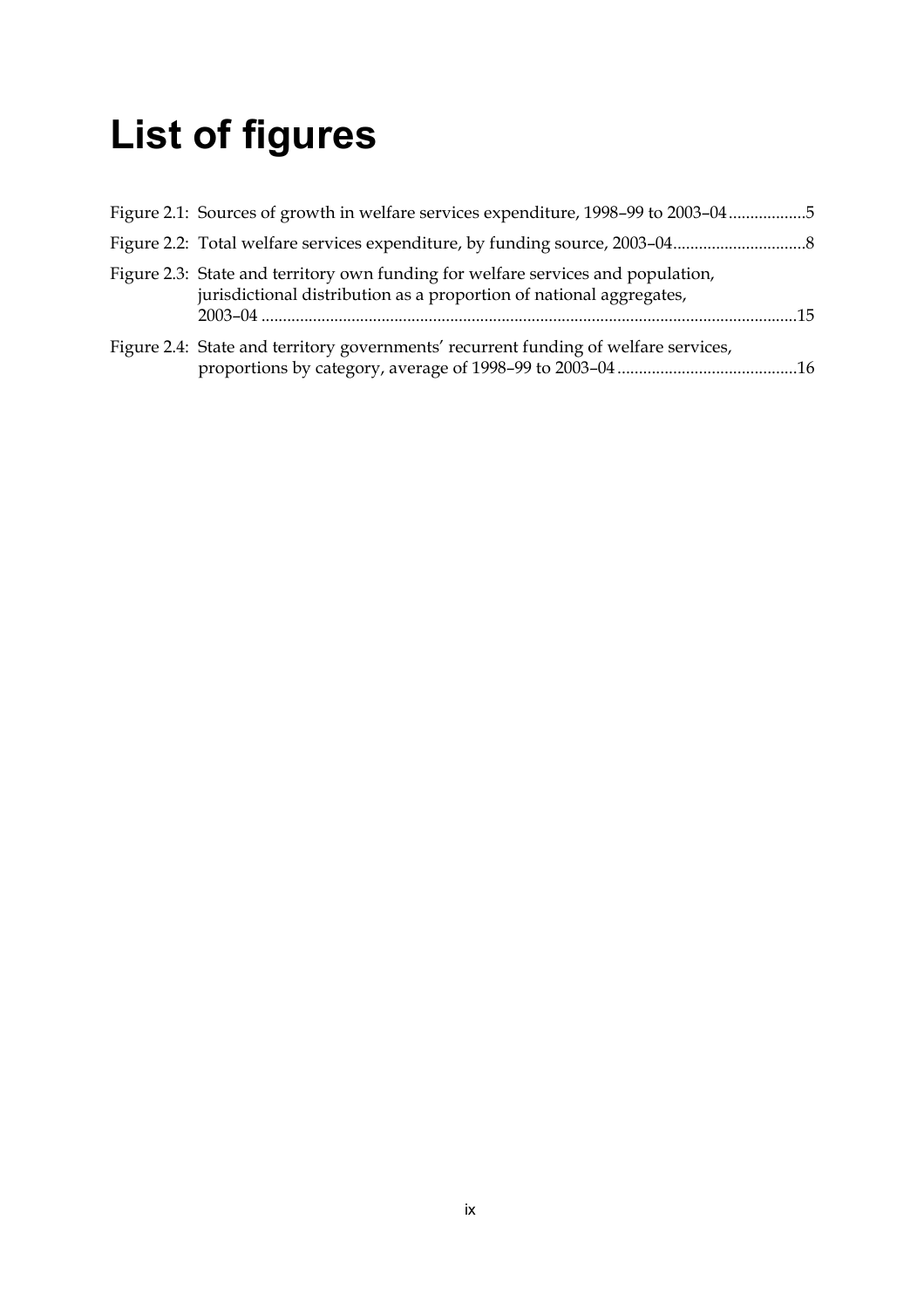# List of figures

Figure 2.1: Sources of growth in welfare services expenditure, 1998–99 to 2003–04 ..................5

Figure 2.2: Total welfare services expenditure, by funding source, 2003–04...............................8

Figure 2.3: State and territory own funding for welfare services and population, jurisdictional distribution as a proportion of national aggregates, 2003–04 ...........................................................................................................................15

Figure 2.4: State and territory governments' recurrent funding of welfare services, proportions by category, average of 1998–99 to 2003–04 ..........................................16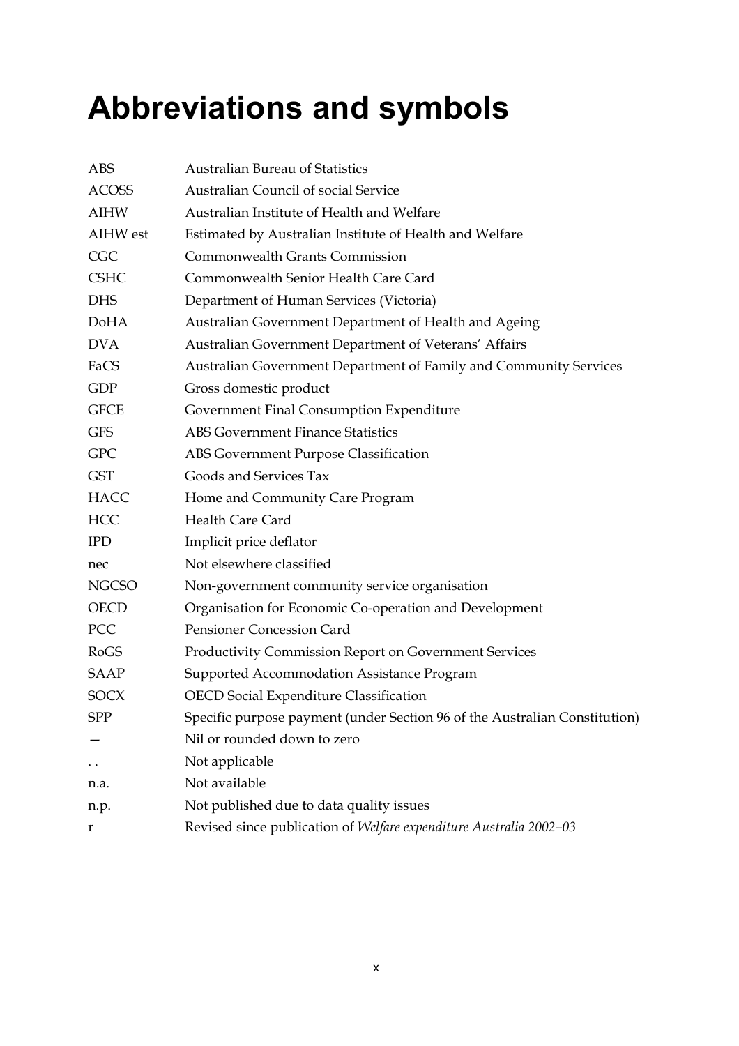# Abbreviations and symbols

| | |
|---|---|
| ABS | Australian Bureau of Statistics |
| ACOSS | Australian Council of social Service |
| AIHW | Australian Institute of Health and Welfare |
| AIHW est | Estimated by Australian Institute of Health and Welfare |
| CGC | Commonwealth Grants Commission |
| CSHC | Commonwealth Senior Health Care Card |
| DHS | Department of Human Services (Victoria) |
| DoHA | Australian Government Department of Health and Ageing |
| DVA | Australian Government Department of Veterans' Affairs |
| FaCS | Australian Government Department of Family and Community Services |
| GDP | Gross domestic product |
| GFCE | Government Final Consumption Expenditure |
| GFS | ABS Government Finance Statistics |
| GPC | ABS Government Purpose Classification |
| GST | Goods and Services Tax |
| HACC | Home and Community Care Program |
| HCC | Health Care Card |
| IPD | Implicit price deflator |
| nec | Not elsewhere classified |
| NGCSO | Non-government community service organisation |
| OECD | Organisation for Economic Co-operation and Development |
| PCC | Pensioner Concession Card |
| RoGS | Productivity Commission Report on Government Services |
| SAAP | Supported Accommodation Assistance Program |
| SOCX | OECD Social Expenditure Classification |
| SPP | Specific purpose payment (under Section 96 of the Australian Constitution) |
| — | Nil or rounded down to zero |
| . . | Not applicable |
| n.a. | Not available |
| n.p. | Not published due to data quality issues |
| r | Revised since publication of *Welfare expenditure Australia 2002–03* |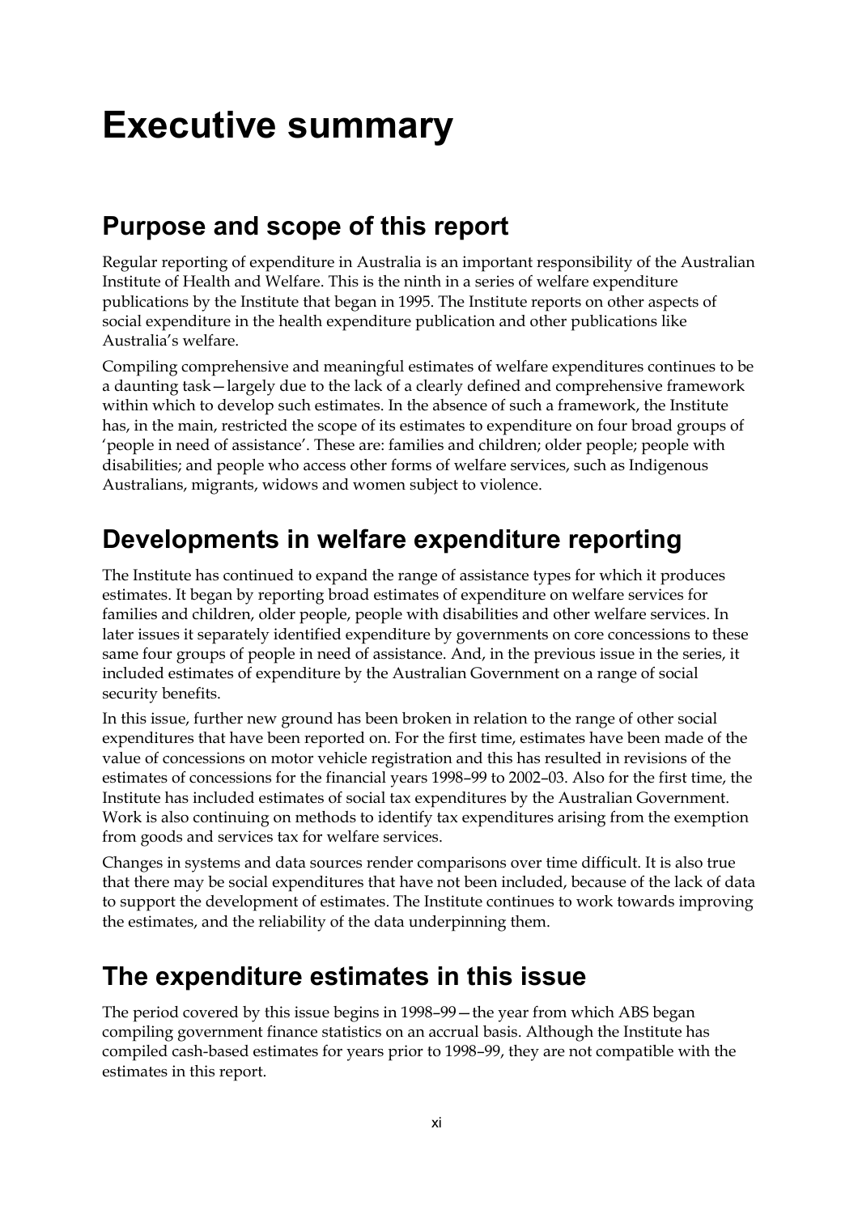# Executive summary

## Purpose and scope of this report

Regular reporting of expenditure in Australia is an important responsibility of the Australian Institute of Health and Welfare. This is the ninth in a series of welfare expenditure publications by the Institute that began in 1995. The Institute reports on other aspects of social expenditure in the health expenditure publication and other publications like Australia's welfare.

Compiling comprehensive and meaningful estimates of welfare expenditures continues to be a daunting task—largely due to the lack of a clearly defined and comprehensive framework within which to develop such estimates. In the absence of such a framework, the Institute has, in the main, restricted the scope of its estimates to expenditure on four broad groups of 'people in need of assistance'. These are: families and children; older people; people with disabilities; and people who access other forms of welfare services, such as Indigenous Australians, migrants, widows and women subject to violence.

## Developments in welfare expenditure reporting

The Institute has continued to expand the range of assistance types for which it produces estimates. It began by reporting broad estimates of expenditure on welfare services for families and children, older people, people with disabilities and other welfare services. In later issues it separately identified expenditure by governments on core concessions to these same four groups of people in need of assistance. And, in the previous issue in the series, it included estimates of expenditure by the Australian Government on a range of social security benefits.

In this issue, further new ground has been broken in relation to the range of other social expenditures that have been reported on. For the first time, estimates have been made of the value of concessions on motor vehicle registration and this has resulted in revisions of the estimates of concessions for the financial years 1998–99 to 2002–03. Also for the first time, the Institute has included estimates of social tax expenditures by the Australian Government. Work is also continuing on methods to identify tax expenditures arising from the exemption from goods and services tax for welfare services.

Changes in systems and data sources render comparisons over time difficult. It is also true that there may be social expenditures that have not been included, because of the lack of data to support the development of estimates. The Institute continues to work towards improving the estimates, and the reliability of the data underpinning them.

## The expenditure estimates in this issue

The period covered by this issue begins in 1998–99—the year from which ABS began compiling government finance statistics on an accrual basis. Although the Institute has compiled cash-based estimates for years prior to 1998–99, they are not compatible with the estimates in this report.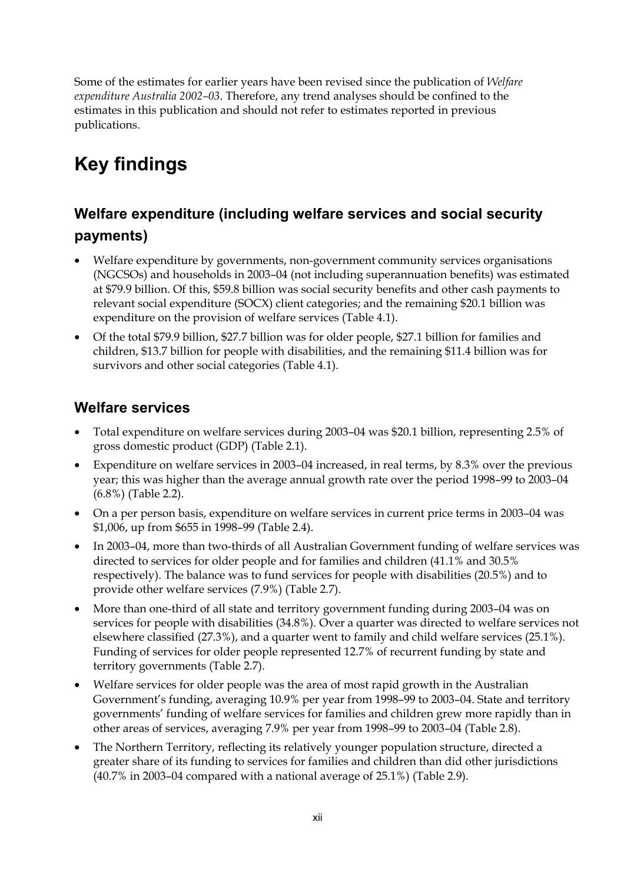Some of the estimates for earlier years have been revised since the publication of *Welfare expenditure Australia 2002–03*. Therefore, any trend analyses should be confined to the estimates in this publication and should not refer to estimates reported in previous publications.

# Key findings

## Welfare expenditure (including welfare services and social security payments)

- Welfare expenditure by governments, non-government community services organisations (NGCSOs) and households in 2003–04 (not including superannuation benefits) was estimated at $79.9 billion. Of this, $59.8 billion was social security benefits and other cash payments to relevant social expenditure (SOCX) client categories; and the remaining $20.1 billion was expenditure on the provision of welfare services (Table 4.1).
- Of the total $79.9 billion, $27.7 billion was for older people, $27.1 billion for families and children, $13.7 billion for people with disabilities, and the remaining $11.4 billion was for survivors and other social categories (Table 4.1).

## Welfare services

- Total expenditure on welfare services during 2003–04 was $20.1 billion, representing 2.5% of gross domestic product (GDP) (Table 2.1).
- Expenditure on welfare services in 2003–04 increased, in real terms, by 8.3% over the previous year; this was higher than the average annual growth rate over the period 1998–99 to 2003–04 (6.8%) (Table 2.2).
- On a per person basis, expenditure on welfare services in current price terms in 2003–04 was $1,006, up from $655 in 1998–99 (Table 2.4).
- In 2003–04, more than two-thirds of all Australian Government funding of welfare services was directed to services for older people and for families and children (41.1% and 30.5% respectively). The balance was to fund services for people with disabilities (20.5%) and to provide other welfare services (7.9%) (Table 2.7).
- More than one-third of all state and territory government funding during 2003–04 was on services for people with disabilities (34.8%). Over a quarter was directed to welfare services not elsewhere classified (27.3%), and a quarter went to family and child welfare services (25.1%). Funding of services for older people represented 12.7% of recurrent funding by state and territory governments (Table 2.7).
- Welfare services for older people was the area of most rapid growth in the Australian Government's funding, averaging 10.9% per year from 1998–99 to 2003–04. State and territory governments' funding of welfare services for families and children grew more rapidly than in other areas of services, averaging 7.9% per year from 1998–99 to 2003–04 (Table 2.8).
- The Northern Territory, reflecting its relatively younger population structure, directed a greater share of its funding to services for families and children than did other jurisdictions (40.7% in 2003–04 compared with a national average of 25.1%) (Table 2.9).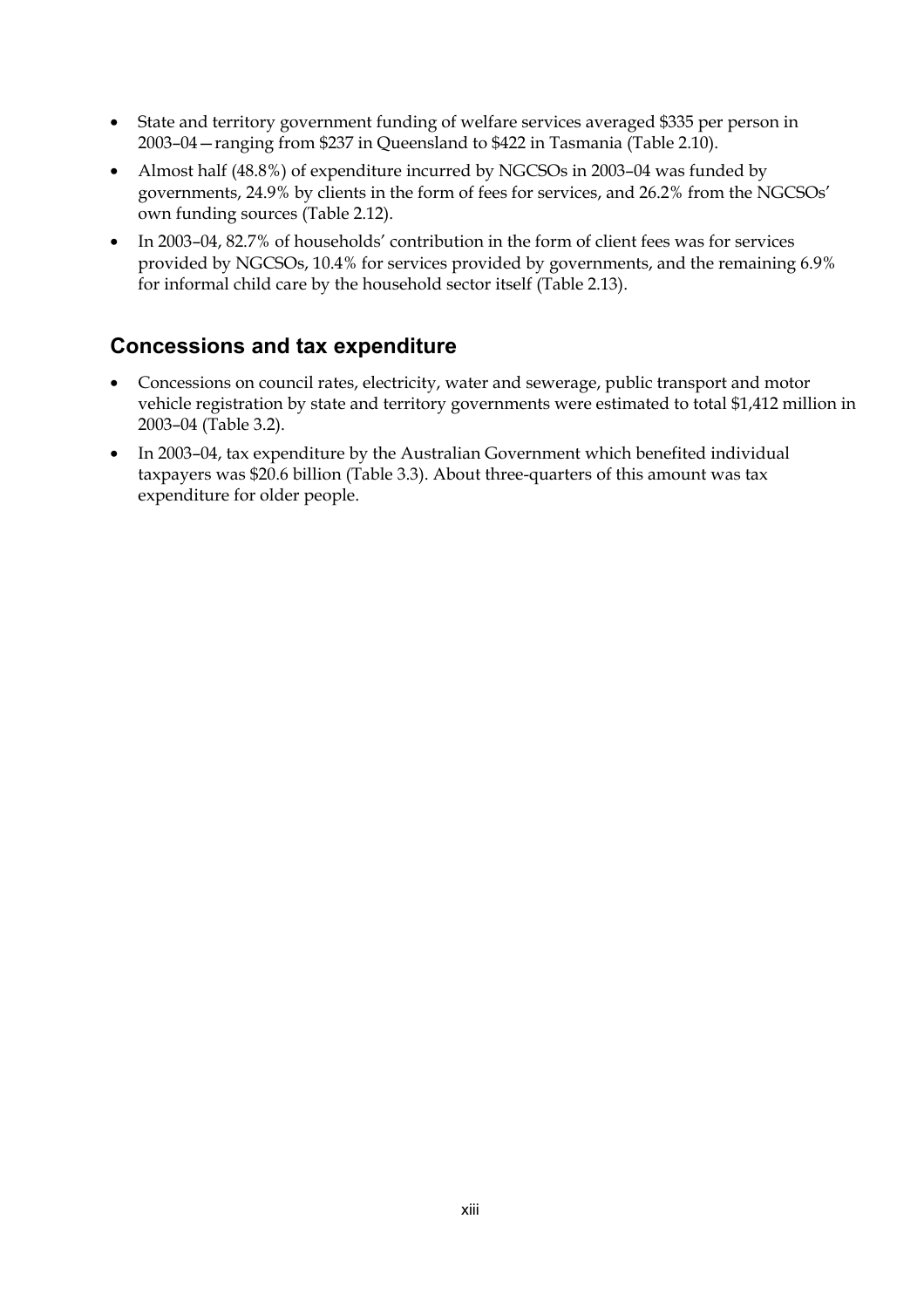- State and territory government funding of welfare services averaged $335 per person in 2003–04—ranging from $237 in Queensland to $422 in Tasmania (Table 2.10).
- Almost half (48.8%) of expenditure incurred by NGCSOs in 2003–04 was funded by governments, 24.9% by clients in the form of fees for services, and 26.2% from the NGCSOs' own funding sources (Table 2.12).
- In 2003–04, 82.7% of households' contribution in the form of client fees was for services provided by NGCSOs, 10.4% for services provided by governments, and the remaining 6.9% for informal child care by the household sector itself (Table 2.13).

## Concessions and tax expenditure

- Concessions on council rates, electricity, water and sewerage, public transport and motor vehicle registration by state and territory governments were estimated to total $1,412 million in 2003–04 (Table 3.2).
- In 2003–04, tax expenditure by the Australian Government which benefited individual taxpayers was $20.6 billion (Table 3.3). About three-quarters of this amount was tax expenditure for older people.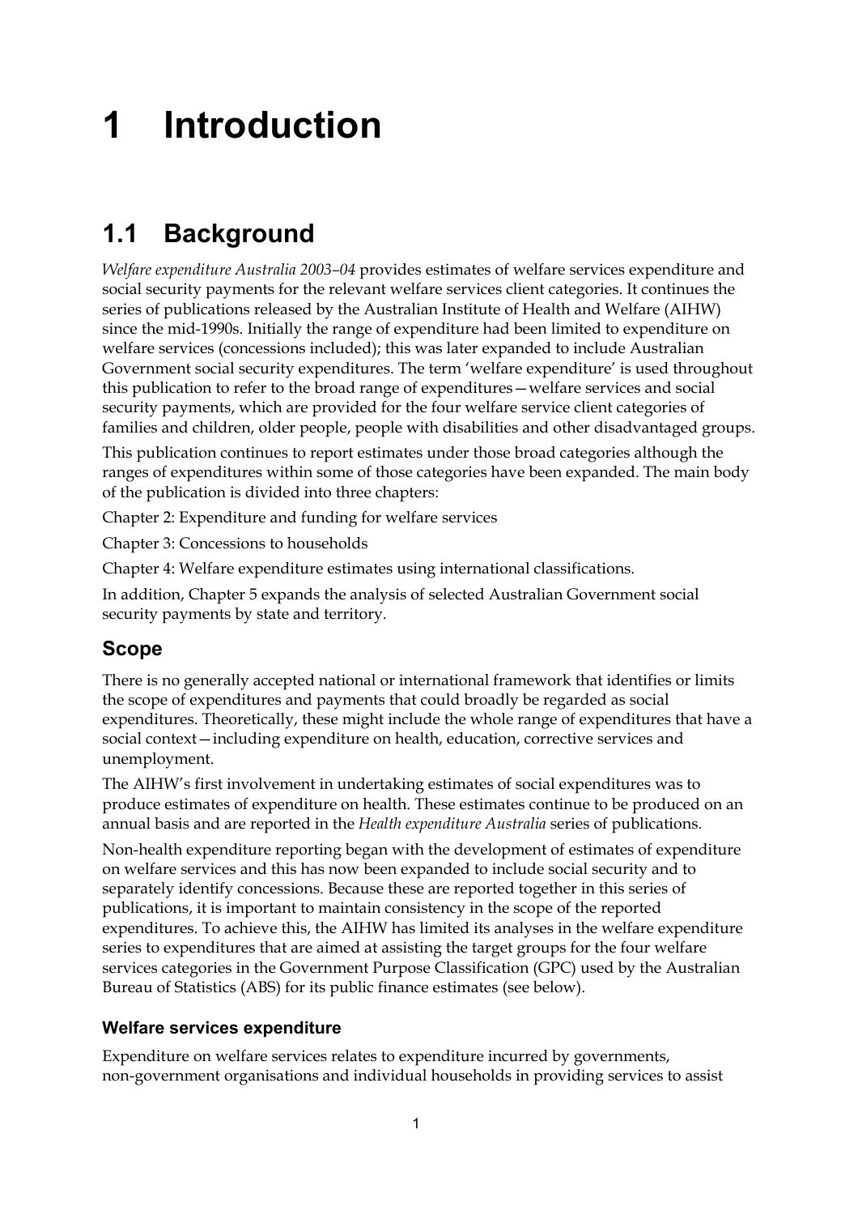# 1 Introduction

## 1.1 Background

*Welfare expenditure Australia 2003–04* provides estimates of welfare services expenditure and social security payments for the relevant welfare services client categories. It continues the series of publications released by the Australian Institute of Health and Welfare (AIHW) since the mid-1990s. Initially the range of expenditure had been limited to expenditure on welfare services (concessions included); this was later expanded to include Australian Government social security expenditures. The term 'welfare expenditure' is used throughout this publication to refer to the broad range of expenditures—welfare services and social security payments, which are provided for the four welfare service client categories of families and children, older people, people with disabilities and other disadvantaged groups.

This publication continues to report estimates under those broad categories although the ranges of expenditures within some of those categories have been expanded. The main body of the publication is divided into three chapters:

Chapter 2: Expenditure and funding for welfare services

Chapter 3: Concessions to households

Chapter 4: Welfare expenditure estimates using international classifications.

In addition, Chapter 5 expands the analysis of selected Australian Government social security payments by state and territory.

### Scope

There is no generally accepted national or international framework that identifies or limits the scope of expenditures and payments that could broadly be regarded as social expenditures. Theoretically, these might include the whole range of expenditures that have a social context—including expenditure on health, education, corrective services and unemployment.

The AIHW's first involvement in undertaking estimates of social expenditures was to produce estimates of expenditure on health. These estimates continue to be produced on an annual basis and are reported in the *Health expenditure Australia* series of publications.

Non-health expenditure reporting began with the development of estimates of expenditure on welfare services and this has now been expanded to include social security and to separately identify concessions. Because these are reported together in this series of publications, it is important to maintain consistency in the scope of the reported expenditures. To achieve this, the AIHW has limited its analyses in the welfare expenditure series to expenditures that are aimed at assisting the target groups for the four welfare services categories in the Government Purpose Classification (GPC) used by the Australian Bureau of Statistics (ABS) for its public finance estimates (see below).

#### Welfare services expenditure

Expenditure on welfare services relates to expenditure incurred by governments, non-government organisations and individual households in providing services to assist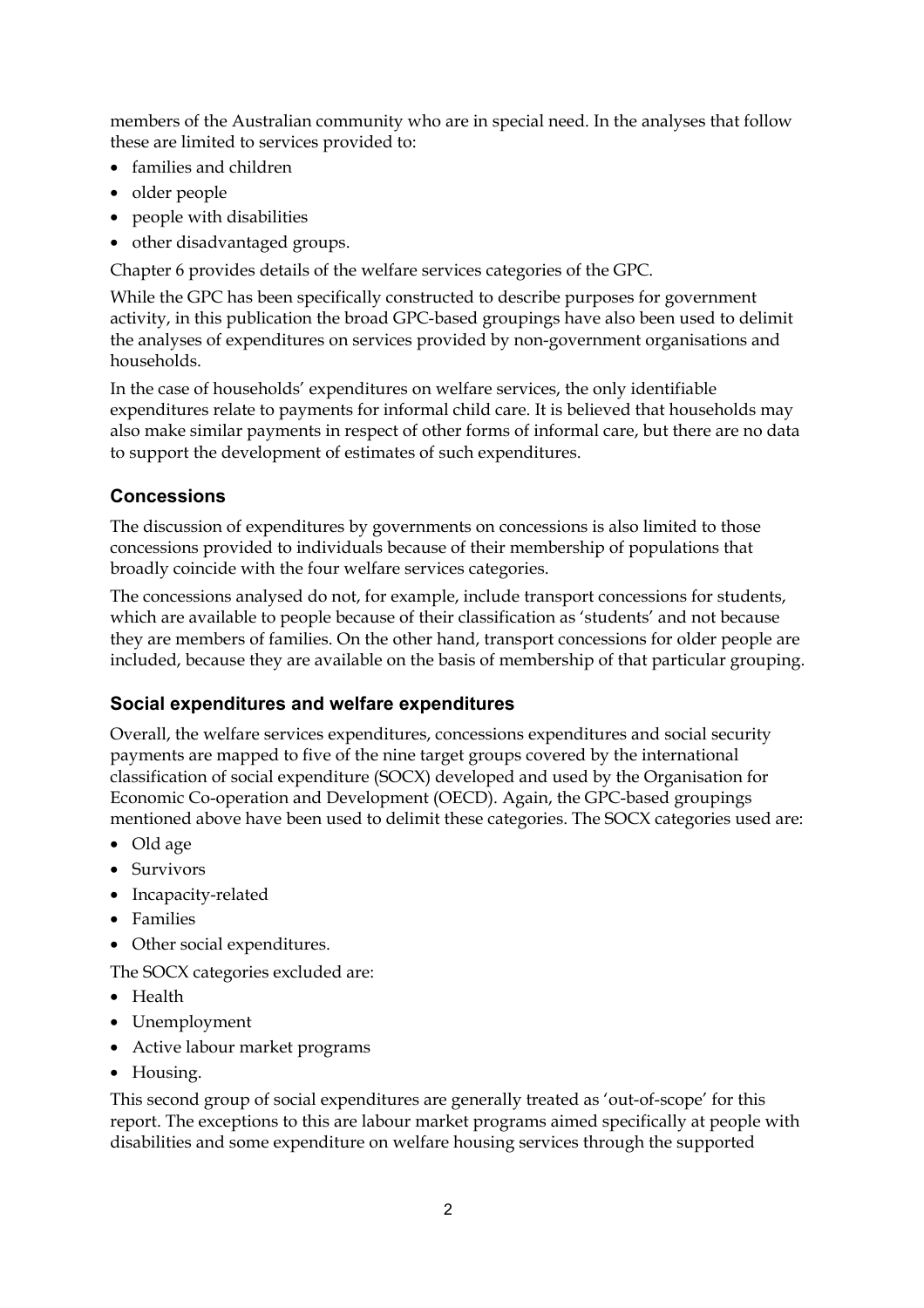members of the Australian community who are in special need. In the analyses that follow these are limited to services provided to:

- families and children
- older people
- people with disabilities
- other disadvantaged groups.

Chapter 6 provides details of the welfare services categories of the GPC.

While the GPC has been specifically constructed to describe purposes for government activity, in this publication the broad GPC-based groupings have also been used to delimit the analyses of expenditures on services provided by non-government organisations and households.

In the case of households' expenditures on welfare services, the only identifiable expenditures relate to payments for informal child care. It is believed that households may also make similar payments in respect of other forms of informal care, but there are no data to support the development of estimates of such expenditures.

### Concessions

The discussion of expenditures by governments on concessions is also limited to those concessions provided to individuals because of their membership of populations that broadly coincide with the four welfare services categories.

The concessions analysed do not, for example, include transport concessions for students, which are available to people because of their classification as 'students' and not because they are members of families. On the other hand, transport concessions for older people are included, because they are available on the basis of membership of that particular grouping.

### Social expenditures and welfare expenditures

Overall, the welfare services expenditures, concessions expenditures and social security payments are mapped to five of the nine target groups covered by the international classification of social expenditure (SOCX) developed and used by the Organisation for Economic Co-operation and Development (OECD). Again, the GPC-based groupings mentioned above have been used to delimit these categories. The SOCX categories used are:

- Old age
- Survivors
- Incapacity-related
- Families
- Other social expenditures.

The SOCX categories excluded are:

- Health
- Unemployment
- Active labour market programs
- Housing.

This second group of social expenditures are generally treated as 'out-of-scope' for this report. The exceptions to this are labour market programs aimed specifically at people with disabilities and some expenditure on welfare housing services through the supported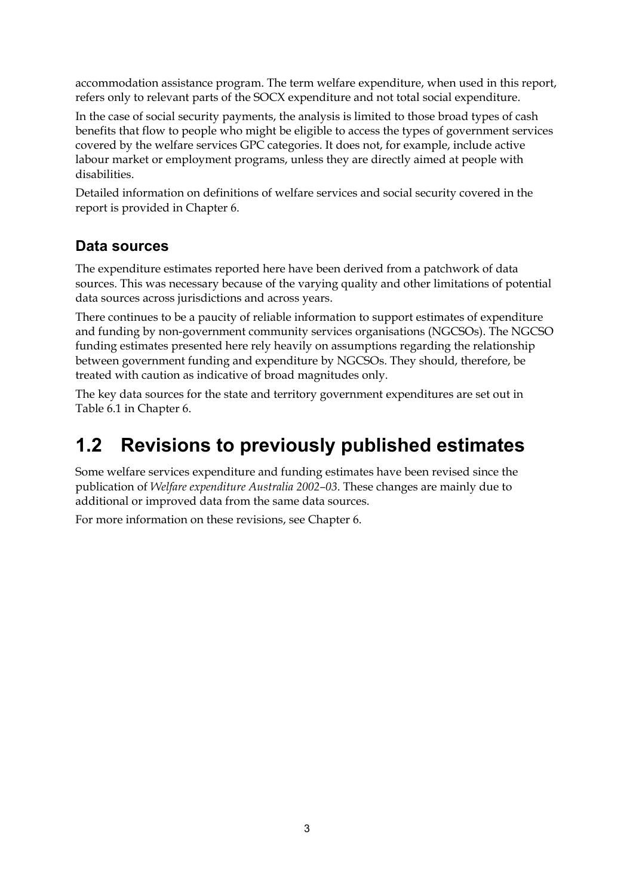accommodation assistance program. The term welfare expenditure, when used in this report, refers only to relevant parts of the SOCX expenditure and not total social expenditure.

In the case of social security payments, the analysis is limited to those broad types of cash benefits that flow to people who might be eligible to access the types of government services covered by the welfare services GPC categories. It does not, for example, include active labour market or employment programs, unless they are directly aimed at people with disabilities.

Detailed information on definitions of welfare services and social security covered in the report is provided in Chapter 6.

### Data sources

The expenditure estimates reported here have been derived from a patchwork of data sources. This was necessary because of the varying quality and other limitations of potential data sources across jurisdictions and across years.

There continues to be a paucity of reliable information to support estimates of expenditure and funding by non-government community services organisations (NGCSOs). The NGCSO funding estimates presented here rely heavily on assumptions regarding the relationship between government funding and expenditure by NGCSOs. They should, therefore, be treated with caution as indicative of broad magnitudes only.

The key data sources for the state and territory government expenditures are set out in Table 6.1 in Chapter 6.

## 1.2 Revisions to previously published estimates

Some welfare services expenditure and funding estimates have been revised since the publication of *Welfare expenditure Australia 2002–03*. These changes are mainly due to additional or improved data from the same data sources.

For more information on these revisions, see Chapter 6.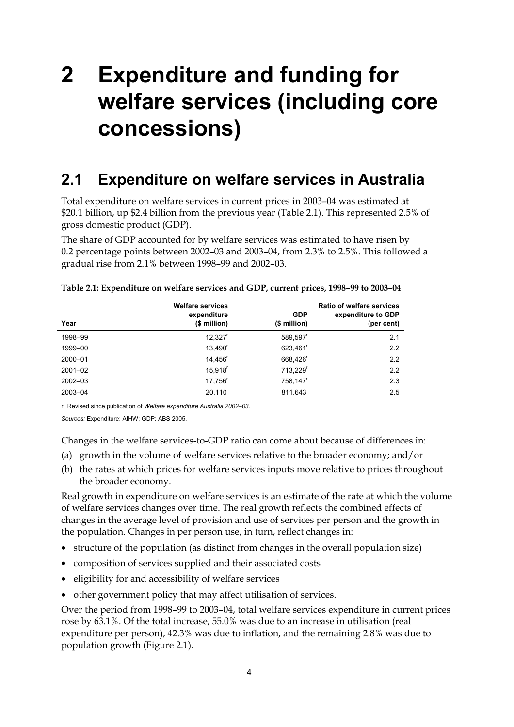# 2 Expenditure and funding for welfare services (including core concessions)

## 2.1 Expenditure on welfare services in Australia

Total expenditure on welfare services in current prices in 2003–04 was estimated at $20.1 billion, up $2.4 billion from the previous year (Table 2.1). This represented 2.5% of gross domestic product (GDP).

The share of GDP accounted for by welfare services was estimated to have risen by 0.2 percentage points between 2002–03 and 2003–04, from 2.3% to 2.5%. This followed a gradual rise from 2.1% between 1998–99 and 2002–03.

**Table 2.1: Expenditure on welfare services and GDP, current prices, 1998–99 to 2003–04**

| Year | Welfare services expenditure ($ million) | GDP ($ million) | Ratio of welfare services expenditure to GDP (per cent) |
|---|---|---|---|
| 1998–99 | 12,327[r] | 589,597[r] | 2.1 |
| 1999–00 | 13,490[r] | 623,461[r] | 2.2 |
| 2000–01 | 14,456[r] | 668,426[r] | 2.2 |
| 2001–02 | 15,918[r] | 713,229[r] | 2.2 |
| 2002–03 | 17,756[r] | 758,147[r] | 2.3 |
| 2003–04 | 20,110 | 811,643 | 2.5 |

r Revised since publication of *Welfare expenditure Australia 2002–03.*

*Sources:* Expenditure: AIHW; GDP: ABS 2005.

Changes in the welfare services-to-GDP ratio can come about because of differences in:

(a) growth in the volume of welfare services relative to the broader economy; and/or

(b) the rates at which prices for welfare services inputs move relative to prices throughout the broader economy.

Real growth in expenditure on welfare services is an estimate of the rate at which the volume of welfare services changes over time. The real growth reflects the combined effects of changes in the average level of provision and use of services per person and the growth in the population. Changes in per person use, in turn, reflect changes in:

- structure of the population (as distinct from changes in the overall population size)
- composition of services supplied and their associated costs
- eligibility for and accessibility of welfare services
- other government policy that may affect utilisation of services.

Over the period from 1998–99 to 2003–04, total welfare services expenditure in current prices rose by 63.1%. Of the total increase, 55.0% was due to an increase in utilisation (real expenditure per person), 42.3% was due to inflation, and the remaining 2.8% was due to population growth (Figure 2.1).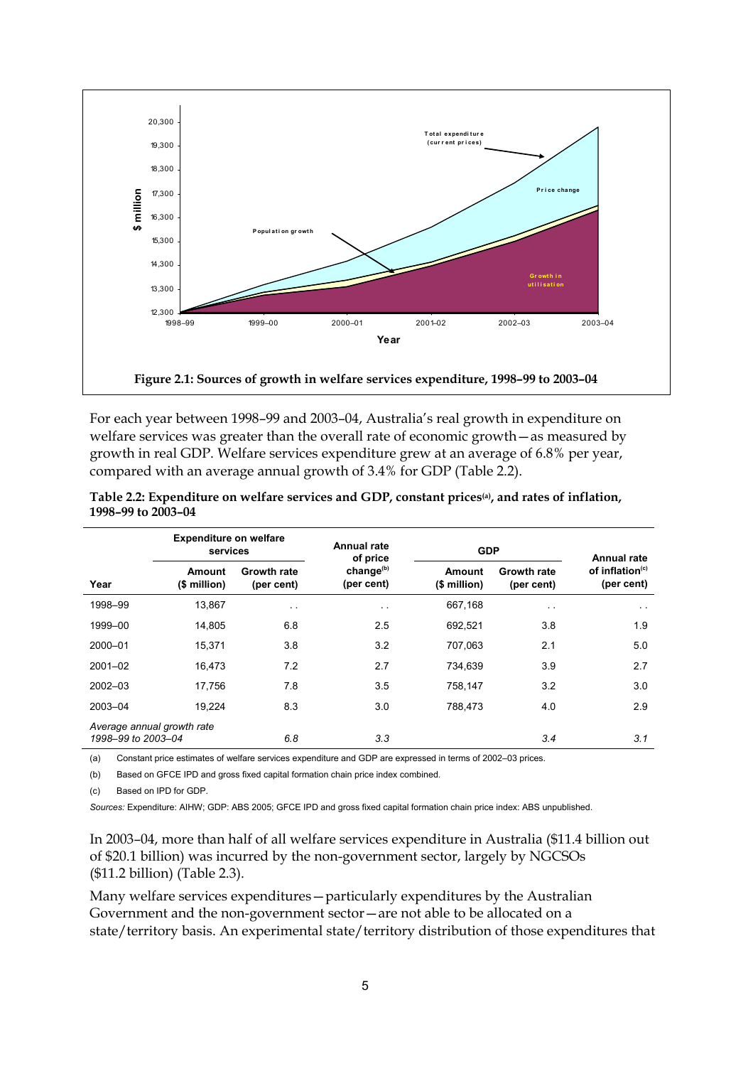Figure 2.1: Sources of growth in welfare services expenditure, 1998–99 to 2003–04

For each year between 1998–99 and 2003–04, Australia's real growth in expenditure on welfare services was greater than the overall rate of economic growth—as measured by growth in real GDP. Welfare services expenditure grew at an average of 6.8% per year, compared with an average annual growth of 3.4% for GDP (Table 2.2).

**Table 2.2: Expenditure on welfare services and GDP, constant prices[(a)], and rates of inflation, 1998–99 to 2003–04**

| | Expenditure on welfare services | | Annual rate of price | GDP | | Annual rate |
|---|---|---|---|---|---|---|
| Year | Amount ($ million) | Growth rate (per cent) | change[(b)] (per cent) | Amount ($ million) | Growth rate (per cent) | of inflation[(c)] (per cent) |
| 1998–99 | 13,867 | . . | . . | 667,168 | . . | . . |
| 1999–00 | 14,805 | 6.8 | 2.5 | 692,521 | 3.8 | 1.9 |
| 2000–01 | 15,371 | 3.8 | 3.2 | 707,063 | 2.1 | 5.0 |
| 2001–02 | 16,473 | 7.2 | 2.7 | 734,639 | 3.9 | 2.7 |
| 2002–03 | 17,756 | 7.8 | 3.5 | 758,147 | 3.2 | 3.0 |
| 2003–04 | 19,224 | 8.3 | 3.0 | 788,473 | 4.0 | 2.9 |
| *Average annual growth rate 1998–99 to 2003–04* | | *6.8* | *3.3* | | *3.4* | *3.1* |

(a) Constant price estimates of welfare services expenditure and GDP are expressed in terms of 2002–03 prices.

(b) Based on GFCE IPD and gross fixed capital formation chain price index combined.

(c) Based on IPD for GDP.

*Sources:* Expenditure: AIHW; GDP: ABS 2005; GFCE IPD and gross fixed capital formation chain price index: ABS unpublished.

In 2003–04, more than half of all welfare services expenditure in Australia ($11.4 billion out of $20.1 billion) was incurred by the non-government sector, largely by NGCSOs ($11.2 billion) (Table 2.3).

Many welfare services expenditures—particularly expenditures by the Australian Government and the non-government sector—are not able to be allocated on a state/territory basis. An experimental state/territory distribution of those expenditures that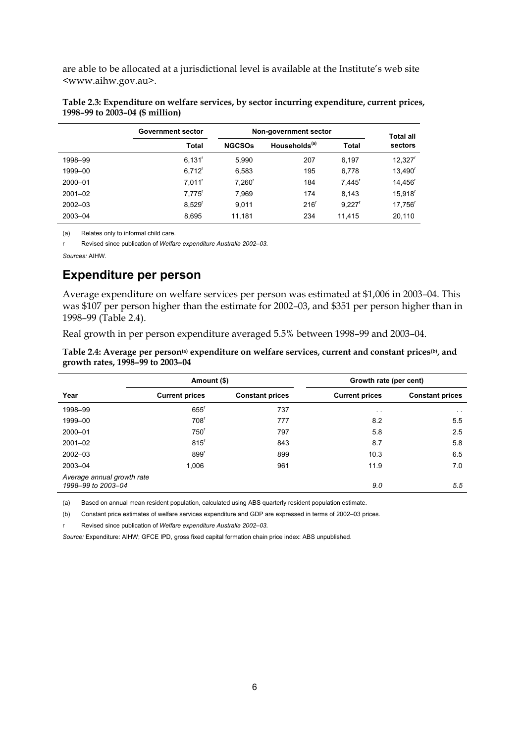are able to be allocated at a jurisdictional level is available at the Institute's web site <www.aihw.gov.au>.

**Table 2.3: Expenditure on welfare services, by sector incurring expenditure, current prices, 1998–99 to 2003–04 ($ million)**

| | Government sector | Non-government sector | | | Total all sectors |
|---|---|---|---|---|---|
| | Total | NGCSOs | Households[(a)] | Total | |
| 1998–99 | 6,131[r] | 5,990 | 207 | 6,197 | 12,327[r] |
| 1999–00 | 6,712[r] | 6,583 | 195 | 6,778 | 13,490[r] |
| 2000–01 | 7,011[r] | 7,260[r] | 184 | 7,445[r] | 14,456[r] |
| 2001–02 | 7,775[r] | 7,969 | 174 | 8,143 | 15,918[r] |
| 2002–03 | 8,529[r] | 9,011 | 216[r] | 9,227[r] | 17,756[r] |
| 2003–04 | 8,695 | 11,181 | 234 | 11,415 | 20,110 |

(a) Relates only to informal child care.

r Revised since publication of *Welfare expenditure Australia 2002–03.*

*Sources:* AIHW.

## Expenditure per person

Average expenditure on welfare services per person was estimated at $1,006 in 2003–04. This was $107 per person higher than the estimate for 2002–03, and $351 per person higher than in 1998–99 (Table 2.4).

Real growth in per person expenditure averaged 5.5% between 1998–99 and 2003–04.

**Table 2.4: Average per person[(a)] expenditure on welfare services, current and constant prices[(b)], and growth rates, 1998–99 to 2003–04**

| | Amount ($) | | Growth rate (per cent) | |
|---|---|---|---|---|
| Year | Current prices | Constant prices | Current prices | Constant prices |
| 1998–99 | 655[r] | 737 | . . | . . |
| 1999–00 | 708[r] | 777 | 8.2 | 5.5 |
| 2000–01 | 750[r] | 797 | 5.8 | 2.5 |
| 2001–02 | 815[r] | 843 | 8.7 | 5.8 |
| 2002–03 | 899[r] | 899 | 10.3 | 6.5 |
| 2003–04 | 1,006 | 961 | 11.9 | 7.0 |
| *Average annual growth rate 1998–99 to 2003–04* | | | *9.0* | *5.5* |

(a) Based on annual mean resident population, calculated using ABS quarterly resident population estimate.

(b) Constant price estimates of welfare services expenditure and GDP are expressed in terms of 2002–03 prices.

r Revised since publication of *Welfare expenditure Australia 2002–03.*

*Source:* Expenditure: AIHW; GFCE IPD, gross fixed capital formation chain price index: ABS unpublished.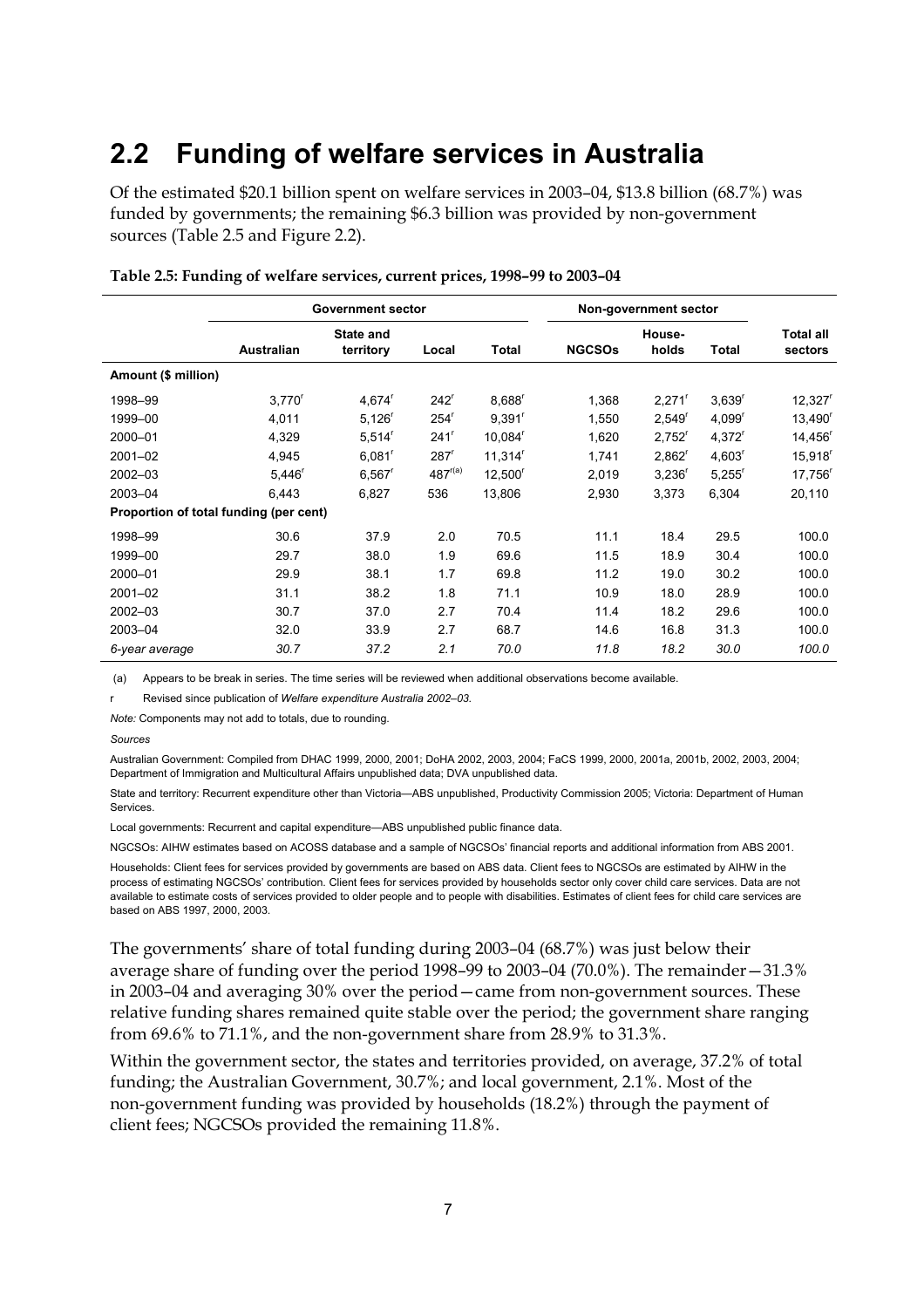## 2.2 Funding of welfare services in Australia

Of the estimated $20.1 billion spent on welfare services in 2003–04, $13.8 billion (68.7%) was funded by governments; the remaining $6.3 billion was provided by non-government sources (Table 2.5 and Figure 2.2).

**Table 2.5: Funding of welfare services, current prices, 1998–99 to 2003–04**

| | Government sector | | | | Non-government sector | | | |
|---|---|---|---|---|---|---|---|---|
| | Australian | State and territory | Local | Total | NGCSOs | House-holds | Total | Total all sectors |
| **Amount ($ million)** | | | | | | | | |
| 1998–99 | 3,770[r] | 4,674[r] | 242[r] | 8,688[r] | 1,368 | 2,271[r] | 3,639[r] | 12,327[r] |
| 1999–00 | 4,011 | 5,126[r] | 254[r] | 9,391[r] | 1,550 | 2,549[r] | 4,099[r] | 13,490[r] |
| 2000–01 | 4,329 | 5,514[r] | 241[r] | 10,084[r] | 1,620 | 2,752[r] | 4,372[r] | 14,456[r] |
| 2001–02 | 4,945 | 6,081[r] | 287[r] | 11,314[r] | 1,741 | 2,862[r] | 4,603[r] | 15,918[r] |
| 2002–03 | 5,446[r] | 6,567[r] | 487[r(a)] | 12,500[r] | 2,019 | 3,236[r] | 5,255[r] | 17,756[r] |
| 2003–04 | 6,443 | 6,827 | 536 | 13,806 | 2,930 | 3,373 | 6,304 | 20,110 |
| **Proportion of total funding (per cent)** | | | | | | | | |
| 1998–99 | 30.6 | 37.9 | 2.0 | 70.5 | 11.1 | 18.4 | 29.5 | 100.0 |
| 1999–00 | 29.7 | 38.0 | 1.9 | 69.6 | 11.5 | 18.9 | 30.4 | 100.0 |
| 2000–01 | 29.9 | 38.1 | 1.7 | 69.8 | 11.2 | 19.0 | 30.2 | 100.0 |
| 2001–02 | 31.1 | 38.2 | 1.8 | 71.1 | 10.9 | 18.0 | 28.9 | 100.0 |
| 2002–03 | 30.7 | 37.0 | 2.7 | 70.4 | 11.4 | 18.2 | 29.6 | 100.0 |
| 2003–04 | 32.0 | 33.9 | 2.7 | 68.7 | 14.6 | 16.8 | 31.3 | 100.0 |
| *6-year average* | *30.7* | *37.2* | *2.1* | *70.0* | *11.8* | *18.2* | *30.0* | *100.0* |

(a) Appears to be break in series. The time series will be reviewed when additional observations become available.

r Revised since publication of *Welfare expenditure Australia 2002–03.*

*Note:* Components may not add to totals, due to rounding.

*Sources*

Australian Government: Compiled from DHAC 1999, 2000, 2001; DoHA 2002, 2003, 2004; FaCS 1999, 2000, 2001a, 2001b, 2002, 2003, 2004; Department of Immigration and Multicultural Affairs unpublished data; DVA unpublished data.

State and territory: Recurrent expenditure other than Victoria—ABS unpublished, Productivity Commission 2005; Victoria: Department of Human Services.

Local governments: Recurrent and capital expenditure—ABS unpublished public finance data.

NGCSOs: AIHW estimates based on ACOSS database and a sample of NGCSOs' financial reports and additional information from ABS 2001.

Households: Client fees for services provided by governments are based on ABS data. Client fees to NGCSOs are estimated by AIHW in the process of estimating NGCSOs' contribution. Client fees for services provided by households sector only cover child care services. Data are not available to estimate costs of services provided to older people and to people with disabilities. Estimates of client fees for child care services are based on ABS 1997, 2000, 2003.

The governments' share of total funding during 2003–04 (68.7%) was just below their average share of funding over the period 1998–99 to 2003–04 (70.0%). The remainder—31.3% in 2003–04 and averaging 30% over the period—came from non-government sources. These relative funding shares remained quite stable over the period; the government share ranging from 69.6% to 71.1%, and the non-government share from 28.9% to 31.3%.

Within the government sector, the states and territories provided, on average, 37.2% of total funding; the Australian Government, 30.7%; and local government, 2.1%. Most of the non-government funding was provided by households (18.2%) through the payment of client fees; NGCSOs provided the remaining 11.8%.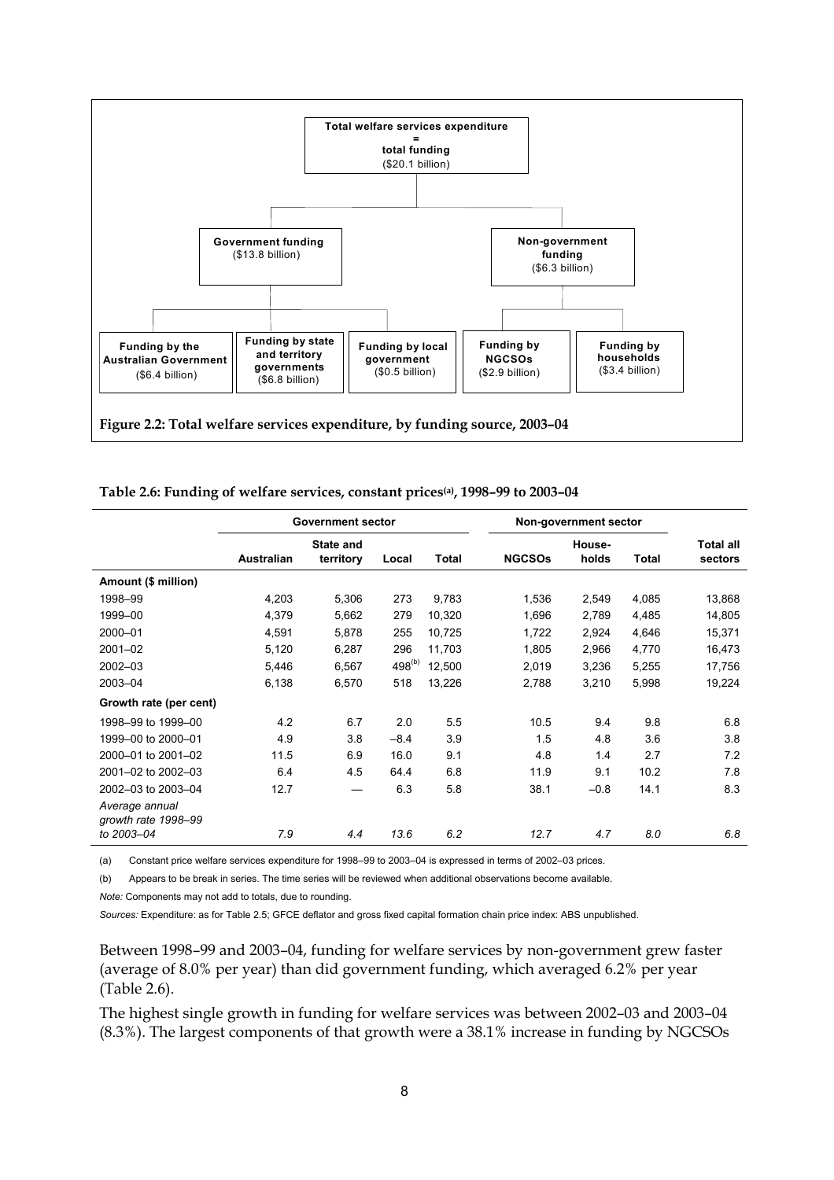Total welfare services expenditure
=
total funding
($20.1 billion)

Government funding
($13.8 billion)

Non-government funding
($6.3 billion)

Funding by the Australian Government
($6.4 billion)

Funding by state and territory governments
($6.8 billion)

Funding by local government
($0.5 billion)

Funding by NGCSOs
($2.9 billion)

Funding by households
($3.4 billion)

**Figure 2.2: Total welfare services expenditure, by funding source, 2003–04**

**Table 2.6: Funding of welfare services, constant prices(a), 1998–99 to 2003–04**

| | Government sector | | | | Non-government sector | | | |
|---|---|---|---|---|---|---|---|---|
| | Australian | State and territory | Local | Total | NGCSOs | House-holds | Total | Total all sectors |
| **Amount ($ million)** | | | | | | | | |
| 1998–99 | 4,203 | 5,306 | 273 | 9,783 | 1,536 | 2,549 | 4,085 | 13,868 |
| 1999–00 | 4,379 | 5,662 | 279 | 10,320 | 1,696 | 2,789 | 4,485 | 14,805 |
| 2000–01 | 4,591 | 5,878 | 255 | 10,725 | 1,722 | 2,924 | 4,646 | 15,371 |
| 2001–02 | 5,120 | 6,287 | 296 | 11,703 | 1,805 | 2,966 | 4,770 | 16,473 |
| 2002–03 | 5,446 | 6,567 | 498(b) | 12,500 | 2,019 | 3,236 | 5,255 | 17,756 |
| 2003–04 | 6,138 | 6,570 | 518 | 13,226 | 2,788 | 3,210 | 5,998 | 19,224 |
| **Growth rate (per cent)** | | | | | | | | |
| 1998–99 to 1999–00 | 4.2 | 6.7 | 2.0 | 5.5 | 10.5 | 9.4 | 9.8 | 6.8 |
| 1999–00 to 2000–01 | 4.9 | 3.8 | –8.4 | 3.9 | 1.5 | 4.8 | 3.6 | 3.8 |
| 2000–01 to 2001–02 | 11.5 | 6.9 | 16.0 | 9.1 | 4.8 | 1.4 | 2.7 | 7.2 |
| 2001–02 to 2002–03 | 6.4 | 4.5 | 64.4 | 6.8 | 11.9 | 9.1 | 10.2 | 7.8 |
| 2002–03 to 2003–04 | 12.7 | — | 6.3 | 5.8 | 38.1 | –0.8 | 14.1 | 8.3 |
| *Average annual growth rate 1998–99 to 2003–04* | *7.9* | *4.4* | *13.6* | *6.2* | *12.7* | *4.7* | *8.0* | *6.8* |

(a) Constant price welfare services expenditure for 1998–99 to 2003–04 is expressed in terms of 2002–03 prices.

(b) Appears to be break in series. The time series will be reviewed when additional observations become available.

*Note:* Components may not add to totals, due to rounding.

*Sources:* Expenditure: as for Table 2.5; GFCE deflator and gross fixed capital formation chain price index: ABS unpublished.

Between 1998–99 and 2003–04, funding for welfare services by non-government grew faster (average of 8.0% per year) than did government funding, which averaged 6.2% per year (Table 2.6).

The highest single growth in funding for welfare services was between 2002–03 and 2003–04 (8.3%). The largest components of that growth were a 38.1% increase in funding by NGCSOs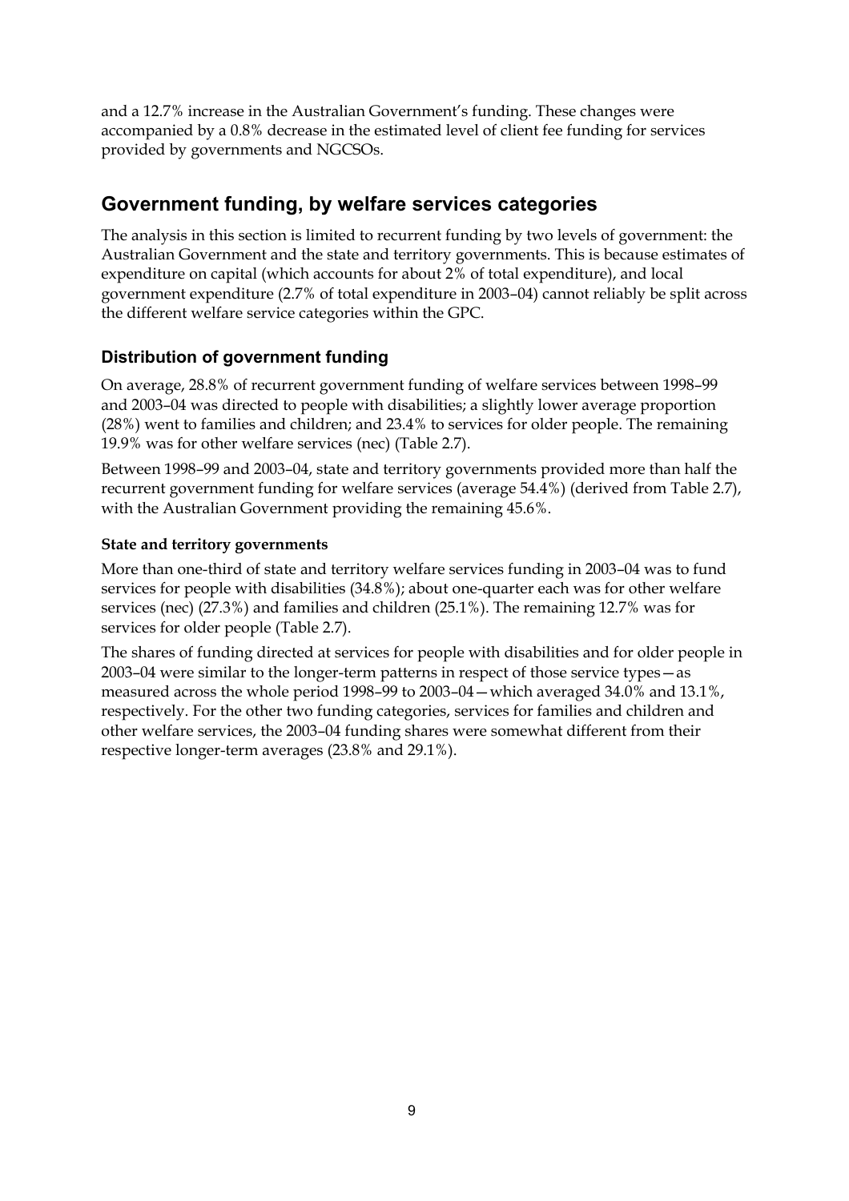and a 12.7% increase in the Australian Government's funding. These changes were accompanied by a 0.8% decrease in the estimated level of client fee funding for services provided by governments and NGCSOs.

## Government funding, by welfare services categories

The analysis in this section is limited to recurrent funding by two levels of government: the Australian Government and the state and territory governments. This is because estimates of expenditure on capital (which accounts for about 2% of total expenditure), and local government expenditure (2.7% of total expenditure in 2003–04) cannot reliably be split across the different welfare service categories within the GPC.

### Distribution of government funding

On average, 28.8% of recurrent government funding of welfare services between 1998–99 and 2003–04 was directed to people with disabilities; a slightly lower average proportion (28%) went to families and children; and 23.4% to services for older people. The remaining 19.9% was for other welfare services (nec) (Table 2.7).

Between 1998–99 and 2003–04, state and territory governments provided more than half the recurrent government funding for welfare services (average 54.4%) (derived from Table 2.7), with the Australian Government providing the remaining 45.6%.

#### State and territory governments

More than one-third of state and territory welfare services funding in 2003–04 was to fund services for people with disabilities (34.8%); about one-quarter each was for other welfare services (nec) (27.3%) and families and children (25.1%). The remaining 12.7% was for services for older people (Table 2.7).

The shares of funding directed at services for people with disabilities and for older people in 2003–04 were similar to the longer-term patterns in respect of those service types—as measured across the whole period 1998–99 to 2003–04—which averaged 34.0% and 13.1%, respectively. For the other two funding categories, services for families and children and other welfare services, the 2003–04 funding shares were somewhat different from their respective longer-term averages (23.8% and 29.1%).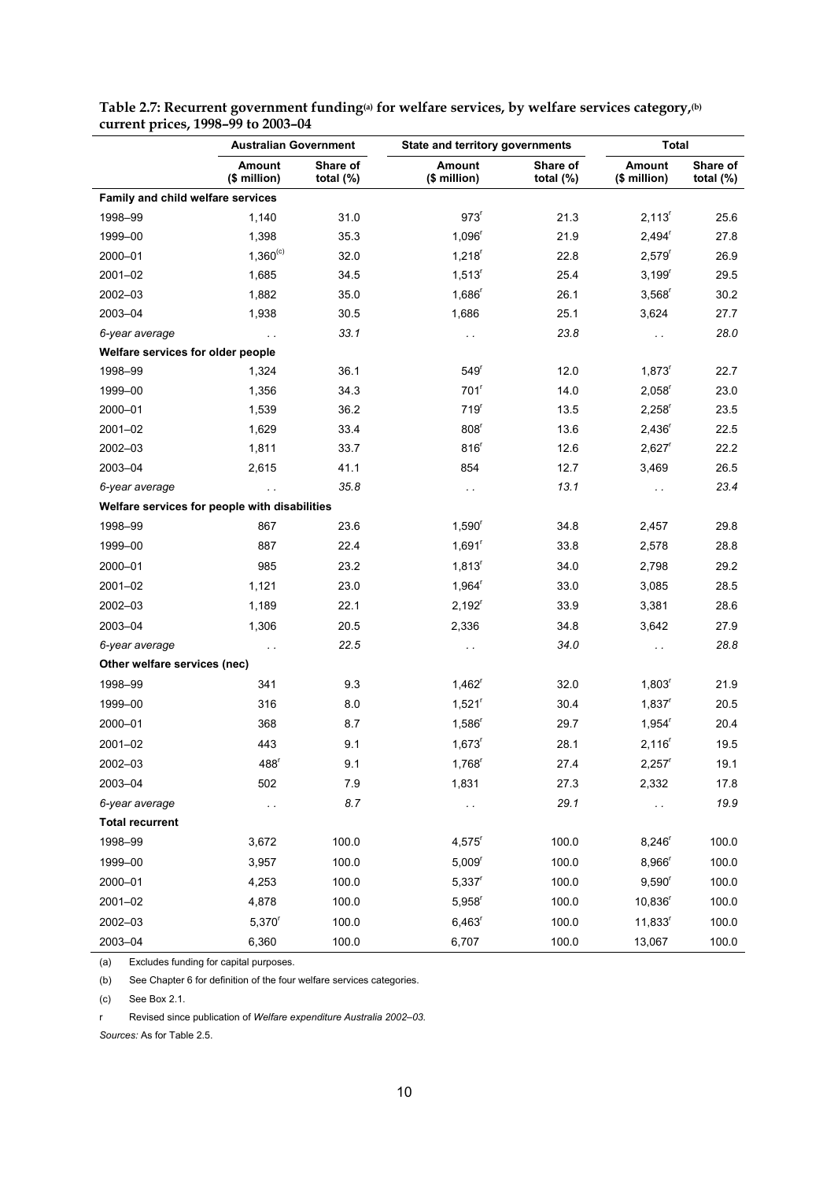**Table 2.7: Recurrent government funding[(a)] for welfare services, by welfare services category,[(b)] current prices, 1998–99 to 2003–04**

| | Australian Government | | State and territory governments | | Total | |
|---|---|---|---|---|---|---|
| | Amount ($ million) | Share of total (%) | Amount ($ million) | Share of total (%) | Amount ($ million) | Share of total (%) |
| **Family and child welfare services** | | | | | | |
| 1998–99 | 1,140 | 31.0 | 973[r] | 21.3 | 2,113[r] | 25.6 |
| 1999–00 | 1,398 | 35.3 | 1,096[r] | 21.9 | 2,494[r] | 27.8 |
| 2000–01 | 1,360[(c)] | 32.0 | 1,218[r] | 22.8 | 2,579[r] | 26.9 |
| 2001–02 | 1,685 | 34.5 | 1,513[r] | 25.4 | 3,199[r] | 29.5 |
| 2002–03 | 1,882 | 35.0 | 1,686[r] | 26.1 | 3,568[r] | 30.2 |
| 2003–04 | 1,938 | 30.5 | 1,686 | 25.1 | 3,624 | 27.7 |
| *6-year average* | . . | *33.1* | . . | *23.8* | . . | *28.0* |
| **Welfare services for older people** | | | | | | |
| 1998–99 | 1,324 | 36.1 | 549[r] | 12.0 | 1,873[r] | 22.7 |
| 1999–00 | 1,356 | 34.3 | 701[r] | 14.0 | 2,058[r] | 23.0 |
| 2000–01 | 1,539 | 36.2 | 719[r] | 13.5 | 2,258[r] | 23.5 |
| 2001–02 | 1,629 | 33.4 | 808[r] | 13.6 | 2,436[r] | 22.5 |
| 2002–03 | 1,811 | 33.7 | 816[r] | 12.6 | 2,627[r] | 22.2 |
| 2003–04 | 2,615 | 41.1 | 854 | 12.7 | 3,469 | 26.5 |
| *6-year average* | . . | *35.8* | . . | *13.1* | . . | *23.4* |
| **Welfare services for people with disabilities** | | | | | | |
| 1998–99 | 867 | 23.6 | 1,590[r] | 34.8 | 2,457 | 29.8 |
| 1999–00 | 887 | 22.4 | 1,691[r] | 33.8 | 2,578 | 28.8 |
| 2000–01 | 985 | 23.2 | 1,813[r] | 34.0 | 2,798 | 29.2 |
| 2001–02 | 1,121 | 23.0 | 1,964[r] | 33.0 | 3,085 | 28.5 |
| 2002–03 | 1,189 | 22.1 | 2,192[r] | 33.9 | 3,381 | 28.6 |
| 2003–04 | 1,306 | 20.5 | 2,336 | 34.8 | 3,642 | 27.9 |
| *6-year average* | . . | *22.5* | . . | *34.0* | . . | *28.8* |
| **Other welfare services (nec)** | | | | | | |
| 1998–99 | 341 | 9.3 | 1,462[r] | 32.0 | 1,803[r] | 21.9 |
| 1999–00 | 316 | 8.0 | 1,521[r] | 30.4 | 1,837[r] | 20.5 |
| 2000–01 | 368 | 8.7 | 1,586[r] | 29.7 | 1,954[r] | 20.4 |
| 2001–02 | 443 | 9.1 | 1,673[r] | 28.1 | 2,116[r] | 19.5 |
| 2002–03 | 488[r] | 9.1 | 1,768[r] | 27.4 | 2,257[r] | 19.1 |
| 2003–04 | 502 | 7.9 | 1,831 | 27.3 | 2,332 | 17.8 |
| *6-year average* | . . | *8.7* | . . | *29.1* | . . | *19.9* |
| **Total recurrent** | | | | | | |
| 1998–99 | 3,672 | 100.0 | 4,575[r] | 100.0 | 8,246[r] | 100.0 |
| 1999–00 | 3,957 | 100.0 | 5,009[r] | 100.0 | 8,966[r] | 100.0 |
| 2000–01 | 4,253 | 100.0 | 5,337[r] | 100.0 | 9,590[r] | 100.0 |
| 2001–02 | 4,878 | 100.0 | 5,958[r] | 100.0 | 10,836[r] | 100.0 |
| 2002–03 | 5,370[r] | 100.0 | 6,463[r] | 100.0 | 11,833[r] | 100.0 |
| 2003–04 | 6,360 | 100.0 | 6,707 | 100.0 | 13,067 | 100.0 |

(a) Excludes funding for capital purposes.

(b) See Chapter 6 for definition of the four welfare services categories.

(c) See Box 2.1.

r Revised since publication of *Welfare expenditure Australia 2002–03*.

*Sources:* As for Table 2.5.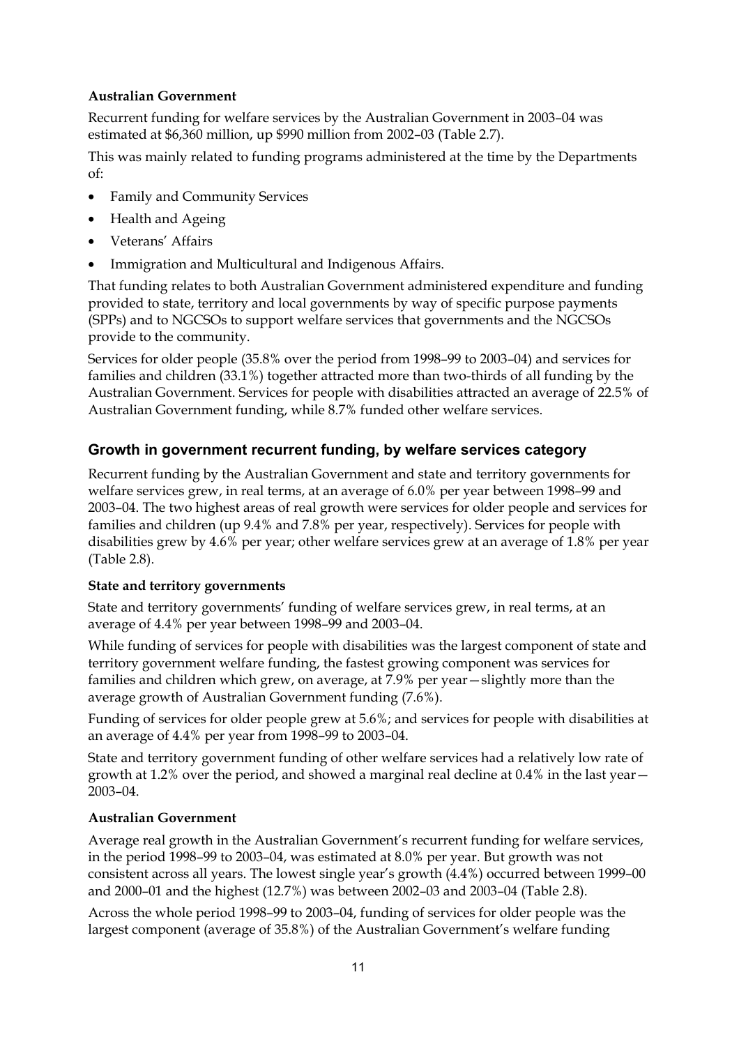#### Australian Government

Recurrent funding for welfare services by the Australian Government in 2003–04 was estimated at $6,360 million, up $990 million from 2002–03 (Table 2.7).

This was mainly related to funding programs administered at the time by the Departments of:

- Family and Community Services
- Health and Ageing
- Veterans' Affairs
- Immigration and Multicultural and Indigenous Affairs.

That funding relates to both Australian Government administered expenditure and funding provided to state, territory and local governments by way of specific purpose payments (SPPs) and to NGCSOs to support welfare services that governments and the NGCSOs provide to the community.

Services for older people (35.8% over the period from 1998–99 to 2003–04) and services for families and children (33.1%) together attracted more than two-thirds of all funding by the Australian Government. Services for people with disabilities attracted an average of 22.5% of Australian Government funding, while 8.7% funded other welfare services.

### Growth in government recurrent funding, by welfare services category

Recurrent funding by the Australian Government and state and territory governments for welfare services grew, in real terms, at an average of 6.0% per year between 1998–99 and 2003–04. The two highest areas of real growth were services for older people and services for families and children (up 9.4% and 7.8% per year, respectively). Services for people with disabilities grew by 4.6% per year; other welfare services grew at an average of 1.8% per year (Table 2.8).

#### State and territory governments

State and territory governments' funding of welfare services grew, in real terms, at an average of 4.4% per year between 1998–99 and 2003–04.

While funding of services for people with disabilities was the largest component of state and territory government welfare funding, the fastest growing component was services for families and children which grew, on average, at 7.9% per year—slightly more than the average growth of Australian Government funding (7.6%).

Funding of services for older people grew at 5.6%; and services for people with disabilities at an average of 4.4% per year from 1998–99 to 2003–04.

State and territory government funding of other welfare services had a relatively low rate of growth at 1.2% over the period, and showed a marginal real decline at 0.4% in the last year—2003–04.

#### Australian Government

Average real growth in the Australian Government's recurrent funding for welfare services, in the period 1998–99 to 2003–04, was estimated at 8.0% per year. But growth was not consistent across all years. The lowest single year's growth (4.4%) occurred between 1999–00 and 2000–01 and the highest (12.7%) was between 2002–03 and 2003–04 (Table 2.8).

Across the whole period 1998–99 to 2003–04, funding of services for older people was the largest component (average of 35.8%) of the Australian Government's welfare funding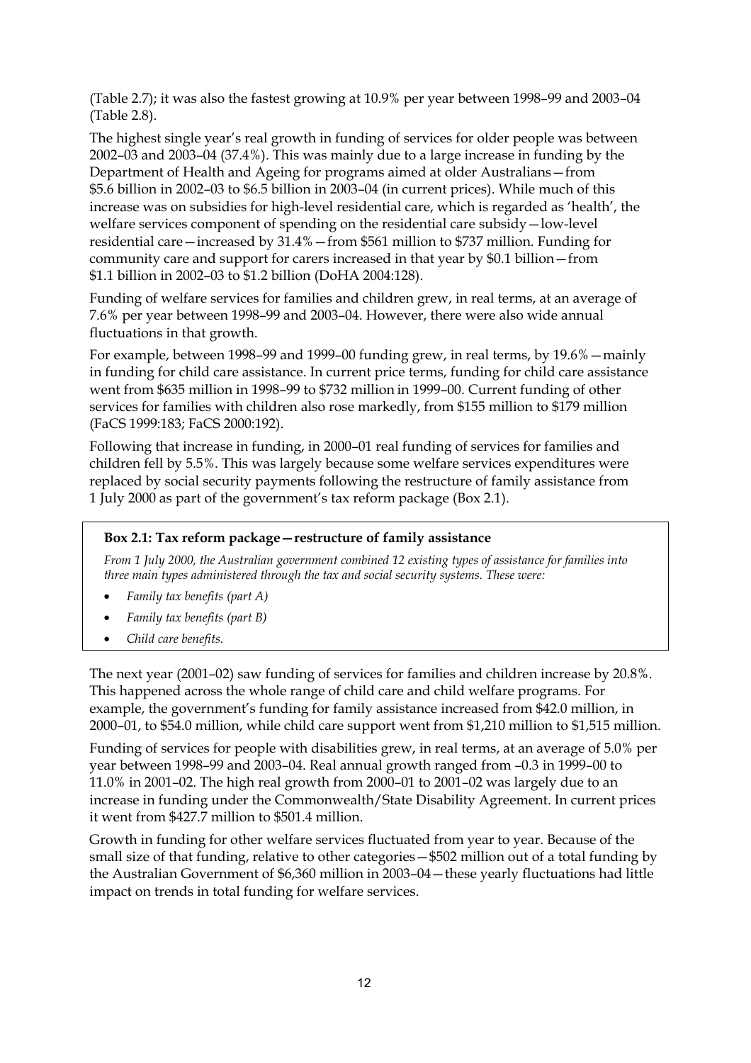(Table 2.7); it was also the fastest growing at 10.9% per year between 1998–99 and 2003–04 (Table 2.8).

The highest single year's real growth in funding of services for older people was between 2002–03 and 2003–04 (37.4%). This was mainly due to a large increase in funding by the Department of Health and Ageing for programs aimed at older Australians—from $5.6 billion in 2002–03 to $6.5 billion in 2003–04 (in current prices). While much of this increase was on subsidies for high-level residential care, which is regarded as 'health', the welfare services component of spending on the residential care subsidy—low-level residential care—increased by 31.4%—from $561 million to $737 million. Funding for community care and support for carers increased in that year by $0.1 billion—from $1.1 billion in 2002–03 to $1.2 billion (DoHA 2004:128).

Funding of welfare services for families and children grew, in real terms, at an average of 7.6% per year between 1998–99 and 2003–04. However, there were also wide annual fluctuations in that growth.

For example, between 1998–99 and 1999–00 funding grew, in real terms, by 19.6%—mainly in funding for child care assistance. In current price terms, funding for child care assistance went from $635 million in 1998–99 to $732 million in 1999–00. Current funding of other services for families with children also rose markedly, from $155 million to $179 million (FaCS 1999:183; FaCS 2000:192).

Following that increase in funding, in 2000–01 real funding of services for families and children fell by 5.5%. This was largely because some welfare services expenditures were replaced by social security payments following the restructure of family assistance from 1 July 2000 as part of the government's tax reform package (Box 2.1).

**Box 2.1: Tax reform package—restructure of family assistance**

*From 1 July 2000, the Australian government combined 12 existing types of assistance for families into three main types administered through the tax and social security systems. These were:*

- *Family tax benefits (part A)*
- *Family tax benefits (part B)*
- *Child care benefits.*

The next year (2001–02) saw funding of services for families and children increase by 20.8%. This happened across the whole range of child care and child welfare programs. For example, the government's funding for family assistance increased from $42.0 million, in 2000–01, to $54.0 million, while child care support went from $1,210 million to $1,515 million.

Funding of services for people with disabilities grew, in real terms, at an average of 5.0% per year between 1998–99 and 2003–04. Real annual growth ranged from –0.3 in 1999–00 to 11.0% in 2001–02. The high real growth from 2000–01 to 2001–02 was largely due to an increase in funding under the Commonwealth/State Disability Agreement. In current prices it went from $427.7 million to $501.4 million.

Growth in funding for other welfare services fluctuated from year to year. Because of the small size of that funding, relative to other categories—$502 million out of a total funding by the Australian Government of $6,360 million in 2003–04—these yearly fluctuations had little impact on trends in total funding for welfare services.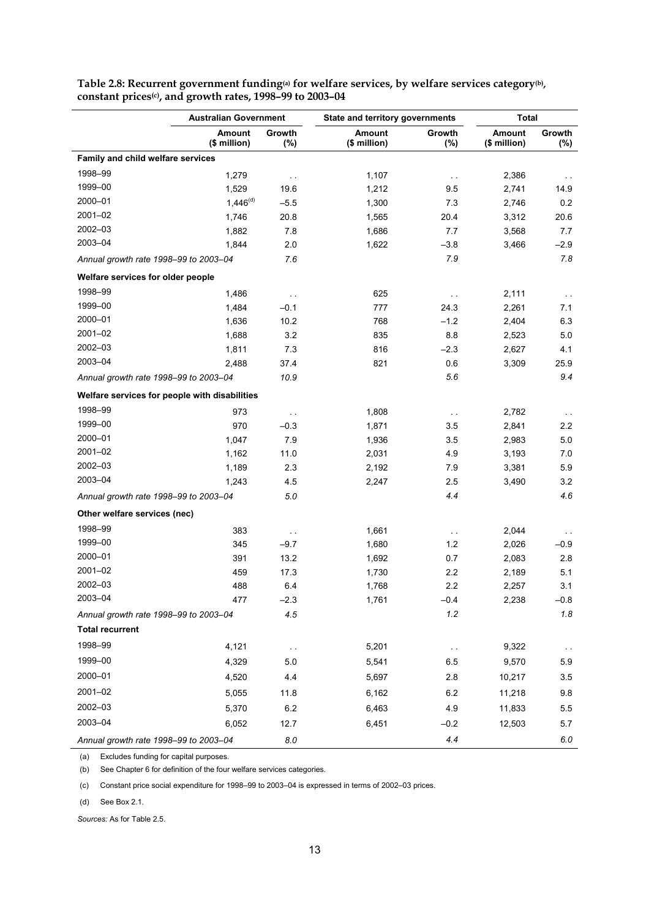**Table 2.8: Recurrent government funding[(a)] for welfare services, by welfare services category[(b)], constant prices[(c)], and growth rates, 1998–99 to 2003–04**

| | Australian Government | | State and territory governments | | Total | |
|---|---|---|---|---|---|---|
| | Amount ($ million) | Growth (%) | Amount ($ million) | Growth (%) | Amount ($ million) | Growth (%) |
| **Family and child welfare services** | | | | | | |
| 1998–99 | 1,279 | . . | 1,107 | . . | 2,386 | . . |
| 1999–00 | 1,529 | 19.6 | 1,212 | 9.5 | 2,741 | 14.9 |
| 2000–01 | 1,446[(d)] | –5.5 | 1,300 | 7.3 | 2,746 | 0.2 |
| 2001–02 | 1,746 | 20.8 | 1,565 | 20.4 | 3,312 | 20.6 |
| 2002–03 | 1,882 | 7.8 | 1,686 | 7.7 | 3,568 | 7.7 |
| 2003–04 | 1,844 | 2.0 | 1,622 | –3.8 | 3,466 | –2.9 |
| *Annual growth rate 1998–99 to 2003–04* | | *7.6* | | *7.9* | | *7.8* |
| **Welfare services for older people** | | | | | | |
| 1998–99 | 1,486 | . . | 625 | . . | 2,111 | . . |
| 1999–00 | 1,484 | –0.1 | 777 | 24.3 | 2,261 | 7.1 |
| 2000–01 | 1,636 | 10.2 | 768 | –1.2 | 2,404 | 6.3 |
| 2001–02 | 1,688 | 3.2 | 835 | 8.8 | 2,523 | 5.0 |
| 2002–03 | 1,811 | 7.3 | 816 | –2.3 | 2,627 | 4.1 |
| 2003–04 | 2,488 | 37.4 | 821 | 0.6 | 3,309 | 25.9 |
| *Annual growth rate 1998–99 to 2003–04* | | *10.9* | | *5.6* | | *9.4* |
| **Welfare services for people with disabilities** | | | | | | |
| 1998–99 | 973 | . . | 1,808 | . . | 2,782 | . . |
| 1999–00 | 970 | –0.3 | 1,871 | 3.5 | 2,841 | 2.2 |
| 2000–01 | 1,047 | 7.9 | 1,936 | 3.5 | 2,983 | 5.0 |
| 2001–02 | 1,162 | 11.0 | 2,031 | 4.9 | 3,193 | 7.0 |
| 2002–03 | 1,189 | 2.3 | 2,192 | 7.9 | 3,381 | 5.9 |
| 2003–04 | 1,243 | 4.5 | 2,247 | 2.5 | 3,490 | 3.2 |
| *Annual growth rate 1998–99 to 2003–04* | | *5.0* | | *4.4* | | *4.6* |
| **Other welfare services (nec)** | | | | | | |
| 1998–99 | 383 | . . | 1,661 | . . | 2,044 | . . |
| 1999–00 | 345 | –9.7 | 1,680 | 1.2 | 2,026 | –0.9 |
| 2000–01 | 391 | 13.2 | 1,692 | 0.7 | 2,083 | 2.8 |
| 2001–02 | 459 | 17.3 | 1,730 | 2.2 | 2,189 | 5.1 |
| 2002–03 | 488 | 6.4 | 1,768 | 2.2 | 2,257 | 3.1 |
| 2003–04 | 477 | –2.3 | 1,761 | –0.4 | 2,238 | –0.8 |
| *Annual growth rate 1998–99 to 2003–04* | | *4.5* | | *1.2* | | *1.8* |
| **Total recurrent** | | | | | | |
| 1998–99 | 4,121 | . . | 5,201 | . . | 9,322 | . . |
| 1999–00 | 4,329 | 5.0 | 5,541 | 6.5 | 9,570 | 5.9 |
| 2000–01 | 4,520 | 4.4 | 5,697 | 2.8 | 10,217 | 3.5 |
| 2001–02 | 5,055 | 11.8 | 6,162 | 6.2 | 11,218 | 9.8 |
| 2002–03 | 5,370 | 6.2 | 6,463 | 4.9 | 11,833 | 5.5 |
| 2003–04 | 6,052 | 12.7 | 6,451 | –0.2 | 12,503 | 5.7 |
| *Annual growth rate 1998–99 to 2003–04* | | *8.0* | | *4.4* | | *6.0* |

(a) Excludes funding for capital purposes.

(b) See Chapter 6 for definition of the four welfare services categories.

(c) Constant price social expenditure for 1998–99 to 2003–04 is expressed in terms of 2002–03 prices.

(d) See Box 2.1.

*Sources:* As for Table 2.5.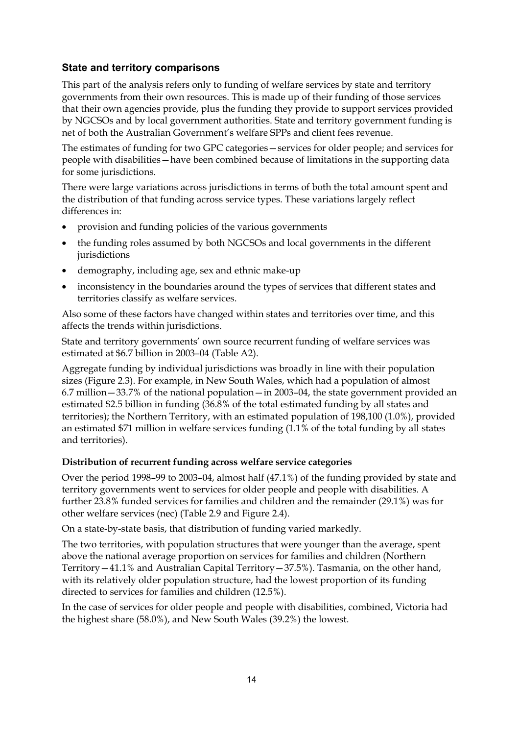## State and territory comparisons

This part of the analysis refers only to funding of welfare services by state and territory governments from their own resources. This is made up of their funding of those services that their own agencies provide, plus the funding they provide to support services provided by NGCSOs and by local government authorities. State and territory government funding is net of both the Australian Government's welfare SPPs and client fees revenue.

The estimates of funding for two GPC categories—services for older people; and services for people with disabilities—have been combined because of limitations in the supporting data for some jurisdictions.

There were large variations across jurisdictions in terms of both the total amount spent and the distribution of that funding across service types. These variations largely reflect differences in:

- provision and funding policies of the various governments
- the funding roles assumed by both NGCSOs and local governments in the different jurisdictions
- demography, including age, sex and ethnic make-up
- inconsistency in the boundaries around the types of services that different states and territories classify as welfare services.

Also some of these factors have changed within states and territories over time, and this affects the trends within jurisdictions.

State and territory governments' own source recurrent funding of welfare services was estimated at $6.7 billion in 2003–04 (Table A2).

Aggregate funding by individual jurisdictions was broadly in line with their population sizes (Figure 2.3). For example, in New South Wales, which had a population of almost 6.7 million—33.7% of the national population—in 2003–04, the state government provided an estimated $2.5 billion in funding (36.8% of the total estimated funding by all states and territories); the Northern Territory, with an estimated population of 198,100 (1.0%), provided an estimated $71 million in welfare services funding (1.1% of the total funding by all states and territories).

**Distribution of recurrent funding across welfare service categories**

Over the period 1998–99 to 2003–04, almost half (47.1%) of the funding provided by state and territory governments went to services for older people and people with disabilities. A further 23.8% funded services for families and children and the remainder (29.1%) was for other welfare services (nec) (Table 2.9 and Figure 2.4).

On a state-by-state basis, that distribution of funding varied markedly.

The two territories, with population structures that were younger than the average, spent above the national average proportion on services for families and children (Northern Territory—41.1% and Australian Capital Territory—37.5%). Tasmania, on the other hand, with its relatively older population structure, had the lowest proportion of its funding directed to services for families and children (12.5%).

In the case of services for older people and people with disabilities, combined, Victoria had the highest share (58.0%), and New South Wales (39.2%) the lowest.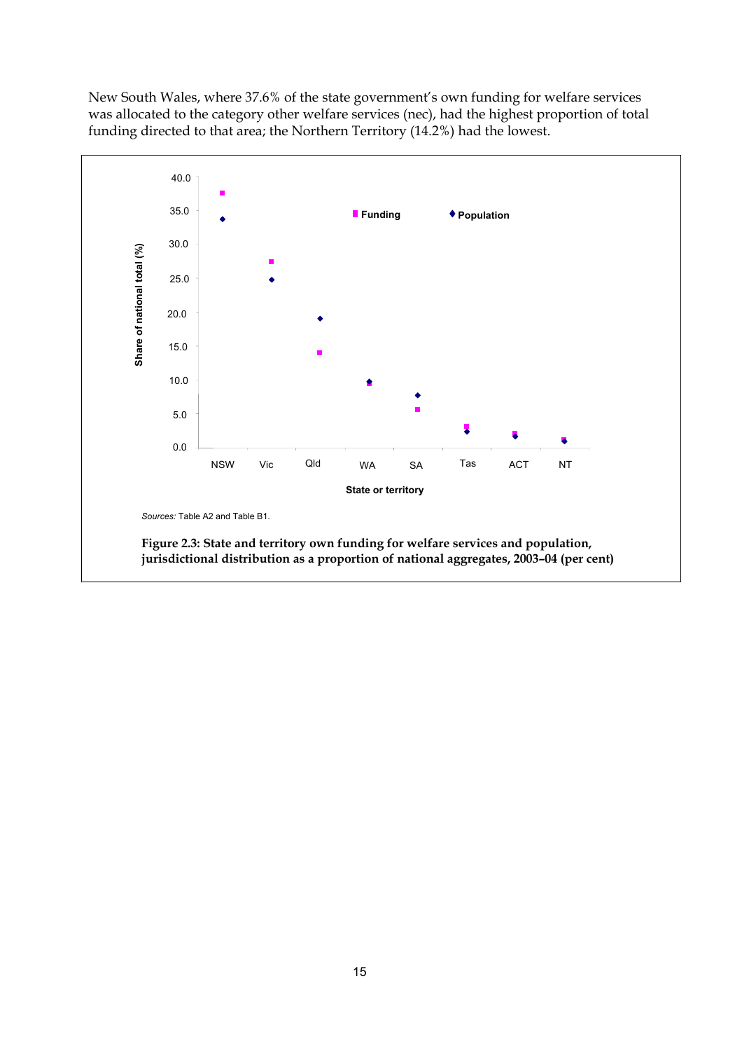New South Wales, where 37.6% of the state government's own funding for welfare services was allocated to the category other welfare services (nec), had the highest proportion of total funding directed to that area; the Northern Territory (14.2%) had the lowest.

*Sources:* Table A2 and Table B1.

**Figure 2.3: State and territory own funding for welfare services and population, jurisdictional distribution as a proportion of national aggregates, 2003–04 (per cent)**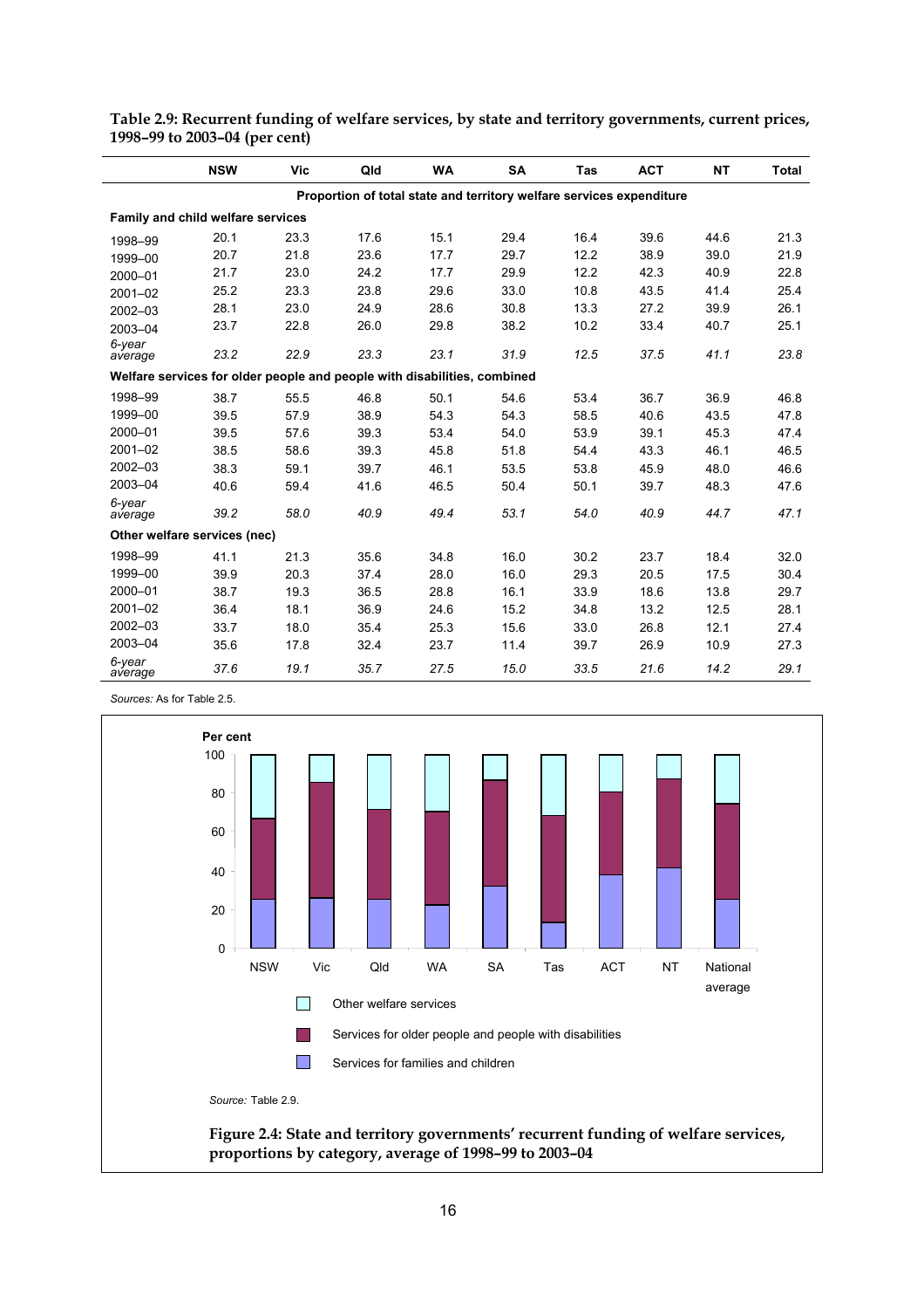**Table 2.9: Recurrent funding of welfare services, by state and territory governments, current prices, 1998–99 to 2003–04 (per cent)**

| | NSW | Vic | Qld | WA | SA | Tas | ACT | NT | Total |
|---|---|---|---|---|---|---|---|---|---|
| | Proportion of total state and territory welfare services expenditure | | | | | | | | |
| **Family and child welfare services** | | | | | | | | | |
| 1998–99 | 20.1 | 23.3 | 17.6 | 15.1 | 29.4 | 16.4 | 39.6 | 44.6 | 21.3 |
| 1999–00 | 20.7 | 21.8 | 23.6 | 17.7 | 29.7 | 12.2 | 38.9 | 39.0 | 21.9 |
| 2000–01 | 21.7 | 23.0 | 24.2 | 17.7 | 29.9 | 12.2 | 42.3 | 40.9 | 22.8 |
| 2001–02 | 25.2 | 23.3 | 23.8 | 29.6 | 33.0 | 10.8 | 43.5 | 41.4 | 25.4 |
| 2002–03 | 28.1 | 23.0 | 24.9 | 28.6 | 30.8 | 13.3 | 27.2 | 39.9 | 26.1 |
| 2003–04 | 23.7 | 22.8 | 26.0 | 29.8 | 38.2 | 10.2 | 33.4 | 40.7 | 25.1 |
| *6-year average* | *23.2* | *22.9* | *23.3* | *23.1* | *31.9* | *12.5* | *37.5* | *41.1* | *23.8* |
| **Welfare services for older people and people with disabilities, combined** | | | | | | | | | |
| 1998–99 | 38.7 | 55.5 | 46.8 | 50.1 | 54.6 | 53.4 | 36.7 | 36.9 | 46.8 |
| 1999–00 | 39.5 | 57.9 | 38.9 | 54.3 | 54.3 | 58.5 | 40.6 | 43.5 | 47.8 |
| 2000–01 | 39.5 | 57.6 | 39.3 | 53.4 | 54.0 | 53.9 | 39.1 | 45.3 | 47.4 |
| 2001–02 | 38.5 | 58.6 | 39.3 | 45.8 | 51.8 | 54.4 | 43.3 | 46.1 | 46.5 |
| 2002–03 | 38.3 | 59.1 | 39.7 | 46.1 | 53.5 | 53.8 | 45.9 | 48.0 | 46.6 |
| 2003–04 | 40.6 | 59.4 | 41.6 | 46.5 | 50.4 | 50.1 | 39.7 | 48.3 | 47.6 |
| *6-year average* | *39.2* | *58.0* | *40.9* | *49.4* | *53.1* | *54.0* | *40.9* | *44.7* | *47.1* |
| **Other welfare services (nec)** | | | | | | | | | |
| 1998–99 | 41.1 | 21.3 | 35.6 | 34.8 | 16.0 | 30.2 | 23.7 | 18.4 | 32.0 |
| 1999–00 | 39.9 | 20.3 | 37.4 | 28.0 | 16.0 | 29.3 | 20.5 | 17.5 | 30.4 |
| 2000–01 | 38.7 | 19.3 | 36.5 | 28.8 | 16.1 | 33.9 | 18.6 | 13.8 | 29.7 |
| 2001–02 | 36.4 | 18.1 | 36.9 | 24.6 | 15.2 | 34.8 | 13.2 | 12.5 | 28.1 |
| 2002–03 | 33.7 | 18.0 | 35.4 | 25.3 | 15.6 | 33.0 | 26.8 | 12.1 | 27.4 |
| 2003–04 | 35.6 | 17.8 | 32.4 | 23.7 | 11.4 | 39.7 | 26.9 | 10.9 | 27.3 |
| *6-year average* | *37.6* | *19.1* | *35.7* | *27.5* | *15.0* | *33.5* | *21.6* | *14.2* | *29.1* |

*Sources:* As for Table 2.5.

*Source:* Table 2.9.

**Figure 2.4: State and territory governments' recurrent funding of welfare services, proportions by category, average of 1998–99 to 2003–04**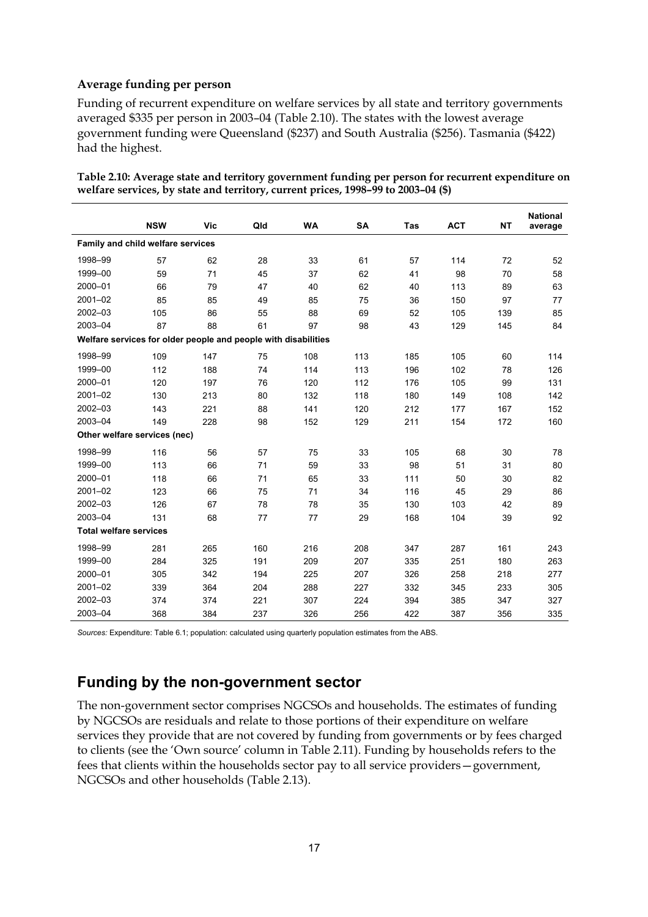### Average funding per person

Funding of recurrent expenditure on welfare services by all state and territory governments averaged $335 per person in 2003–04 (Table 2.10). The states with the lowest average government funding were Queensland ($237) and South Australia ($256). Tasmania ($422) had the highest.

**Table 2.10: Average state and territory government funding per person for recurrent expenditure on welfare services, by state and territory, current prices, 1998–99 to 2003–04 ($)**

| | NSW | Vic | Qld | WA | SA | Tas | ACT | NT | National average |
|---|---|---|---|---|---|---|---|---|---|
| **Family and child welfare services** | | | | | | | | | |
| 1998–99 | 57 | 62 | 28 | 33 | 61 | 57 | 114 | 72 | 52 |
| 1999–00 | 59 | 71 | 45 | 37 | 62 | 41 | 98 | 70 | 58 |
| 2000–01 | 66 | 79 | 47 | 40 | 62 | 40 | 113 | 89 | 63 |
| 2001–02 | 85 | 85 | 49 | 85 | 75 | 36 | 150 | 97 | 77 |
| 2002–03 | 105 | 86 | 55 | 88 | 69 | 52 | 105 | 139 | 85 |
| 2003–04 | 87 | 88 | 61 | 97 | 98 | 43 | 129 | 145 | 84 |
| **Welfare services for older people and people with disabilities** | | | | | | | | | |
| 1998–99 | 109 | 147 | 75 | 108 | 113 | 185 | 105 | 60 | 114 |
| 1999–00 | 112 | 188 | 74 | 114 | 113 | 196 | 102 | 78 | 126 |
| 2000–01 | 120 | 197 | 76 | 120 | 112 | 176 | 105 | 99 | 131 |
| 2001–02 | 130 | 213 | 80 | 132 | 118 | 180 | 149 | 108 | 142 |
| 2002–03 | 143 | 221 | 88 | 141 | 120 | 212 | 177 | 167 | 152 |
| 2003–04 | 149 | 228 | 98 | 152 | 129 | 211 | 154 | 172 | 160 |
| **Other welfare services (nec)** | | | | | | | | | |
| 1998–99 | 116 | 56 | 57 | 75 | 33 | 105 | 68 | 30 | 78 |
| 1999–00 | 113 | 66 | 71 | 59 | 33 | 98 | 51 | 31 | 80 |
| 2000–01 | 118 | 66 | 71 | 65 | 33 | 111 | 50 | 30 | 82 |
| 2001–02 | 123 | 66 | 75 | 71 | 34 | 116 | 45 | 29 | 86 |
| 2002–03 | 126 | 67 | 78 | 78 | 35 | 130 | 103 | 42 | 89 |
| 2003–04 | 131 | 68 | 77 | 77 | 29 | 168 | 104 | 39 | 92 |
| **Total welfare services** | | | | | | | | | |
| 1998–99 | 281 | 265 | 160 | 216 | 208 | 347 | 287 | 161 | 243 |
| 1999–00 | 284 | 325 | 191 | 209 | 207 | 335 | 251 | 180 | 263 |
| 2000–01 | 305 | 342 | 194 | 225 | 207 | 326 | 258 | 218 | 277 |
| 2001–02 | 339 | 364 | 204 | 288 | 227 | 332 | 345 | 233 | 305 |
| 2002–03 | 374 | 374 | 221 | 307 | 224 | 394 | 385 | 347 | 327 |
| 2003–04 | 368 | 384 | 237 | 326 | 256 | 422 | 387 | 356 | 335 |

*Sources:* Expenditure: Table 6.1; population: calculated using quarterly population estimates from the ABS.

## Funding by the non-government sector

The non-government sector comprises NGCSOs and households. The estimates of funding by NGCSOs are residuals and relate to those portions of their expenditure on welfare services they provide that are not covered by funding from governments or by fees charged to clients (see the 'Own source' column in Table 2.11). Funding by households refers to the fees that clients within the households sector pay to all service providers—government, NGCSOs and other households (Table 2.13).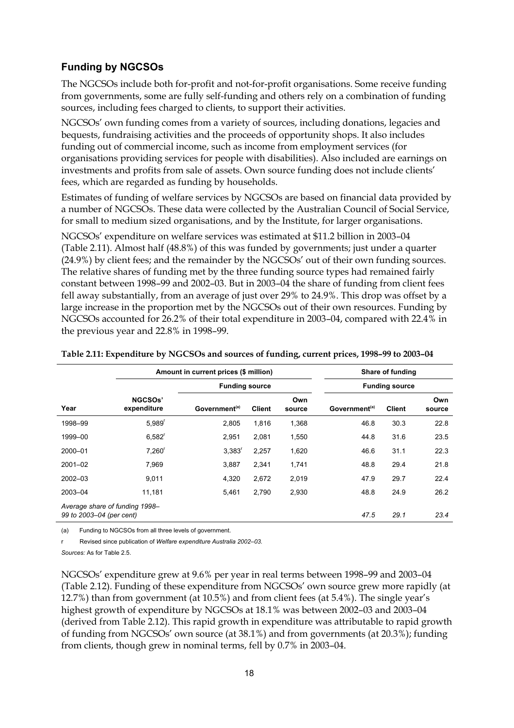### Funding by NGCSOs

The NGCSOs include both for-profit and not-for-profit organisations. Some receive funding from governments, some are fully self-funding and others rely on a combination of funding sources, including fees charged to clients, to support their activities.

NGCSOs' own funding comes from a variety of sources, including donations, legacies and bequests, fundraising activities and the proceeds of opportunity shops. It also includes funding out of commercial income, such as income from employment services (for organisations providing services for people with disabilities). Also included are earnings on investments and profits from sale of assets. Own source funding does not include clients' fees, which are regarded as funding by households.

Estimates of funding of welfare services by NGCSOs are based on financial data provided by a number of NGCSOs. These data were collected by the Australian Council of Social Service, for small to medium sized organisations, and by the Institute, for larger organisations.

NGCSOs' expenditure on welfare services was estimated at $11.2 billion in 2003–04 (Table 2.11). Almost half (48.8%) of this was funded by governments; just under a quarter (24.9%) by client fees; and the remainder by the NGCSOs' out of their own funding sources. The relative shares of funding met by the three funding source types had remained fairly constant between 1998–99 and 2002–03. But in 2003–04 the share of funding from client fees fell away substantially, from an average of just over 29% to 24.9%. This drop was offset by a large increase in the proportion met by the NGCSOs out of their own resources. Funding by NGCSOs accounted for 26.2% of their total expenditure in 2003–04, compared with 22.4% in the previous year and 22.8% in 1998–99.

**Table 2.11: Expenditure by NGCSOs and sources of funding, current prices, 1998–99 to 2003–04**

| | Amount in current prices ($ million) | | | | Share of funding | | |
|---|---|---|---|---|---|---|---|
| | | Funding source | | | Funding source | | |
| Year | NGCSOs' expenditure | Government[(a)] | Client | Own source | Government[(a)] | Client | Own source |
| 1998–99 | 5,989[r] | 2,805 | 1,816 | 1,368 | 46.8 | 30.3 | 22.8 |
| 1999–00 | 6,582[r] | 2,951 | 2,081 | 1,550 | 44.8 | 31.6 | 23.5 |
| 2000–01 | 7,260[r] | 3,383[r] | 2,257 | 1,620 | 46.6 | 31.1 | 22.3 |
| 2001–02 | 7,969 | 3,887 | 2,341 | 1,741 | 48.8 | 29.4 | 21.8 |
| 2002–03 | 9,011 | 4,320 | 2,672 | 2,019 | 47.9 | 29.7 | 22.4 |
| 2003–04 | 11,181 | 5,461 | 2,790 | 2,930 | 48.8 | 24.9 | 26.2 |
| *Average share of funding 1998–99 to 2003–04 (per cent)* | | | | | *47.5* | *29.1* | *23.4* |

(a) Funding to NGCSOs from all three levels of government.

r Revised since publication of *Welfare expenditure Australia 2002–03.*

*Sources:* As for Table 2.5.

NGCSOs' expenditure grew at 9.6% per year in real terms between 1998–99 and 2003–04 (Table 2.12). Funding of these expenditure from NGCSOs' own source grew more rapidly (at 12.7%) than from government (at 10.5%) and from client fees (at 5.4%). The single year's highest growth of expenditure by NGCSOs at 18.1% was between 2002–03 and 2003–04 (derived from Table 2.12). This rapid growth in expenditure was attributable to rapid growth of funding from NGCSOs' own source (at 38.1%) and from governments (at 20.3%); funding from clients, though grew in nominal terms, fell by 0.7% in 2003–04.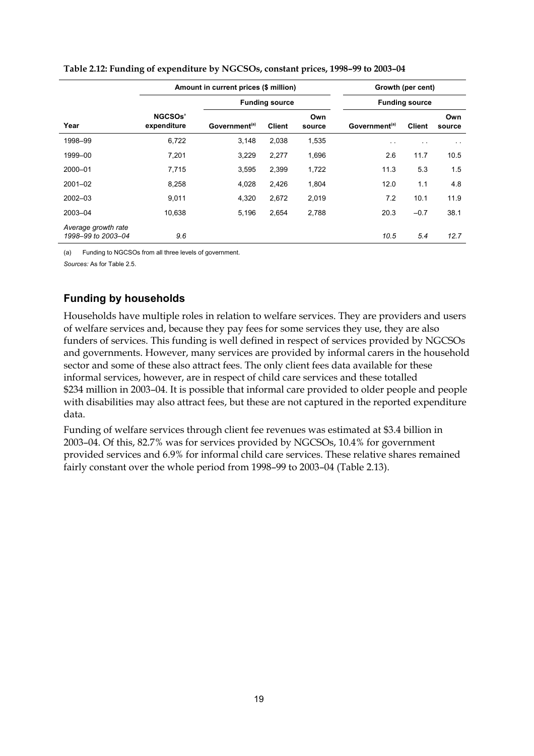**Table 2.12: Funding of expenditure by NGCSOs, constant prices, 1998–99 to 2003–04**

| | Amount in current prices ($ million) | | | | Growth (per cent) | | |
|---|---|---|---|---|---|---|---|
| | | Funding source | | | Funding source | | |
| Year | NGCSOs' expenditure | Government[(a)] | Client | Own source | Government[(a)] | Client | Own source |
| 1998–99 | 6,722 | 3,148 | 2,038 | 1,535 | . . | . . | . . |
| 1999–00 | 7,201 | 3,229 | 2,277 | 1,696 | 2.6 | 11.7 | 10.5 |
| 2000–01 | 7,715 | 3,595 | 2,399 | 1,722 | 11.3 | 5.3 | 1.5 |
| 2001–02 | 8,258 | 4,028 | 2,426 | 1,804 | 12.0 | 1.1 | 4.8 |
| 2002–03 | 9,011 | 4,320 | 2,672 | 2,019 | 7.2 | 10.1 | 11.9 |
| 2003–04 | 10,638 | 5,196 | 2,654 | 2,788 | 20.3 | –0.7 | 38.1 |
| *Average growth rate 1998–99 to 2003–04* | *9.6* | | | | *10.5* | *5.4* | *12.7* |

(a) Funding to NGCSOs from all three levels of government.

*Sources:* As for Table 2.5.

## Funding by households

Households have multiple roles in relation to welfare services. They are providers and users of welfare services and, because they pay fees for some services they use, they are also funders of services. This funding is well defined in respect of services provided by NGCSOs and governments. However, many services are provided by informal carers in the household sector and some of these also attract fees. The only client fees data available for these informal services, however, are in respect of child care services and these totalled $234 million in 2003–04. It is possible that informal care provided to older people and people with disabilities may also attract fees, but these are not captured in the reported expenditure data.

Funding of welfare services through client fee revenues was estimated at $3.4 billion in 2003–04. Of this, 82.7% was for services provided by NGCSOs, 10.4% for government provided services and 6.9% for informal child care services. These relative shares remained fairly constant over the whole period from 1998–99 to 2003–04 (Table 2.13).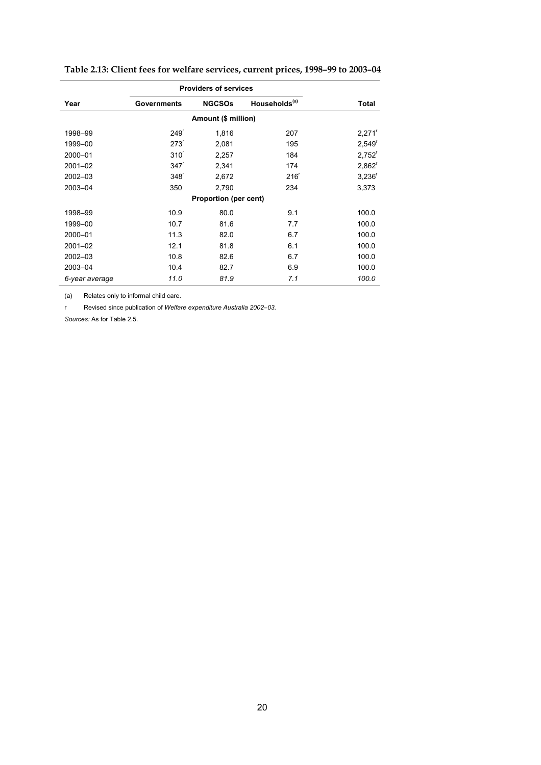**Table 2.13: Client fees for welfare services, current prices, 1998–99 to 2003–04**

| Year | Providers of services | | | Total |
|---|---|---|---|---|
| | Governments | NGCSOs | Households[(a)] | |
| | | Amount ($ million) | | |
| 1998–99 | 249[r] | 1,816 | 207 | 2,271[r] |
| 1999–00 | 273[r] | 2,081 | 195 | 2,549[r] |
| 2000–01 | 310[r] | 2,257 | 184 | 2,752[r] |
| 2001–02 | 347[r] | 2,341 | 174 | 2,862[r] |
| 2002–03 | 348[r] | 2,672 | 216[r] | 3,236[r] |
| 2003–04 | 350 | 2,790 | 234 | 3,373 |
| | | Proportion (per cent) | | |
| 1998–99 | 10.9 | 80.0 | 9.1 | 100.0 |
| 1999–00 | 10.7 | 81.6 | 7.7 | 100.0 |
| 2000–01 | 11.3 | 82.0 | 6.7 | 100.0 |
| 2001–02 | 12.1 | 81.8 | 6.1 | 100.0 |
| 2002–03 | 10.8 | 82.6 | 6.7 | 100.0 |
| 2003–04 | 10.4 | 82.7 | 6.9 | 100.0 |
| *6-year average* | *11.0* | *81.9* | *7.1* | *100.0* |

(a) Relates only to informal child care.

r Revised since publication of *Welfare expenditure Australia 2002–03.*

*Sources:* As for Table 2.5.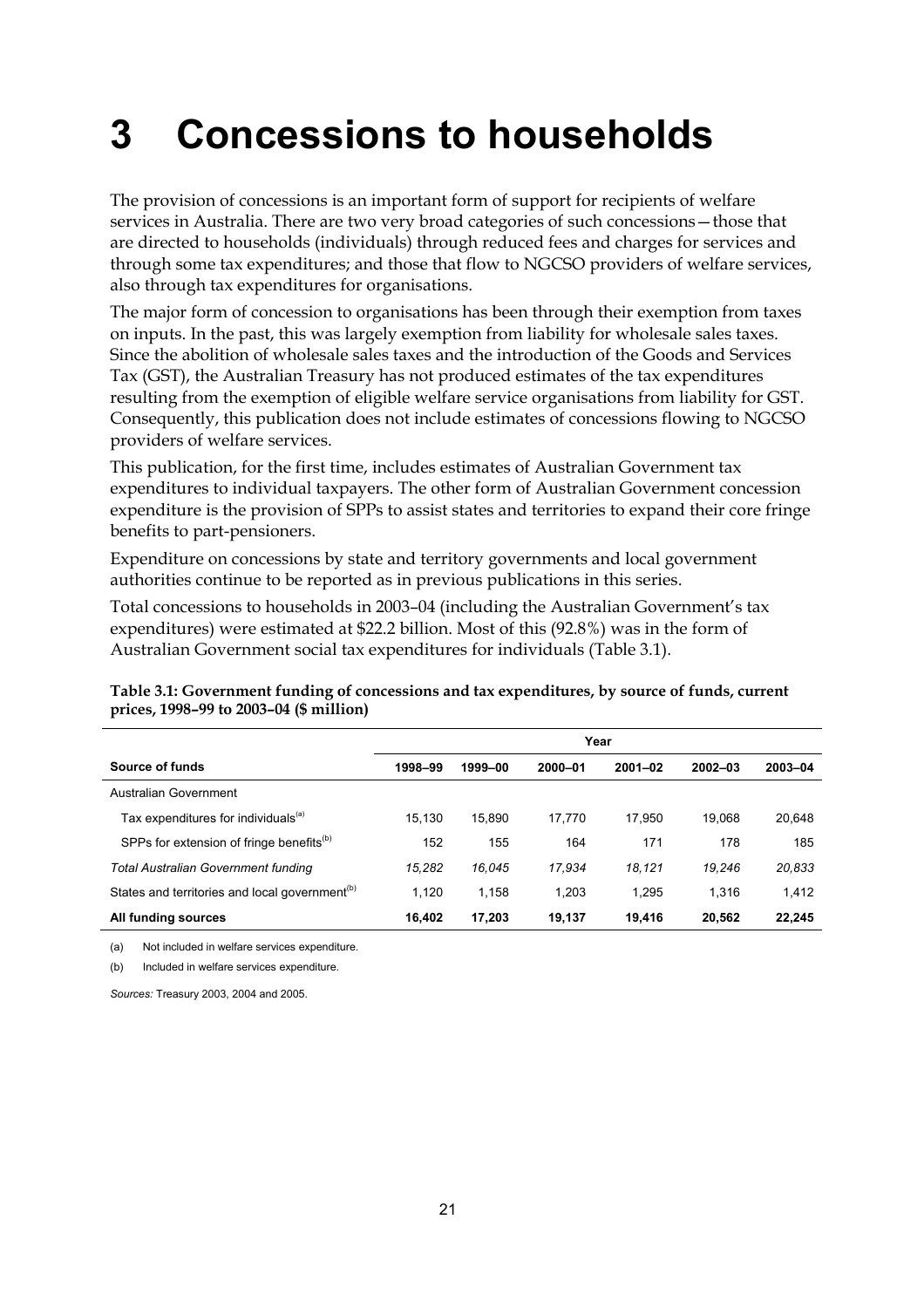# 3 Concessions to households

The provision of concessions is an important form of support for recipients of welfare services in Australia. There are two very broad categories of such concessions—those that are directed to households (individuals) through reduced fees and charges for services and through some tax expenditures; and those that flow to NGCSO providers of welfare services, also through tax expenditures for organisations.

The major form of concession to organisations has been through their exemption from taxes on inputs. In the past, this was largely exemption from liability for wholesale sales taxes. Since the abolition of wholesale sales taxes and the introduction of the Goods and Services Tax (GST), the Australian Treasury has not produced estimates of the tax expenditures resulting from the exemption of eligible welfare service organisations from liability for GST. Consequently, this publication does not include estimates of concessions flowing to NGCSO providers of welfare services.

This publication, for the first time, includes estimates of Australian Government tax expenditures to individual taxpayers. The other form of Australian Government concession expenditure is the provision of SPPs to assist states and territories to expand their core fringe benefits to part-pensioners.

Expenditure on concessions by state and territory governments and local government authorities continue to be reported as in previous publications in this series.

Total concessions to households in 2003–04 (including the Australian Government's tax expenditures) were estimated at $22.2 billion. Most of this (92.8%) was in the form of Australian Government social tax expenditures for individuals (Table 3.1).

**Table 3.1: Government funding of concessions and tax expenditures, by source of funds, current prices, 1998–99 to 2003–04 ($ million)**

| | Year | | | | | |
|---|---|---|---|---|---|---|
| **Source of funds** | **1998–99** | **1999–00** | **2000–01** | **2001–02** | **2002–03** | **2003–04** |
| Australian Government | | | | | | |
| Tax expenditures for individuals[(a)] | 15,130 | 15,890 | 17,770 | 17,950 | 19,068 | 20,648 |
| SPPs for extension of fringe benefits[(b)] | 152 | 155 | 164 | 171 | 178 | 185 |
| *Total Australian Government funding* | *15,282* | *16,045* | *17,934* | *18,121* | *19,246* | *20,833* |
| States and territories and local government[(b)] | 1,120 | 1,158 | 1,203 | 1,295 | 1,316 | 1,412 |
| **All funding sources** | **16,402** | **17,203** | **19,137** | **19,416** | **20,562** | **22,245** |

(a) Not included in welfare services expenditure.

(b) Included in welfare services expenditure.

*Sources:* Treasury 2003, 2004 and 2005.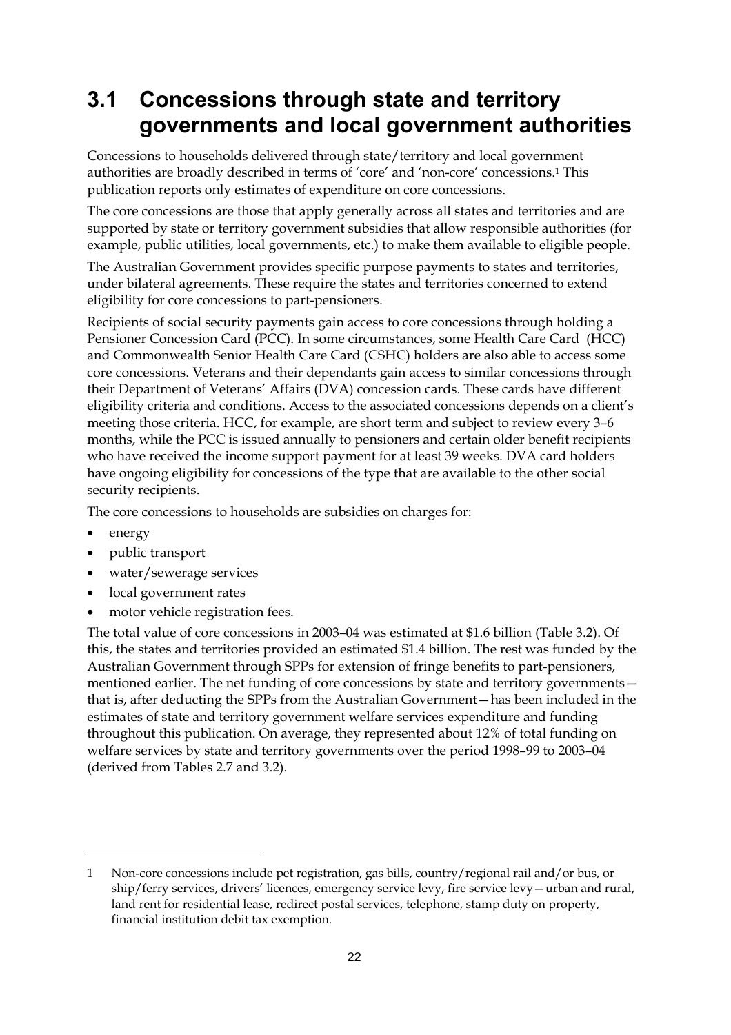## 3.1 Concessions through state and territory governments and local government authorities

Concessions to households delivered through state/territory and local government authorities are broadly described in terms of 'core' and 'non-core' concessions.[1] This publication reports only estimates of expenditure on core concessions.

The core concessions are those that apply generally across all states and territories and are supported by state or territory government subsidies that allow responsible authorities (for example, public utilities, local governments, etc.) to make them available to eligible people.

The Australian Government provides specific purpose payments to states and territories, under bilateral agreements. These require the states and territories concerned to extend eligibility for core concessions to part-pensioners.

Recipients of social security payments gain access to core concessions through holding a Pensioner Concession Card (PCC). In some circumstances, some Health Care Card (HCC) and Commonwealth Senior Health Care Card (CSHC) holders are also able to access some core concessions. Veterans and their dependants gain access to similar concessions through their Department of Veterans' Affairs (DVA) concession cards. These cards have different eligibility criteria and conditions. Access to the associated concessions depends on a client's meeting those criteria. HCC, for example, are short term and subject to review every 3–6 months, while the PCC is issued annually to pensioners and certain older benefit recipients who have received the income support payment for at least 39 weeks. DVA card holders have ongoing eligibility for concessions of the type that are available to the other social security recipients.

The core concessions to households are subsidies on charges for:

- energy
- public transport
- water/sewerage services
- local government rates
- motor vehicle registration fees.

The total value of core concessions in 2003–04 was estimated at $1.6 billion (Table 3.2). Of this, the states and territories provided an estimated $1.4 billion. The rest was funded by the Australian Government through SPPs for extension of fringe benefits to part-pensioners, mentioned earlier. The net funding of core concessions by state and territory governments—that is, after deducting the SPPs from the Australian Government—has been included in the estimates of state and territory government welfare services expenditure and funding throughout this publication. On average, they represented about 12% of total funding on welfare services by state and territory governments over the period 1998–99 to 2003–04 (derived from Tables 2.7 and 3.2).

---

1 Non-core concessions include pet registration, gas bills, country/regional rail and/or bus, or ship/ferry services, drivers' licences, emergency service levy, fire service levy—urban and rural, land rent for residential lease, redirect postal services, telephone, stamp duty on property, financial institution debit tax exemption.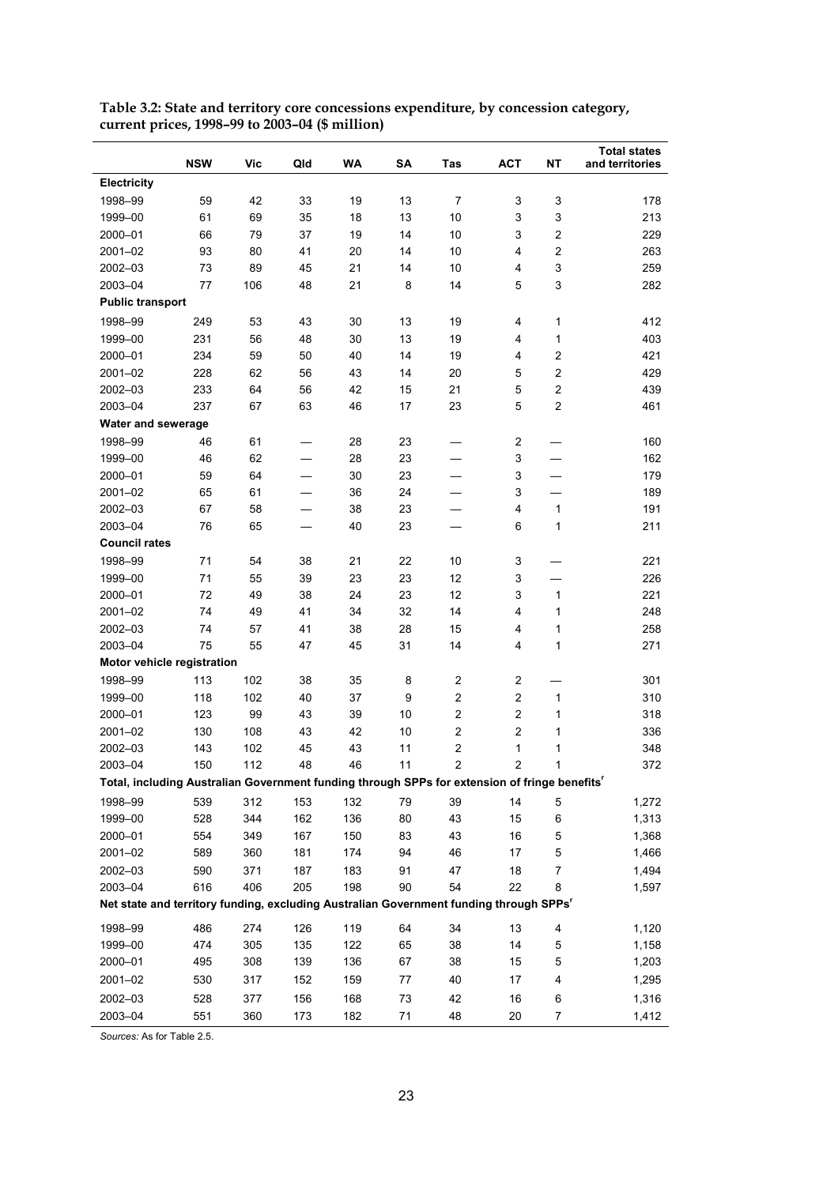**Table 3.2: State and territory core concessions expenditure, by concession category, current prices, 1998–99 to 2003–04 ($ million)**

| | NSW | Vic | Qld | WA | SA | Tas | ACT | NT | Total states and territories |
|---|---|---|---|---|---|---|---|---|---|
| **Electricity** | | | | | | | | | |
| 1998–99 | 59 | 42 | 33 | 19 | 13 | 7 | 3 | 3 | 178 |
| 1999–00 | 61 | 69 | 35 | 18 | 13 | 10 | 3 | 3 | 213 |
| 2000–01 | 66 | 79 | 37 | 19 | 14 | 10 | 3 | 2 | 229 |
| 2001–02 | 93 | 80 | 41 | 20 | 14 | 10 | 4 | 2 | 263 |
| 2002–03 | 73 | 89 | 45 | 21 | 14 | 10 | 4 | 3 | 259 |
| 2003–04 | 77 | 106 | 48 | 21 | 8 | 14 | 5 | 3 | 282 |
| **Public transport** | | | | | | | | | |
| 1998–99 | 249 | 53 | 43 | 30 | 13 | 19 | 4 | 1 | 412 |
| 1999–00 | 231 | 56 | 48 | 30 | 13 | 19 | 4 | 1 | 403 |
| 2000–01 | 234 | 59 | 50 | 40 | 14 | 19 | 4 | 2 | 421 |
| 2001–02 | 228 | 62 | 56 | 43 | 14 | 20 | 5 | 2 | 429 |
| 2002–03 | 233 | 64 | 56 | 42 | 15 | 21 | 5 | 2 | 439 |
| 2003–04 | 237 | 67 | 63 | 46 | 17 | 23 | 5 | 2 | 461 |
| **Water and sewerage** | | | | | | | | | |
| 1998–99 | 46 | 61 | — | 28 | 23 | — | 2 | — | 160 |
| 1999–00 | 46 | 62 | — | 28 | 23 | — | 3 | — | 162 |
| 2000–01 | 59 | 64 | — | 30 | 23 | — | 3 | — | 179 |
| 2001–02 | 65 | 61 | — | 36 | 24 | — | 3 | — | 189 |
| 2002–03 | 67 | 58 | — | 38 | 23 | — | 4 | 1 | 191 |
| 2003–04 | 76 | 65 | — | 40 | 23 | — | 6 | 1 | 211 |
| **Council rates** | | | | | | | | | |
| 1998–99 | 71 | 54 | 38 | 21 | 22 | 10 | 3 | — | 221 |
| 1999–00 | 71 | 55 | 39 | 23 | 23 | 12 | 3 | — | 226 |
| 2000–01 | 72 | 49 | 38 | 24 | 23 | 12 | 3 | 1 | 221 |
| 2001–02 | 74 | 49 | 41 | 34 | 32 | 14 | 4 | 1 | 248 |
| 2002–03 | 74 | 57 | 41 | 38 | 28 | 15 | 4 | 1 | 258 |
| 2003–04 | 75 | 55 | 47 | 45 | 31 | 14 | 4 | 1 | 271 |
| **Motor vehicle registration** | | | | | | | | | |
| 1998–99 | 113 | 102 | 38 | 35 | 8 | 2 | 2 | — | 301 |
| 1999–00 | 118 | 102 | 40 | 37 | 9 | 2 | 2 | 1 | 310 |
| 2000–01 | 123 | 99 | 43 | 39 | 10 | 2 | 2 | 1 | 318 |
| 2001–02 | 130 | 108 | 43 | 42 | 10 | 2 | 2 | 1 | 336 |
| 2002–03 | 143 | 102 | 45 | 43 | 11 | 2 | 1 | 1 | 348 |
| 2003–04 | 150 | 112 | 48 | 46 | 11 | 2 | 2 | 1 | 372 |
| **Total, including Australian Government funding through SPPs for extension of fringe benefits[r]** | | | | | | | | | |
| 1998–99 | 539 | 312 | 153 | 132 | 79 | 39 | 14 | 5 | 1,272 |
| 1999–00 | 528 | 344 | 162 | 136 | 80 | 43 | 15 | 6 | 1,313 |
| 2000–01 | 554 | 349 | 167 | 150 | 83 | 43 | 16 | 5 | 1,368 |
| 2001–02 | 589 | 360 | 181 | 174 | 94 | 46 | 17 | 5 | 1,466 |
| 2002–03 | 590 | 371 | 187 | 183 | 91 | 47 | 18 | 7 | 1,494 |
| 2003–04 | 616 | 406 | 205 | 198 | 90 | 54 | 22 | 8 | 1,597 |
| **Net state and territory funding, excluding Australian Government funding through SPPs[r]** | | | | | | | | | |
| 1998–99 | 486 | 274 | 126 | 119 | 64 | 34 | 13 | 4 | 1,120 |
| 1999–00 | 474 | 305 | 135 | 122 | 65 | 38 | 14 | 5 | 1,158 |
| 2000–01 | 495 | 308 | 139 | 136 | 67 | 38 | 15 | 5 | 1,203 |
| 2001–02 | 530 | 317 | 152 | 159 | 77 | 40 | 17 | 4 | 1,295 |
| 2002–03 | 528 | 377 | 156 | 168 | 73 | 42 | 16 | 6 | 1,316 |
| 2003–04 | 551 | 360 | 173 | 182 | 71 | 48 | 20 | 7 | 1,412 |

*Sources:* As for Table 2.5.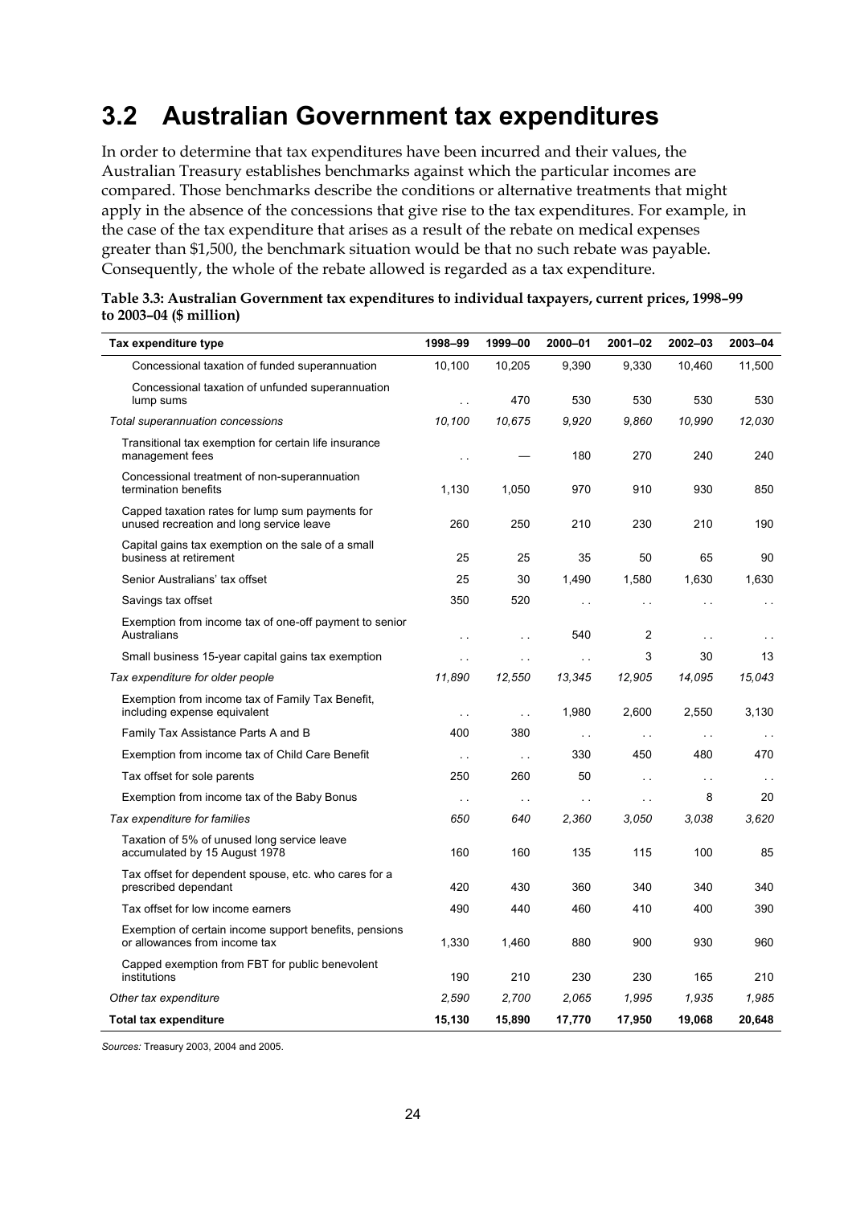## 3.2 Australian Government tax expenditures

In order to determine that tax expenditures have been incurred and their values, the Australian Treasury establishes benchmarks against which the particular incomes are compared. Those benchmarks describe the conditions or alternative treatments that might apply in the absence of the concessions that give rise to the tax expenditures. For example, in the case of the tax expenditure that arises as a result of the rebate on medical expenses greater than $1,500, the benchmark situation would be that no such rebate was payable. Consequently, the whole of the rebate allowed is regarded as a tax expenditure.

**Table 3.3: Australian Government tax expenditures to individual taxpayers, current prices, 1998–99 to 2003–04 ($ million)**

| Tax expenditure type | 1998–99 | 1999–00 | 2000–01 | 2001–02 | 2002–03 | 2003–04 |
|---|---|---|---|---|---|---|
| Concessional taxation of funded superannuation | 10,100 | 10,205 | 9,390 | 9,330 | 10,460 | 11,500 |
| Concessional taxation of unfunded superannuation lump sums | . . | 470 | 530 | 530 | 530 | 530 |
| *Total superannuation concessions* | *10,100* | *10,675* | *9,920* | *9,860* | *10,990* | *12,030* |
| Transitional tax exemption for certain life insurance management fees | . . | — | 180 | 270 | 240 | 240 |
| Concessional treatment of non-superannuation termination benefits | 1,130 | 1,050 | 970 | 910 | 930 | 850 |
| Capped taxation rates for lump sum payments for unused recreation and long service leave | 260 | 250 | 210 | 230 | 210 | 190 |
| Capital gains tax exemption on the sale of a small business at retirement | 25 | 25 | 35 | 50 | 65 | 90 |
| Senior Australians' tax offset | 25 | 30 | 1,490 | 1,580 | 1,630 | 1,630 |
| Savings tax offset | 350 | 520 | . . | . . | . . | . . |
| Exemption from income tax of one-off payment to senior Australians | . . | . . | 540 | 2 | . . | . . |
| Small business 15-year capital gains tax exemption | . . | . . | . . | 3 | 30 | 13 |
| *Tax expenditure for older people* | *11,890* | *12,550* | *13,345* | *12,905* | *14,095* | *15,043* |
| Exemption from income tax of Family Tax Benefit, including expense equivalent | . . | . . | 1,980 | 2,600 | 2,550 | 3,130 |
| Family Tax Assistance Parts A and B | 400 | 380 | . . | . . | . . | . . |
| Exemption from income tax of Child Care Benefit | . . | . . | 330 | 450 | 480 | 470 |
| Tax offset for sole parents | 250 | 260 | 50 | . . | . . | . . |
| Exemption from income tax of the Baby Bonus | . . | . . | . . | . . | 8 | 20 |
| *Tax expenditure for families* | *650* | *640* | *2,360* | *3,050* | *3,038* | *3,620* |
| Taxation of 5% of unused long service leave accumulated by 15 August 1978 | 160 | 160 | 135 | 115 | 100 | 85 |
| Tax offset for dependent spouse, etc. who cares for a prescribed dependant | 420 | 430 | 360 | 340 | 340 | 340 |
| Tax offset for low income earners | 490 | 440 | 460 | 410 | 400 | 390 |
| Exemption of certain income support benefits, pensions or allowances from income tax | 1,330 | 1,460 | 880 | 900 | 930 | 960 |
| Capped exemption from FBT for public benevolent institutions | 190 | 210 | 230 | 230 | 165 | 210 |
| *Other tax expenditure* | *2,590* | *2,700* | *2,065* | *1,995* | *1,935* | *1,985* |
| **Total tax expenditure** | **15,130** | **15,890** | **17,770** | **17,950** | **19,068** | **20,648** |

*Sources:* Treasury 2003, 2004 and 2005.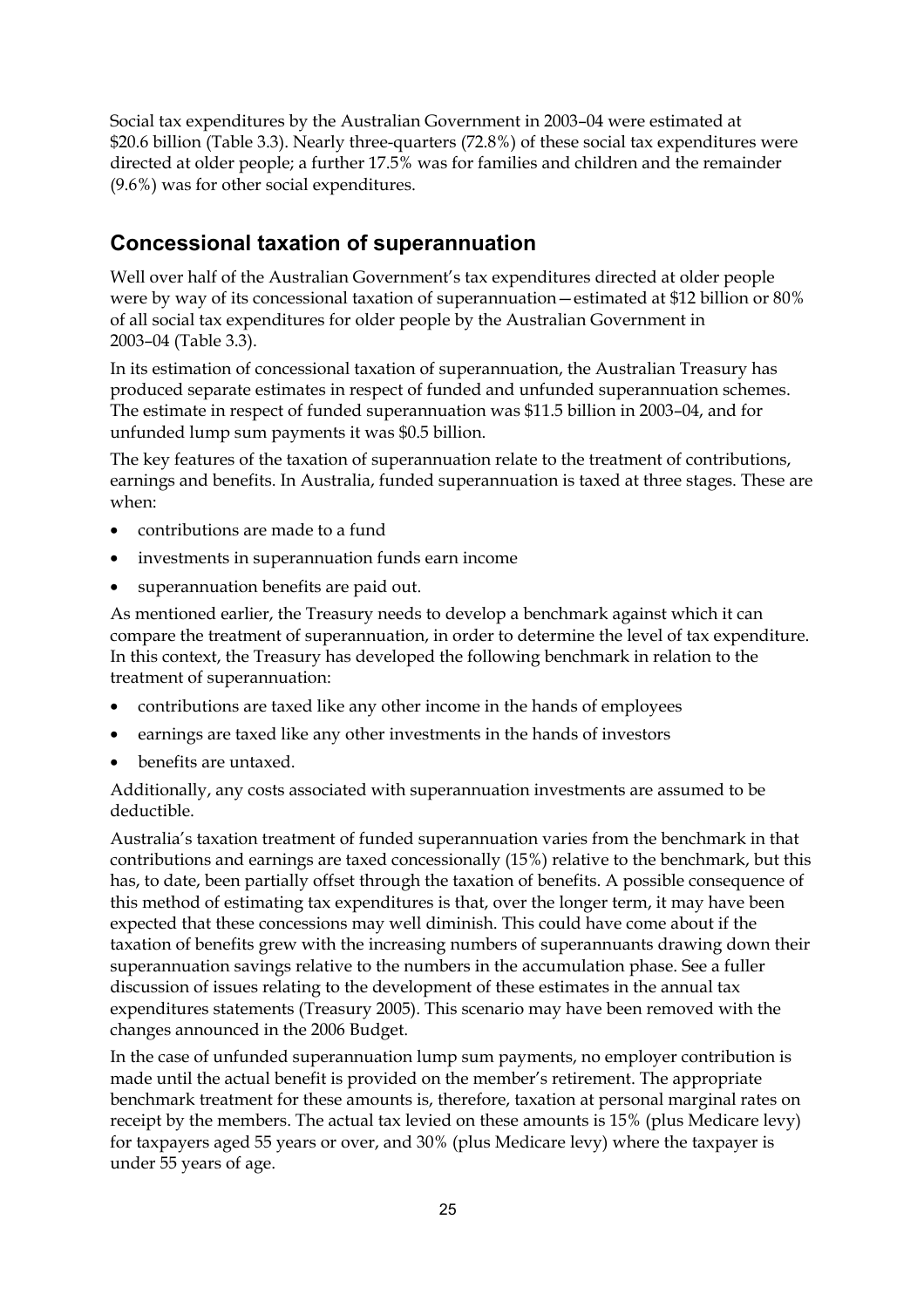Social tax expenditures by the Australian Government in 2003–04 were estimated at $20.6 billion (Table 3.3). Nearly three-quarters (72.8%) of these social tax expenditures were directed at older people; a further 17.5% was for families and children and the remainder (9.6%) was for other social expenditures.

## Concessional taxation of superannuation

Well over half of the Australian Government's tax expenditures directed at older people were by way of its concessional taxation of superannuation—estimated at $12 billion or 80% of all social tax expenditures for older people by the Australian Government in 2003–04 (Table 3.3).

In its estimation of concessional taxation of superannuation, the Australian Treasury has produced separate estimates in respect of funded and unfunded superannuation schemes. The estimate in respect of funded superannuation was $11.5 billion in 2003–04, and for unfunded lump sum payments it was $0.5 billion.

The key features of the taxation of superannuation relate to the treatment of contributions, earnings and benefits. In Australia, funded superannuation is taxed at three stages. These are when:

- contributions are made to a fund
- investments in superannuation funds earn income
- superannuation benefits are paid out.

As mentioned earlier, the Treasury needs to develop a benchmark against which it can compare the treatment of superannuation, in order to determine the level of tax expenditure. In this context, the Treasury has developed the following benchmark in relation to the treatment of superannuation:

- contributions are taxed like any other income in the hands of employees
- earnings are taxed like any other investments in the hands of investors
- benefits are untaxed.

Additionally, any costs associated with superannuation investments are assumed to be deductible.

Australia's taxation treatment of funded superannuation varies from the benchmark in that contributions and earnings are taxed concessionally (15%) relative to the benchmark, but this has, to date, been partially offset through the taxation of benefits. A possible consequence of this method of estimating tax expenditures is that, over the longer term, it may have been expected that these concessions may well diminish. This could have come about if the taxation of benefits grew with the increasing numbers of superannuants drawing down their superannuation savings relative to the numbers in the accumulation phase. See a fuller discussion of issues relating to the development of these estimates in the annual tax expenditures statements (Treasury 2005). This scenario may have been removed with the changes announced in the 2006 Budget.

In the case of unfunded superannuation lump sum payments, no employer contribution is made until the actual benefit is provided on the member's retirement. The appropriate benchmark treatment for these amounts is, therefore, taxation at personal marginal rates on receipt by the members. The actual tax levied on these amounts is 15% (plus Medicare levy) for taxpayers aged 55 years or over, and 30% (plus Medicare levy) where the taxpayer is under 55 years of age.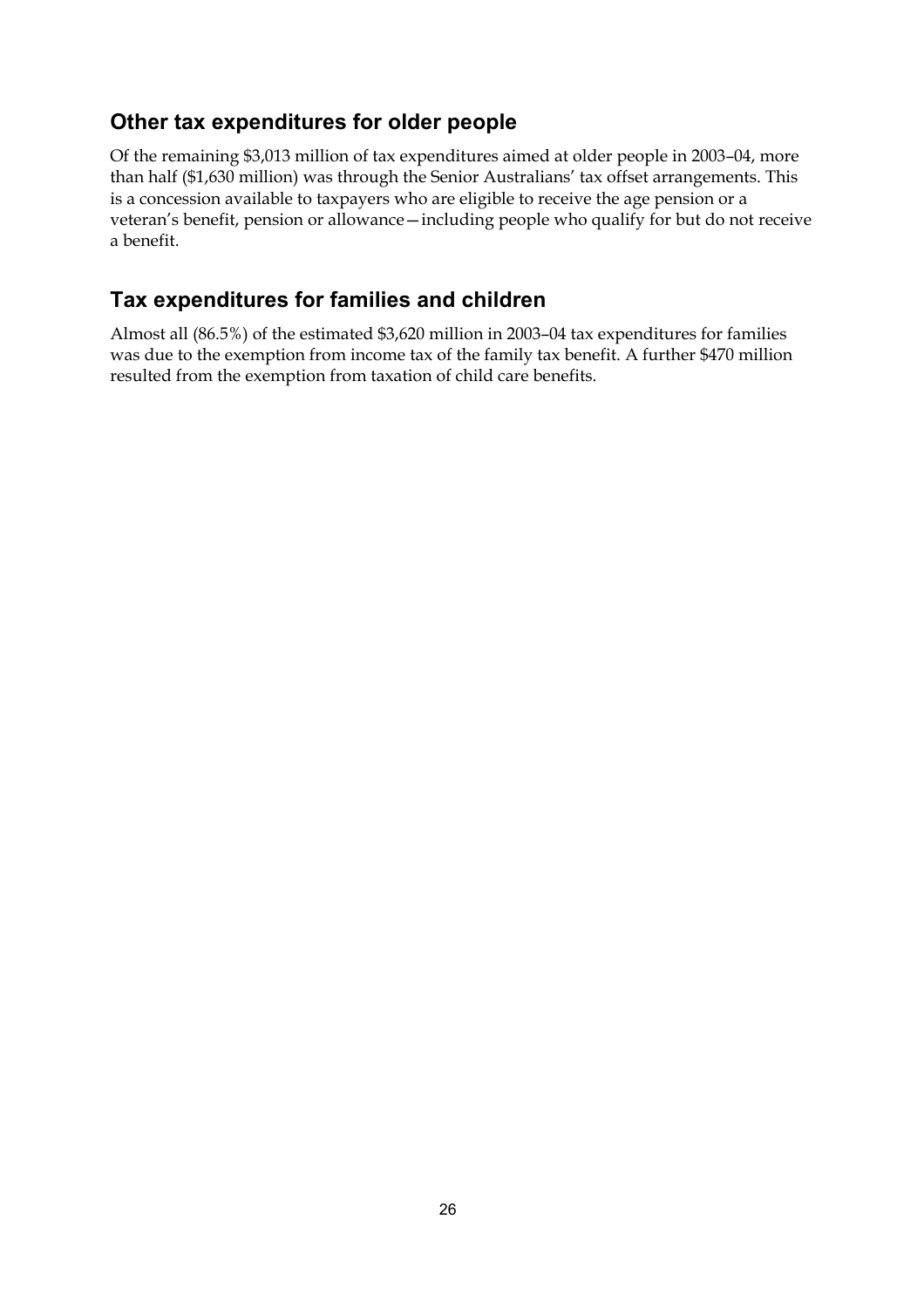## Other tax expenditures for older people

Of the remaining $3,013 million of tax expenditures aimed at older people in 2003–04, more than half ($1,630 million) was through the Senior Australians' tax offset arrangements. This is a concession available to taxpayers who are eligible to receive the age pension or a veteran's benefit, pension or allowance—including people who qualify for but do not receive a benefit.

## Tax expenditures for families and children

Almost all (86.5%) of the estimated $3,620 million in 2003–04 tax expenditures for families was due to the exemption from income tax of the family tax benefit. A further $470 million resulted from the exemption from taxation of child care benefits.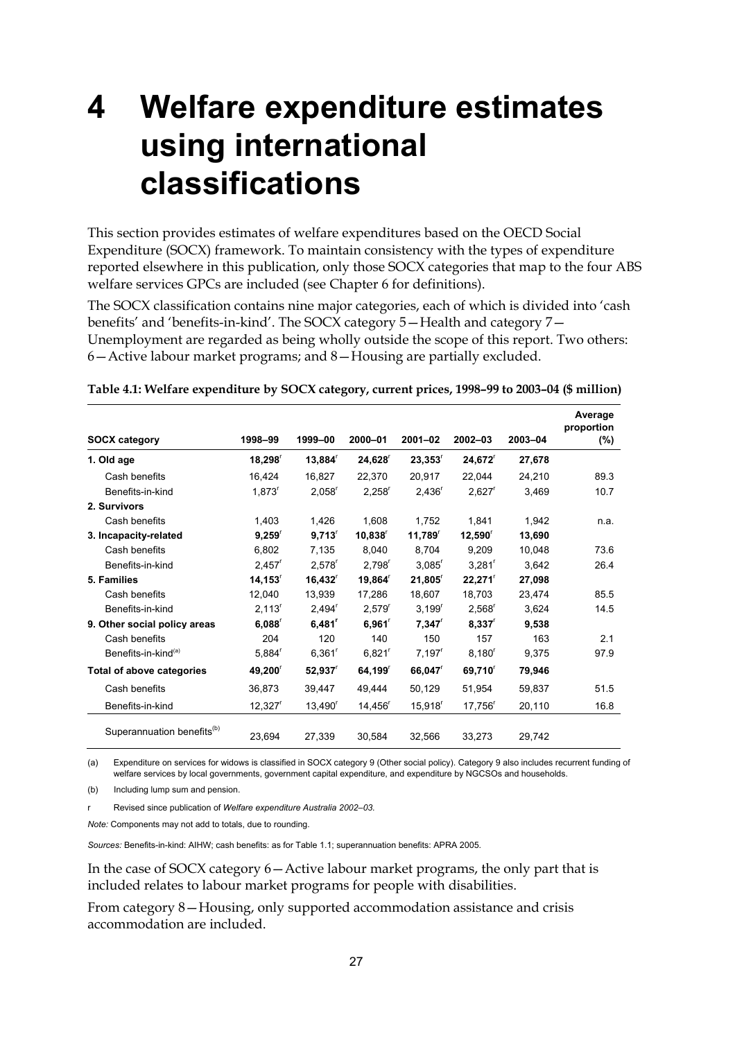# 4 Welfare expenditure estimates using international classifications

This section provides estimates of welfare expenditures based on the OECD Social Expenditure (SOCX) framework. To maintain consistency with the types of expenditure reported elsewhere in this publication, only those SOCX categories that map to the four ABS welfare services GPCs are included (see Chapter 6 for definitions).

The SOCX classification contains nine major categories, each of which is divided into 'cash benefits' and 'benefits-in-kind'. The SOCX category 5—Health and category 7—Unemployment are regarded as being wholly outside the scope of this report. Two others: 6—Active labour market programs; and 8—Housing are partially excluded.

**Table 4.1: Welfare expenditure by SOCX category, current prices, 1998–99 to 2003–04 ($ million)**

| SOCX category | 1998–99 | 1999–00 | 2000–01 | 2001–02 | 2002–03 | 2003–04 | Average proportion (%) |
|---|---|---|---|---|---|---|---|
| **1. Old age** | **18,298**r | **13,884**r | **24,628**r | **23,353**r | **24,672**r | **27,678** | |
| Cash benefits | 16,424 | 16,827 | 22,370 | 20,917 | 22,044 | 24,210 | 89.3 |
| Benefits-in-kind | 1,873r | 2,058r | 2,258r | 2,436r | 2,627r | 3,469 | 10.7 |
| **2. Survivors** | | | | | | | |
| Cash benefits | 1,403 | 1,426 | 1,608 | 1,752 | 1,841 | 1,942 | n.a. |
| **3. Incapacity-related** | **9,259**r | **9,713**r | **10,838**r | **11,789**r | **12,590**r | **13,690** | |
| Cash benefits | 6,802 | 7,135 | 8,040 | 8,704 | 9,209 | 10,048 | 73.6 |
| Benefits-in-kind | 2,457r | 2,578r | 2,798r | 3,085r | 3,281r | 3,642 | 26.4 |
| **5. Families** | **14,153**r | **16,432**r | **19,864**r | **21,805**r | **22,271**r | **27,098** | |
| Cash benefits | 12,040 | 13,939 | 17,286 | 18,607 | 18,703 | 23,474 | 85.5 |
| Benefits-in-kind | 2,113r | 2,494r | 2,579r | 3,199r | 2,568r | 3,624 | 14.5 |
| **9. Other social policy areas** | **6,088**r | **6,481**r | **6,961**r | **7,347**r | **8,337**r | **9,538** | |
| Cash benefits | 204 | 120 | 140 | 150 | 157 | 163 | 2.1 |
| Benefits-in-kind(a) | 5,884r | 6,361r | 6,821r | 7,197r | 8,180r | 9,375 | 97.9 |
| **Total of above categories** | **49,200**r | **52,937**r | **64,199**r | **66,047**r | **69,710**r | **79,946** | |
| Cash benefits | 36,873 | 39,447 | 49,444 | 50,129 | 51,954 | 59,837 | 51.5 |
| Benefits-in-kind | 12,327r | 13,490r | 14,456r | 15,918r | 17,756r | 20,110 | 16.8 |
| Superannuation benefits(b) | 23,694 | 27,339 | 30,584 | 32,566 | 33,273 | 29,742 | |

(a) Expenditure on services for widows is classified in SOCX category 9 (Other social policy). Category 9 also includes recurrent funding of welfare services by local governments, government capital expenditure, and expenditure by NGCSOs and households.

(b) Including lump sum and pension.

r Revised since publication of *Welfare expenditure Australia 2002–03.*

*Note:* Components may not add to totals, due to rounding.

*Sources:* Benefits-in-kind: AIHW; cash benefits: as for Table 1.1; superannuation benefits: APRA 2005.

In the case of SOCX category 6—Active labour market programs, the only part that is included relates to labour market programs for people with disabilities.

From category 8—Housing, only supported accommodation assistance and crisis accommodation are included.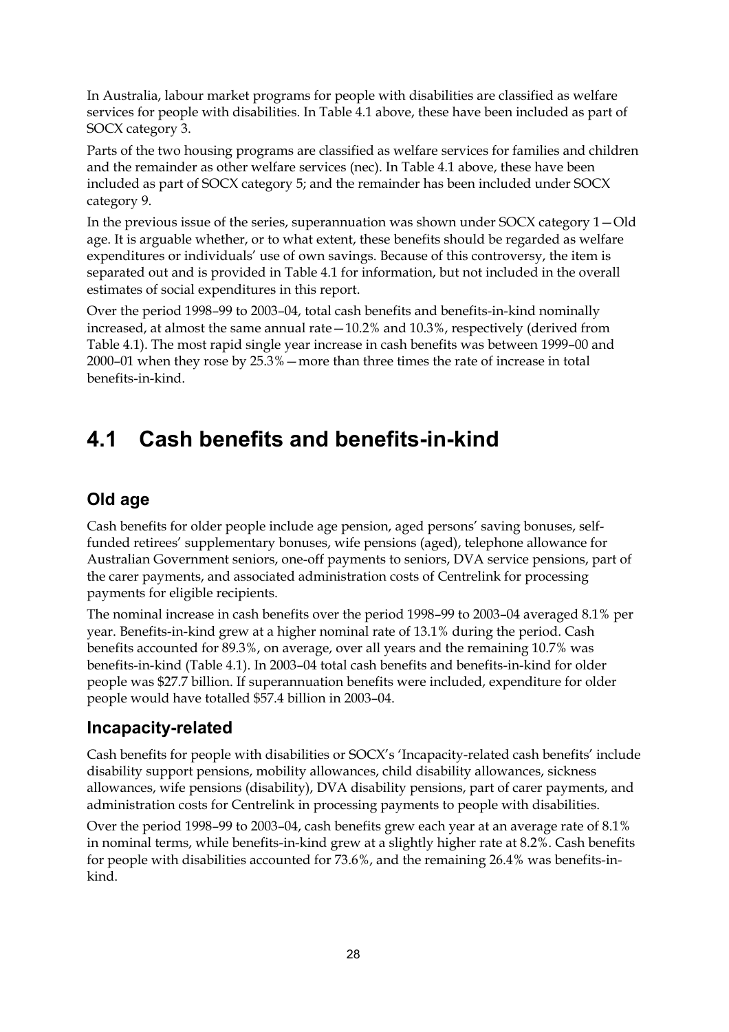In Australia, labour market programs for people with disabilities are classified as welfare services for people with disabilities. In Table 4.1 above, these have been included as part of SOCX category 3.

Parts of the two housing programs are classified as welfare services for families and children and the remainder as other welfare services (nec). In Table 4.1 above, these have been included as part of SOCX category 5; and the remainder has been included under SOCX category 9.

In the previous issue of the series, superannuation was shown under SOCX category 1—Old age. It is arguable whether, or to what extent, these benefits should be regarded as welfare expenditures or individuals' use of own savings. Because of this controversy, the item is separated out and is provided in Table 4.1 for information, but not included in the overall estimates of social expenditures in this report.

Over the period 1998–99 to 2003–04, total cash benefits and benefits-in-kind nominally increased, at almost the same annual rate—10.2% and 10.3%, respectively (derived from Table 4.1). The most rapid single year increase in cash benefits was between 1999–00 and 2000–01 when they rose by 25.3%—more than three times the rate of increase in total benefits-in-kind.

# 4.1 Cash benefits and benefits-in-kind

## Old age

Cash benefits for older people include age pension, aged persons' saving bonuses, self-funded retirees' supplementary bonuses, wife pensions (aged), telephone allowance for Australian Government seniors, one-off payments to seniors, DVA service pensions, part of the carer payments, and associated administration costs of Centrelink for processing payments for eligible recipients.

The nominal increase in cash benefits over the period 1998–99 to 2003–04 averaged 8.1% per year. Benefits-in-kind grew at a higher nominal rate of 13.1% during the period. Cash benefits accounted for 89.3%, on average, over all years and the remaining 10.7% was benefits-in-kind (Table 4.1). In 2003–04 total cash benefits and benefits-in-kind for older people was $27.7 billion. If superannuation benefits were included, expenditure for older people would have totalled $57.4 billion in 2003–04.

## Incapacity-related

Cash benefits for people with disabilities or SOCX's 'Incapacity-related cash benefits' include disability support pensions, mobility allowances, child disability allowances, sickness allowances, wife pensions (disability), DVA disability pensions, part of carer payments, and administration costs for Centrelink in processing payments to people with disabilities.

Over the period 1998–99 to 2003–04, cash benefits grew each year at an average rate of 8.1% in nominal terms, while benefits-in-kind grew at a slightly higher rate at 8.2%. Cash benefits for people with disabilities accounted for 73.6%, and the remaining 26.4% was benefits-in-kind.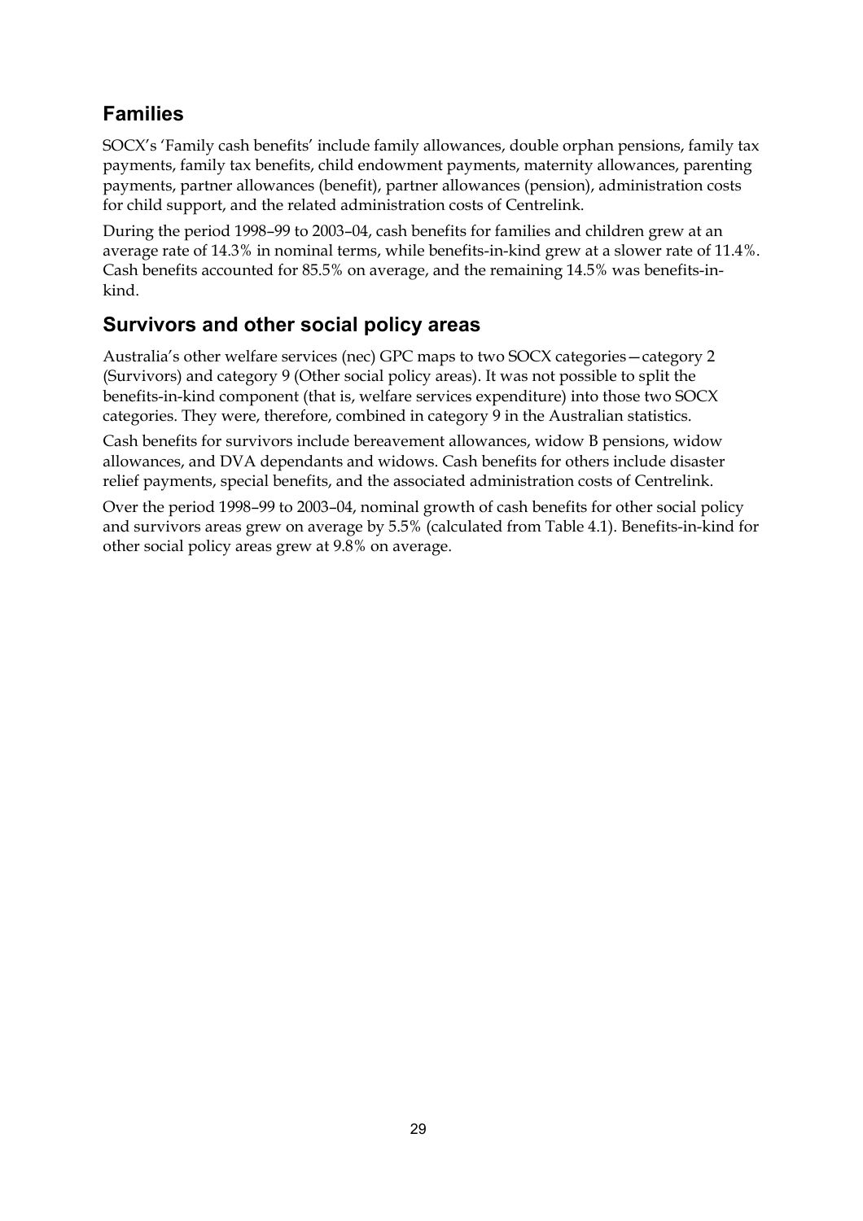## Families

SOCX's 'Family cash benefits' include family allowances, double orphan pensions, family tax payments, family tax benefits, child endowment payments, maternity allowances, parenting payments, partner allowances (benefit), partner allowances (pension), administration costs for child support, and the related administration costs of Centrelink.

During the period 1998–99 to 2003–04, cash benefits for families and children grew at an average rate of 14.3% in nominal terms, while benefits-in-kind grew at a slower rate of 11.4%. Cash benefits accounted for 85.5% on average, and the remaining 14.5% was benefits-in-kind.

## Survivors and other social policy areas

Australia's other welfare services (nec) GPC maps to two SOCX categories—category 2 (Survivors) and category 9 (Other social policy areas). It was not possible to split the benefits-in-kind component (that is, welfare services expenditure) into those two SOCX categories. They were, therefore, combined in category 9 in the Australian statistics.

Cash benefits for survivors include bereavement allowances, widow B pensions, widow allowances, and DVA dependants and widows. Cash benefits for others include disaster relief payments, special benefits, and the associated administration costs of Centrelink.

Over the period 1998–99 to 2003–04, nominal growth of cash benefits for other social policy and survivors areas grew on average by 5.5% (calculated from Table 4.1). Benefits-in-kind for other social policy areas grew at 9.8% on average.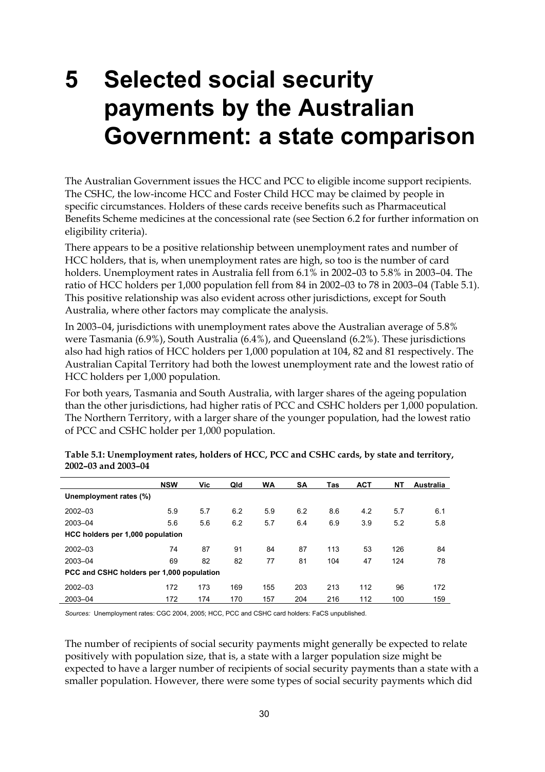# 5 Selected social security payments by the Australian Government: a state comparison

The Australian Government issues the HCC and PCC to eligible income support recipients. The CSHC, the low-income HCC and Foster Child HCC may be claimed by people in specific circumstances. Holders of these cards receive benefits such as Pharmaceutical Benefits Scheme medicines at the concessional rate (see Section 6.2 for further information on eligibility criteria).

There appears to be a positive relationship between unemployment rates and number of HCC holders, that is, when unemployment rates are high, so too is the number of card holders. Unemployment rates in Australia fell from 6.1% in 2002–03 to 5.8% in 2003–04. The ratio of HCC holders per 1,000 population fell from 84 in 2002–03 to 78 in 2003–04 (Table 5.1). This positive relationship was also evident across other jurisdictions, except for South Australia, where other factors may complicate the analysis.

In 2003–04, jurisdictions with unemployment rates above the Australian average of 5.8% were Tasmania (6.9%), South Australia (6.4%), and Queensland (6.2%). These jurisdictions also had high ratios of HCC holders per 1,000 population at 104, 82 and 81 respectively. The Australian Capital Territory had both the lowest unemployment rate and the lowest ratio of HCC holders per 1,000 population.

For both years, Tasmania and South Australia, with larger shares of the ageing population than the other jurisdictions, had higher ratis of PCC and CSHC holders per 1,000 population. The Northern Territory, with a larger share of the younger population, had the lowest ratio of PCC and CSHC holder per 1,000 population.

**Table 5.1: Unemployment rates, holders of HCC, PCC and CSHC cards, by state and territory, 2002–03 and 2003–04**

| | NSW | Vic | Qld | WA | SA | Tas | ACT | NT | Australia |
|---|---|---|---|---|---|---|---|---|---|
| **Unemployment rates (%)** | | | | | | | | | |
| 2002–03 | 5.9 | 5.7 | 6.2 | 5.9 | 6.2 | 8.6 | 4.2 | 5.7 | 6.1 |
| 2003–04 | 5.6 | 5.6 | 6.2 | 5.7 | 6.4 | 6.9 | 3.9 | 5.2 | 5.8 |
| **HCC holders per 1,000 population** | | | | | | | | | |
| 2002–03 | 74 | 87 | 91 | 84 | 87 | 113 | 53 | 126 | 84 |
| 2003–04 | 69 | 82 | 82 | 77 | 81 | 104 | 47 | 124 | 78 |
| **PCC and CSHC holders per 1,000 population** | | | | | | | | | |
| 2002–03 | 172 | 173 | 169 | 155 | 203 | 213 | 112 | 96 | 172 |
| 2003–04 | 172 | 174 | 170 | 157 | 204 | 216 | 112 | 100 | 159 |

*Sources:* Unemployment rates: CGC 2004, 2005; HCC, PCC and CSHC card holders: FaCS unpublished.

The number of recipients of social security payments might generally be expected to relate positively with population size, that is, a state with a larger population size might be expected to have a larger number of recipients of social security payments than a state with a smaller population. However, there were some types of social security payments which did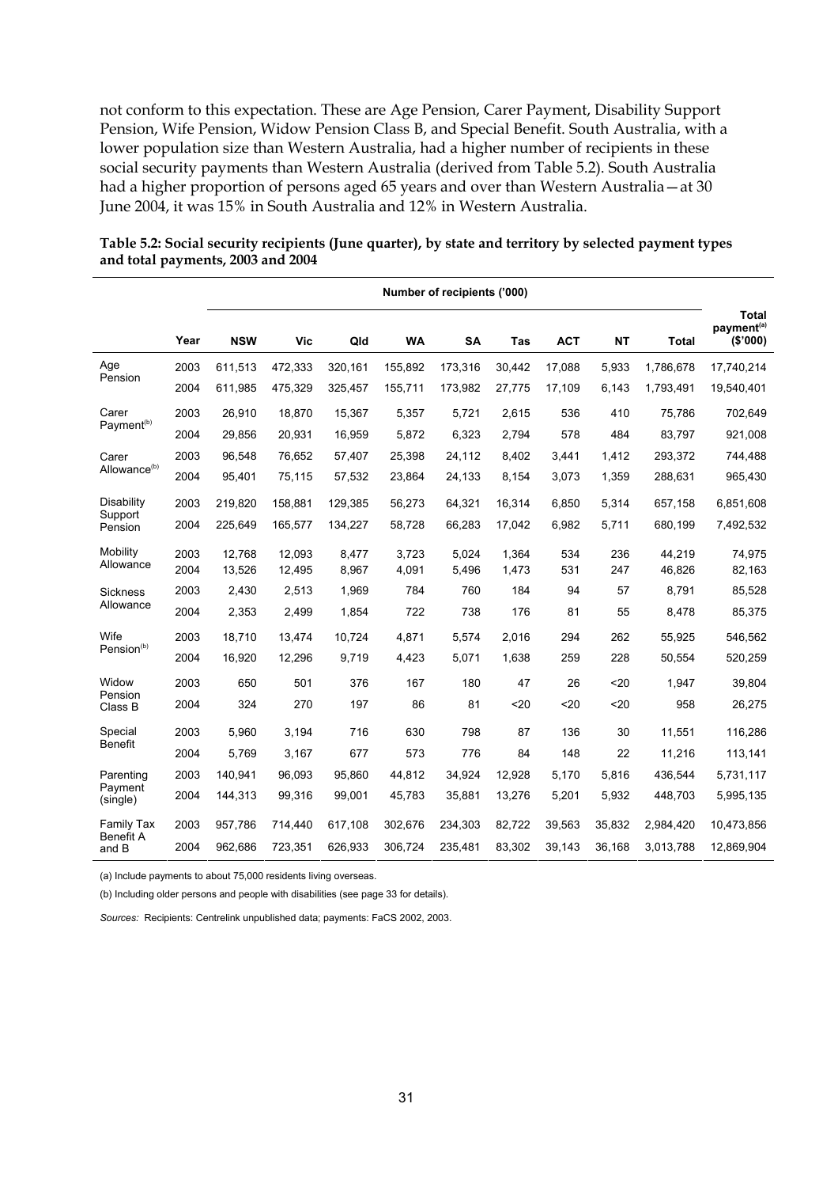not conform to this expectation. These are Age Pension, Carer Payment, Disability Support Pension, Wife Pension, Widow Pension Class B, and Special Benefit. South Australia, with a lower population size than Western Australia, had a higher number of recipients in these social security payments than Western Australia (derived from Table 5.2). South Australia had a higher proportion of persons aged 65 years and over than Western Australia—at 30 June 2004, it was 15% in South Australia and 12% in Western Australia.

**Table 5.2: Social security recipients (June quarter), by state and territory by selected payment types and total payments, 2003 and 2004**

| | | Number of recipients ('000) | | | | | | | | | |
|---|---|---|---|---|---|---|---|---|---|---|---|
| | Year | NSW | Vic | Qld | WA | SA | Tas | ACT | NT | Total | Total payment[(a)] ($'000) |
| Age Pension | 2003 | 611,513 | 472,333 | 320,161 | 155,892 | 173,316 | 30,442 | 17,088 | 5,933 | 1,786,678 | 17,740,214 |
| | 2004 | 611,985 | 475,329 | 325,457 | 155,711 | 173,982 | 27,775 | 17,109 | 6,143 | 1,793,491 | 19,540,401 |
| Carer Payment[(b)] | 2003 | 26,910 | 18,870 | 15,367 | 5,357 | 5,721 | 2,615 | 536 | 410 | 75,786 | 702,649 |
| | 2004 | 29,856 | 20,931 | 16,959 | 5,872 | 6,323 | 2,794 | 578 | 484 | 83,797 | 921,008 |
| Carer Allowance[(b)] | 2003 | 96,548 | 76,652 | 57,407 | 25,398 | 24,112 | 8,402 | 3,441 | 1,412 | 293,372 | 744,488 |
| | 2004 | 95,401 | 75,115 | 57,532 | 23,864 | 24,133 | 8,154 | 3,073 | 1,359 | 288,631 | 965,430 |
| Disability Support Pension | 2003 | 219,820 | 158,881 | 129,385 | 56,273 | 64,321 | 16,314 | 6,850 | 5,314 | 657,158 | 6,851,608 |
| | 2004 | 225,649 | 165,577 | 134,227 | 58,728 | 66,283 | 17,042 | 6,982 | 5,711 | 680,199 | 7,492,532 |
| Mobility Allowance | 2003 | 12,768 | 12,093 | 8,477 | 3,723 | 5,024 | 1,364 | 534 | 236 | 44,219 | 74,975 |
| | 2004 | 13,526 | 12,495 | 8,967 | 4,091 | 5,496 | 1,473 | 531 | 247 | 46,826 | 82,163 |
| Sickness Allowance | 2003 | 2,430 | 2,513 | 1,969 | 784 | 760 | 184 | 94 | 57 | 8,791 | 85,528 |
| | 2004 | 2,353 | 2,499 | 1,854 | 722 | 738 | 176 | 81 | 55 | 8,478 | 85,375 |
| Wife Pension[(b)] | 2003 | 18,710 | 13,474 | 10,724 | 4,871 | 5,574 | 2,016 | 294 | 262 | 55,925 | 546,562 |
| | 2004 | 16,920 | 12,296 | 9,719 | 4,423 | 5,071 | 1,638 | 259 | 228 | 50,554 | 520,259 |
| Widow Pension Class B | 2003 | 650 | 501 | 376 | 167 | 180 | 47 | 26 | <20 | 1,947 | 39,804 |
| | 2004 | 324 | 270 | 197 | 86 | 81 | <20 | <20 | <20 | 958 | 26,275 |
| Special Benefit | 2003 | 5,960 | 3,194 | 716 | 630 | 798 | 87 | 136 | 30 | 11,551 | 116,286 |
| | 2004 | 5,769 | 3,167 | 677 | 573 | 776 | 84 | 148 | 22 | 11,216 | 113,141 |
| Parenting Payment (single) | 2003 | 140,941 | 96,093 | 95,860 | 44,812 | 34,924 | 12,928 | 5,170 | 5,816 | 436,544 | 5,731,117 |
| | 2004 | 144,313 | 99,316 | 99,001 | 45,783 | 35,881 | 13,276 | 5,201 | 5,932 | 448,703 | 5,995,135 |
| Family Tax Benefit A and B | 2003 | 957,786 | 714,440 | 617,108 | 302,676 | 234,303 | 82,722 | 39,563 | 35,832 | 2,984,420 | 10,473,856 |
| | 2004 | 962,686 | 723,351 | 626,933 | 306,724 | 235,481 | 83,302 | 39,143 | 36,168 | 3,013,788 | 12,869,904 |

(a) Include payments to about 75,000 residents living overseas.

(b) Including older persons and people with disabilities (see page 33 for details).

*Sources:* Recipients: Centrelink unpublished data; payments: FaCS 2002, 2003.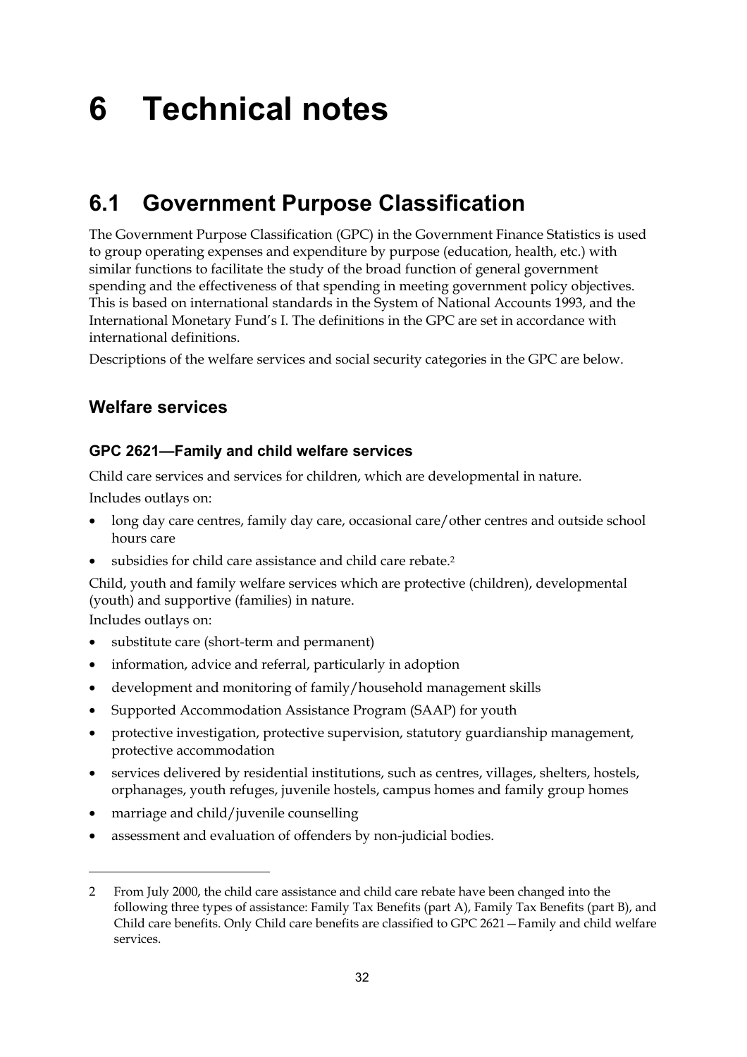# 6 Technical notes

## 6.1 Government Purpose Classification

The Government Purpose Classification (GPC) in the Government Finance Statistics is used to group operating expenses and expenditure by purpose (education, health, etc.) with similar functions to facilitate the study of the broad function of general government spending and the effectiveness of that spending in meeting government policy objectives. This is based on international standards in the System of National Accounts 1993, and the International Monetary Fund's I. The definitions in the GPC are set in accordance with international definitions.

Descriptions of the welfare services and social security categories in the GPC are below.

### Welfare services

#### GPC 2621—Family and child welfare services

Child care services and services for children, which are developmental in nature.

Includes outlays on:

- long day care centres, family day care, occasional care/other centres and outside school hours care
- subsidies for child care assistance and child care rebate.[2]

Child, youth and family welfare services which are protective (children), developmental (youth) and supportive (families) in nature.

Includes outlays on:

- substitute care (short-term and permanent)
- information, advice and referral, particularly in adoption
- development and monitoring of family/household management skills
- Supported Accommodation Assistance Program (SAAP) for youth
- protective investigation, protective supervision, statutory guardianship management, protective accommodation
- services delivered by residential institutions, such as centres, villages, shelters, hostels, orphanages, youth refuges, juvenile hostels, campus homes and family group homes
- marriage and child/juvenile counselling
- assessment and evaluation of offenders by non-judicial bodies.

---

2 From July 2000, the child care assistance and child care rebate have been changed into the following three types of assistance: Family Tax Benefits (part A), Family Tax Benefits (part B), and Child care benefits. Only Child care benefits are classified to GPC 2621—Family and child welfare services.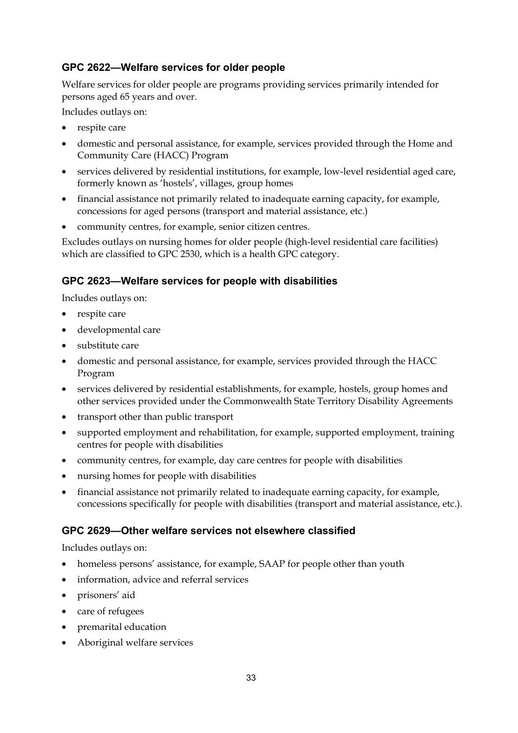### GPC 2622—Welfare services for older people

Welfare services for older people are programs providing services primarily intended for persons aged 65 years and over.

Includes outlays on:

- respite care
- domestic and personal assistance, for example, services provided through the Home and Community Care (HACC) Program
- services delivered by residential institutions, for example, low-level residential aged care, formerly known as 'hostels', villages, group homes
- financial assistance not primarily related to inadequate earning capacity, for example, concessions for aged persons (transport and material assistance, etc.)
- community centres, for example, senior citizen centres.

Excludes outlays on nursing homes for older people (high-level residential care facilities) which are classified to GPC 2530, which is a health GPC category.

### GPC 2623—Welfare services for people with disabilities

Includes outlays on:

- respite care
- developmental care
- substitute care
- domestic and personal assistance, for example, services provided through the HACC Program
- services delivered by residential establishments, for example, hostels, group homes and other services provided under the Commonwealth State Territory Disability Agreements
- transport other than public transport
- supported employment and rehabilitation, for example, supported employment, training centres for people with disabilities
- community centres, for example, day care centres for people with disabilities
- nursing homes for people with disabilities
- financial assistance not primarily related to inadequate earning capacity, for example, concessions specifically for people with disabilities (transport and material assistance, etc.).

### GPC 2629—Other welfare services not elsewhere classified

Includes outlays on:

- homeless persons' assistance, for example, SAAP for people other than youth
- information, advice and referral services
- prisoners' aid
- care of refugees
- premarital education
- Aboriginal welfare services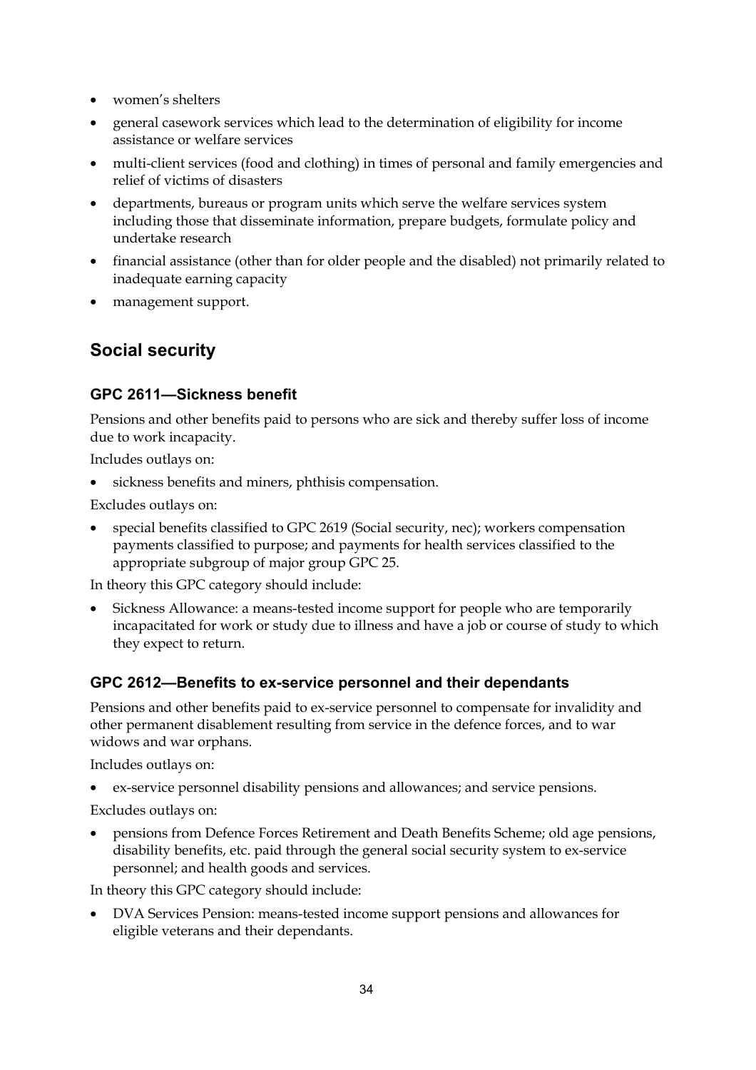- women's shelters
- general casework services which lead to the determination of eligibility for income assistance or welfare services
- multi-client services (food and clothing) in times of personal and family emergencies and relief of victims of disasters
- departments, bureaus or program units which serve the welfare services system including those that disseminate information, prepare budgets, formulate policy and undertake research
- financial assistance (other than for older people and the disabled) not primarily related to inadequate earning capacity
- management support.

## Social security

### GPC 2611—Sickness benefit

Pensions and other benefits paid to persons who are sick and thereby suffer loss of income due to work incapacity.

Includes outlays on:

- sickness benefits and miners, phthisis compensation.

Excludes outlays on:

- special benefits classified to GPC 2619 (Social security, nec); workers compensation payments classified to purpose; and payments for health services classified to the appropriate subgroup of major group GPC 25.

In theory this GPC category should include:

- Sickness Allowance: a means-tested income support for people who are temporarily incapacitated for work or study due to illness and have a job or course of study to which they expect to return.

### GPC 2612—Benefits to ex-service personnel and their dependants

Pensions and other benefits paid to ex-service personnel to compensate for invalidity and other permanent disablement resulting from service in the defence forces, and to war widows and war orphans.

Includes outlays on:

- ex-service personnel disability pensions and allowances; and service pensions.

Excludes outlays on:

- pensions from Defence Forces Retirement and Death Benefits Scheme; old age pensions, disability benefits, etc. paid through the general social security system to ex-service personnel; and health goods and services.

In theory this GPC category should include:

- DVA Services Pension: means-tested income support pensions and allowances for eligible veterans and their dependants.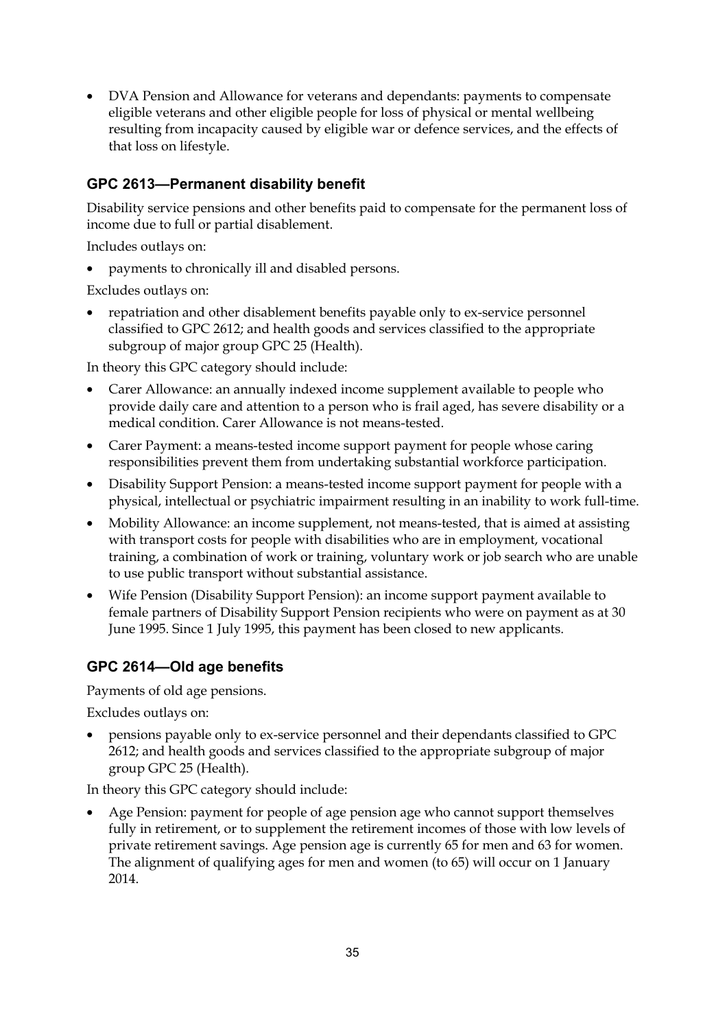- DVA Pension and Allowance for veterans and dependants: payments to compensate eligible veterans and other eligible people for loss of physical or mental wellbeing resulting from incapacity caused by eligible war or defence services, and the effects of that loss on lifestyle.

### GPC 2613—Permanent disability benefit

Disability service pensions and other benefits paid to compensate for the permanent loss of income due to full or partial disablement.

Includes outlays on:

- payments to chronically ill and disabled persons.

Excludes outlays on:

- repatriation and other disablement benefits payable only to ex-service personnel classified to GPC 2612; and health goods and services classified to the appropriate subgroup of major group GPC 25 (Health).

In theory this GPC category should include:

- Carer Allowance: an annually indexed income supplement available to people who provide daily care and attention to a person who is frail aged, has severe disability or a medical condition. Carer Allowance is not means-tested.
- Carer Payment: a means-tested income support payment for people whose caring responsibilities prevent them from undertaking substantial workforce participation.
- Disability Support Pension: a means-tested income support payment for people with a physical, intellectual or psychiatric impairment resulting in an inability to work full-time.
- Mobility Allowance: an income supplement, not means-tested, that is aimed at assisting with transport costs for people with disabilities who are in employment, vocational training, a combination of work or training, voluntary work or job search who are unable to use public transport without substantial assistance.
- Wife Pension (Disability Support Pension): an income support payment available to female partners of Disability Support Pension recipients who were on payment as at 30 June 1995. Since 1 July 1995, this payment has been closed to new applicants.

### GPC 2614—Old age benefits

Payments of old age pensions.

Excludes outlays on:

- pensions payable only to ex-service personnel and their dependants classified to GPC 2612; and health goods and services classified to the appropriate subgroup of major group GPC 25 (Health).

In theory this GPC category should include:

- Age Pension: payment for people of age pension age who cannot support themselves fully in retirement, or to supplement the retirement incomes of those with low levels of private retirement savings. Age pension age is currently 65 for men and 63 for women. The alignment of qualifying ages for men and women (to 65) will occur on 1 January 2014.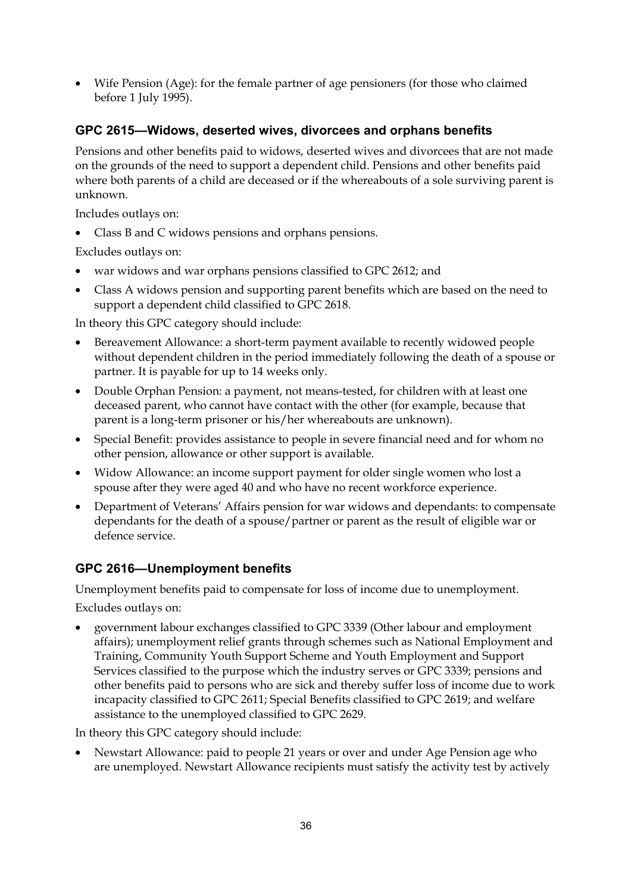- Wife Pension (Age): for the female partner of age pensioners (for those who claimed before 1 July 1995).

### GPC 2615—Widows, deserted wives, divorcees and orphans benefits

Pensions and other benefits paid to widows, deserted wives and divorcees that are not made on the grounds of the need to support a dependent child. Pensions and other benefits paid where both parents of a child are deceased or if the whereabouts of a sole surviving parent is unknown.

Includes outlays on:

- Class B and C widows pensions and orphans pensions.

Excludes outlays on:

- war widows and war orphans pensions classified to GPC 2612; and
- Class A widows pension and supporting parent benefits which are based on the need to support a dependent child classified to GPC 2618.

In theory this GPC category should include:

- Bereavement Allowance: a short-term payment available to recently widowed people without dependent children in the period immediately following the death of a spouse or partner. It is payable for up to 14 weeks only.
- Double Orphan Pension: a payment, not means-tested, for children with at least one deceased parent, who cannot have contact with the other (for example, because that parent is a long-term prisoner or his/her whereabouts are unknown).
- Special Benefit: provides assistance to people in severe financial need and for whom no other pension, allowance or other support is available.
- Widow Allowance: an income support payment for older single women who lost a spouse after they were aged 40 and who have no recent workforce experience.
- Department of Veterans' Affairs pension for war widows and dependants: to compensate dependants for the death of a spouse/partner or parent as the result of eligible war or defence service.

### GPC 2616—Unemployment benefits

Unemployment benefits paid to compensate for loss of income due to unemployment.

Excludes outlays on:

- government labour exchanges classified to GPC 3339 (Other labour and employment affairs); unemployment relief grants through schemes such as National Employment and Training, Community Youth Support Scheme and Youth Employment and Support Services classified to the purpose which the industry serves or GPC 3339; pensions and other benefits paid to persons who are sick and thereby suffer loss of income due to work incapacity classified to GPC 2611; Special Benefits classified to GPC 2619; and welfare assistance to the unemployed classified to GPC 2629.

In theory this GPC category should include:

- Newstart Allowance: paid to people 21 years or over and under Age Pension age who are unemployed. Newstart Allowance recipients must satisfy the activity test by actively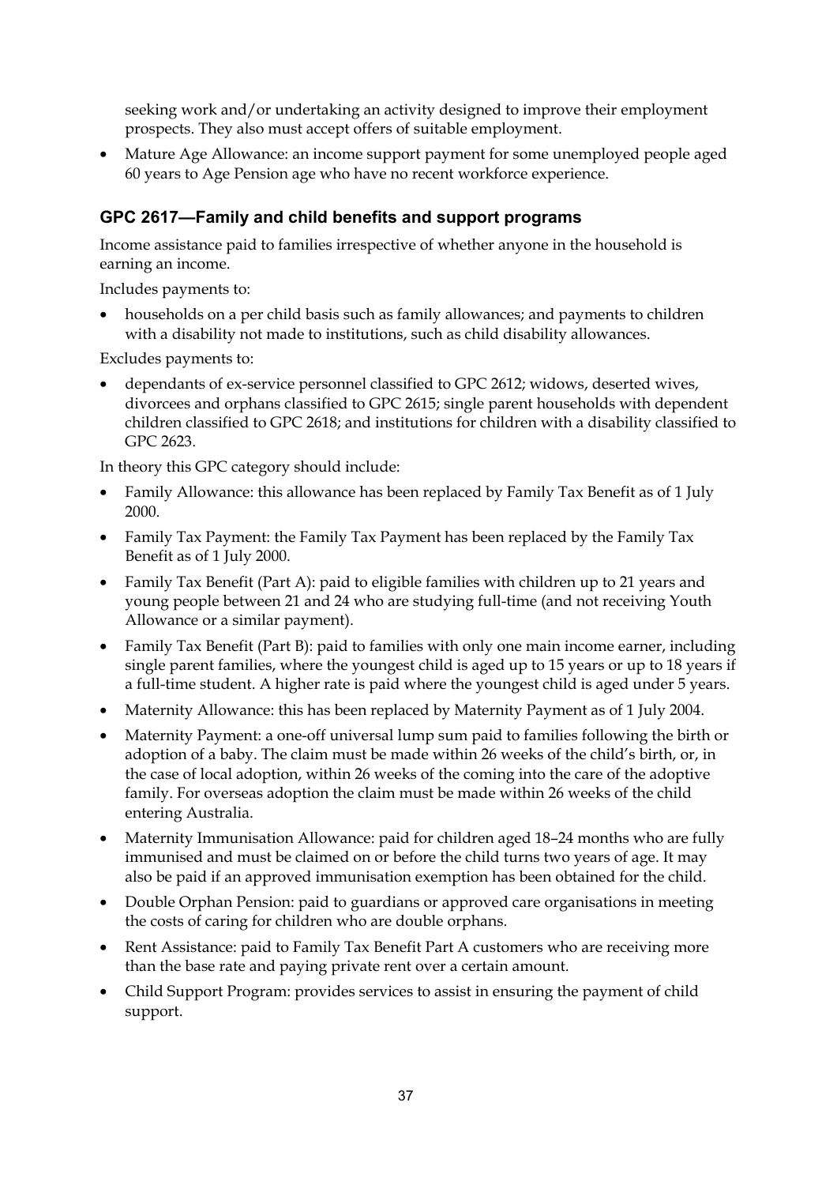seeking work and/or undertaking an activity designed to improve their employment prospects. They also must accept offers of suitable employment.

- Mature Age Allowance: an income support payment for some unemployed people aged 60 years to Age Pension age who have no recent workforce experience.

### GPC 2617—Family and child benefits and support programs

Income assistance paid to families irrespective of whether anyone in the household is earning an income.

Includes payments to:

- households on a per child basis such as family allowances; and payments to children with a disability not made to institutions, such as child disability allowances.

Excludes payments to:

- dependants of ex-service personnel classified to GPC 2612; widows, deserted wives, divorcees and orphans classified to GPC 2615; single parent households with dependent children classified to GPC 2618; and institutions for children with a disability classified to GPC 2623.

In theory this GPC category should include:

- Family Allowance: this allowance has been replaced by Family Tax Benefit as of 1 July 2000.
- Family Tax Payment: the Family Tax Payment has been replaced by the Family Tax Benefit as of 1 July 2000.
- Family Tax Benefit (Part A): paid to eligible families with children up to 21 years and young people between 21 and 24 who are studying full-time (and not receiving Youth Allowance or a similar payment).
- Family Tax Benefit (Part B): paid to families with only one main income earner, including single parent families, where the youngest child is aged up to 15 years or up to 18 years if a full-time student. A higher rate is paid where the youngest child is aged under 5 years.
- Maternity Allowance: this has been replaced by Maternity Payment as of 1 July 2004.
- Maternity Payment: a one-off universal lump sum paid to families following the birth or adoption of a baby. The claim must be made within 26 weeks of the child's birth, or, in the case of local adoption, within 26 weeks of the coming into the care of the adoptive family. For overseas adoption the claim must be made within 26 weeks of the child entering Australia.
- Maternity Immunisation Allowance: paid for children aged 18–24 months who are fully immunised and must be claimed on or before the child turns two years of age. It may also be paid if an approved immunisation exemption has been obtained for the child.
- Double Orphan Pension: paid to guardians or approved care organisations in meeting the costs of caring for children who are double orphans.
- Rent Assistance: paid to Family Tax Benefit Part A customers who are receiving more than the base rate and paying private rent over a certain amount.
- Child Support Program: provides services to assist in ensuring the payment of child support.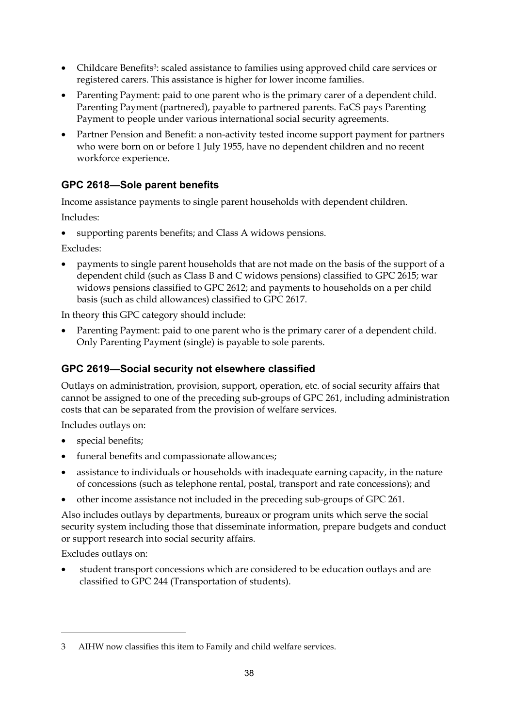- Childcare Benefits[3]: scaled assistance to families using approved child care services or registered carers. This assistance is higher for lower income families.
- Parenting Payment: paid to one parent who is the primary carer of a dependent child. Parenting Payment (partnered), payable to partnered parents. FaCS pays Parenting Payment to people under various international social security agreements.
- Partner Pension and Benefit: a non-activity tested income support payment for partners who were born on or before 1 July 1955, have no dependent children and no recent workforce experience.

### GPC 2618—Sole parent benefits

Income assistance payments to single parent households with dependent children.

Includes:

- supporting parents benefits; and Class A widows pensions.

Excludes:

- payments to single parent households that are not made on the basis of the support of a dependent child (such as Class B and C widows pensions) classified to GPC 2615; war widows pensions classified to GPC 2612; and payments to households on a per child basis (such as child allowances) classified to GPC 2617.

In theory this GPC category should include:

- Parenting Payment: paid to one parent who is the primary carer of a dependent child. Only Parenting Payment (single) is payable to sole parents.

### GPC 2619—Social security not elsewhere classified

Outlays on administration, provision, support, operation, etc. of social security affairs that cannot be assigned to one of the preceding sub-groups of GPC 261, including administration costs that can be separated from the provision of welfare services.

Includes outlays on:

- special benefits;
- funeral benefits and compassionate allowances;
- assistance to individuals or households with inadequate earning capacity, in the nature of concessions (such as telephone rental, postal, transport and rate concessions); and
- other income assistance not included in the preceding sub-groups of GPC 261.

Also includes outlays by departments, bureaux or program units which serve the social security system including those that disseminate information, prepare budgets and conduct or support research into social security affairs.

Excludes outlays on:

- student transport concessions which are considered to be education outlays and are classified to GPC 244 (Transportation of students).

---

3 AIHW now classifies this item to Family and child welfare services.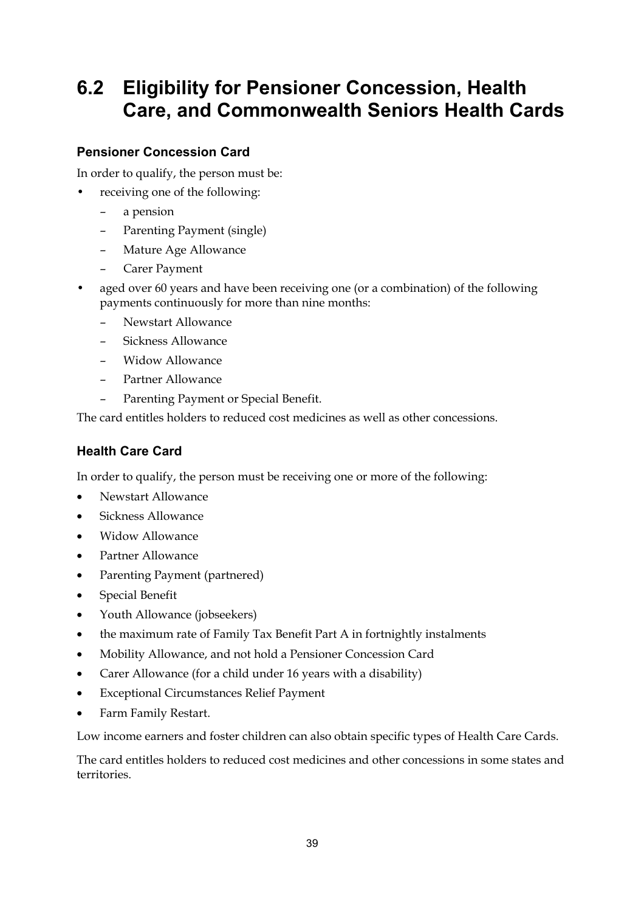## 6.2 Eligibility for Pensioner Concession, Health Care, and Commonwealth Seniors Health Cards

### Pensioner Concession Card

In order to qualify, the person must be:

- receiving one of the following:
  - a pension
  - Parenting Payment (single)
  - Mature Age Allowance
  - Carer Payment
- aged over 60 years and have been receiving one (or a combination) of the following payments continuously for more than nine months:
  - Newstart Allowance
  - Sickness Allowance
  - Widow Allowance
  - Partner Allowance
  - Parenting Payment or Special Benefit.

The card entitles holders to reduced cost medicines as well as other concessions.

### Health Care Card

In order to qualify, the person must be receiving one or more of the following:

- Newstart Allowance
- Sickness Allowance
- Widow Allowance
- Partner Allowance
- Parenting Payment (partnered)
- Special Benefit
- Youth Allowance (jobseekers)
- the maximum rate of Family Tax Benefit Part A in fortnightly instalments
- Mobility Allowance, and not hold a Pensioner Concession Card
- Carer Allowance (for a child under 16 years with a disability)
- Exceptional Circumstances Relief Payment
- Farm Family Restart.

Low income earners and foster children can also obtain specific types of Health Care Cards.

The card entitles holders to reduced cost medicines and other concessions in some states and territories.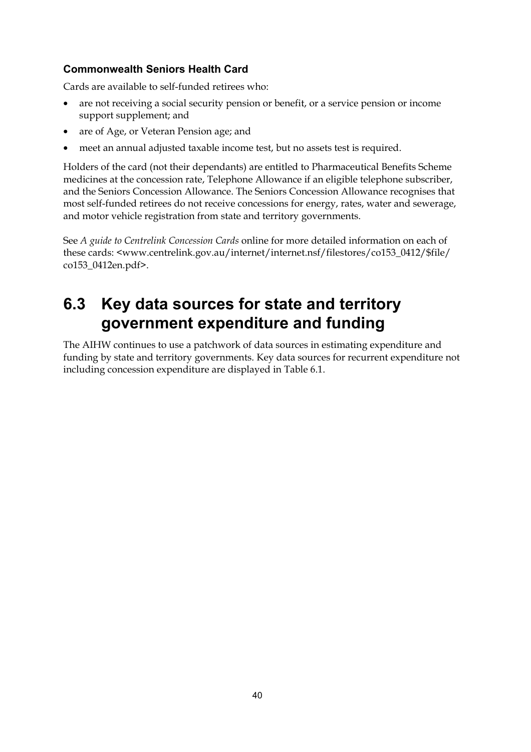### Commonwealth Seniors Health Card

Cards are available to self-funded retirees who:

- are not receiving a social security pension or benefit, or a service pension or income support supplement; and
- are of Age, or Veteran Pension age; and
- meet an annual adjusted taxable income test, but no assets test is required.

Holders of the card (not their dependants) are entitled to Pharmaceutical Benefits Scheme medicines at the concession rate, Telephone Allowance if an eligible telephone subscriber, and the Seniors Concession Allowance. The Seniors Concession Allowance recognises that most self-funded retirees do not receive concessions for energy, rates, water and sewerage, and motor vehicle registration from state and territory governments.

See *A guide to Centrelink Concession Cards* online for more detailed information on each of these cards: <www.centrelink.gov.au/internet/internet.nsf/filestores/co153_0412/$file/co153_0412en.pdf>.

## 6.3 Key data sources for state and territory government expenditure and funding

The AIHW continues to use a patchwork of data sources in estimating expenditure and funding by state and territory governments. Key data sources for recurrent expenditure not including concession expenditure are displayed in Table 6.1.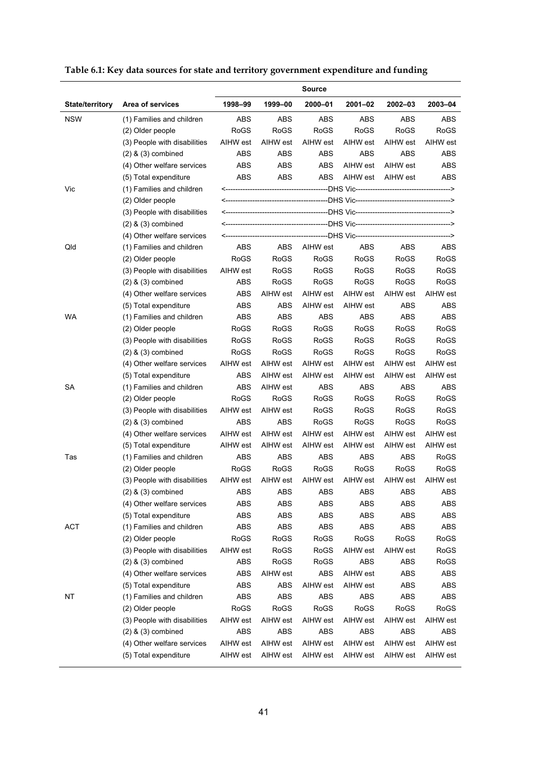**Table 6.1: Key data sources for state and territory government expenditure and funding**

| | | Source | | | | | |
|---|---|---|---|---|---|---|---|
| State/territory | Area of services | 1998–99 | 1999–00 | 2000–01 | 2001–02 | 2002–03 | 2003–04 |
| NSW | (1) Families and children | ABS | ABS | ABS | ABS | ABS | ABS |
| | (2) Older people | RoGS | RoGS | RoGS | RoGS | RoGS | RoGS |
| | (3) People with disabilities | AIHW est | AIHW est | AIHW est | AIHW est | AIHW est | AIHW est |
| | (2) & (3) combined | ABS | ABS | ABS | ABS | ABS | ABS |
| | (4) Other welfare services | ABS | ABS | ABS | AIHW est | AIHW est | ABS |
| | (5) Total expenditure | ABS | ABS | ABS | AIHW est | AIHW est | ABS |
| Vic | (1) Families and children | <---DHS Vic---> | | | | | |
| | (2) Older people | <---DHS Vic---> | | | | | |
| | (3) People with disabilities | <---DHS Vic---> | | | | | |
| | (2) & (3) combined | <---DHS Vic---> | | | | | |
| | (4) Other welfare services | <---DHS Vic---> | | | | | |
| Qld | (1) Families and children | ABS | ABS | AIHW est | ABS | ABS | ABS |
| | (2) Older people | RoGS | RoGS | RoGS | RoGS | RoGS | RoGS |
| | (3) People with disabilities | AIHW est | RoGS | RoGS | RoGS | RoGS | RoGS |
| | (2) & (3) combined | ABS | RoGS | RoGS | RoGS | RoGS | RoGS |
| | (4) Other welfare services | ABS | AIHW est | AIHW est | AIHW est | AIHW est | AIHW est |
| | (5) Total expenditure | ABS | ABS | AIHW est | AIHW est | ABS | ABS |
| WA | (1) Families and children | ABS | ABS | ABS | ABS | ABS | ABS |
| | (2) Older people | RoGS | RoGS | RoGS | RoGS | RoGS | RoGS |
| | (3) People with disabilities | RoGS | RoGS | RoGS | RoGS | RoGS | RoGS |
| | (2) & (3) combined | RoGS | RoGS | RoGS | RoGS | RoGS | RoGS |
| | (4) Other welfare services | AIHW est | AIHW est | AIHW est | AIHW est | AIHW est | AIHW est |
| | (5) Total expenditure | ABS | AIHW est | AIHW est | AIHW est | AIHW est | AIHW est |
| SA | (1) Families and children | ABS | AIHW est | ABS | ABS | ABS | ABS |
| | (2) Older people | RoGS | RoGS | RoGS | RoGS | RoGS | RoGS |
| | (3) People with disabilities | AIHW est | AIHW est | RoGS | RoGS | RoGS | RoGS |
| | (2) & (3) combined | ABS | ABS | RoGS | RoGS | RoGS | RoGS |
| | (4) Other welfare services | AIHW est | AIHW est | AIHW est | AIHW est | AIHW est | AIHW est |
| | (5) Total expenditure | AIHW est | AIHW est | AIHW est | AIHW est | AIHW est | AIHW est |
| Tas | (1) Families and children | ABS | ABS | ABS | ABS | ABS | RoGS |
| | (2) Older people | RoGS | RoGS | RoGS | RoGS | RoGS | RoGS |
| | (3) People with disabilities | AIHW est | AIHW est | AIHW est | AIHW est | AIHW est | AIHW est |
| | (2) & (3) combined | ABS | ABS | ABS | ABS | ABS | ABS |
| | (4) Other welfare services | ABS | ABS | ABS | ABS | ABS | ABS |
| | (5) Total expenditure | ABS | ABS | ABS | ABS | ABS | ABS |
| ACT | (1) Families and children | ABS | ABS | ABS | ABS | ABS | ABS |
| | (2) Older people | RoGS | RoGS | RoGS | RoGS | RoGS | RoGS |
| | (3) People with disabilities | AIHW est | RoGS | RoGS | AIHW est | AIHW est | RoGS |
| | (2) & (3) combined | ABS | RoGS | RoGS | ABS | ABS | RoGS |
| | (4) Other welfare services | ABS | AIHW est | ABS | AIHW est | ABS | ABS |
| | (5) Total expenditure | ABS | ABS | AIHW est | AIHW est | ABS | ABS |
| NT | (1) Families and children | ABS | ABS | ABS | ABS | ABS | ABS |
| | (2) Older people | RoGS | RoGS | RoGS | RoGS | RoGS | RoGS |
| | (3) People with disabilities | AIHW est | AIHW est | AIHW est | AIHW est | AIHW est | AIHW est |
| | (2) & (3) combined | ABS | ABS | ABS | ABS | ABS | ABS |
| | (4) Other welfare services | AIHW est | AIHW est | AIHW est | AIHW est | AIHW est | AIHW est |
| | (5) Total expenditure | AIHW est | AIHW est | AIHW est | AIHW est | AIHW est | AIHW est |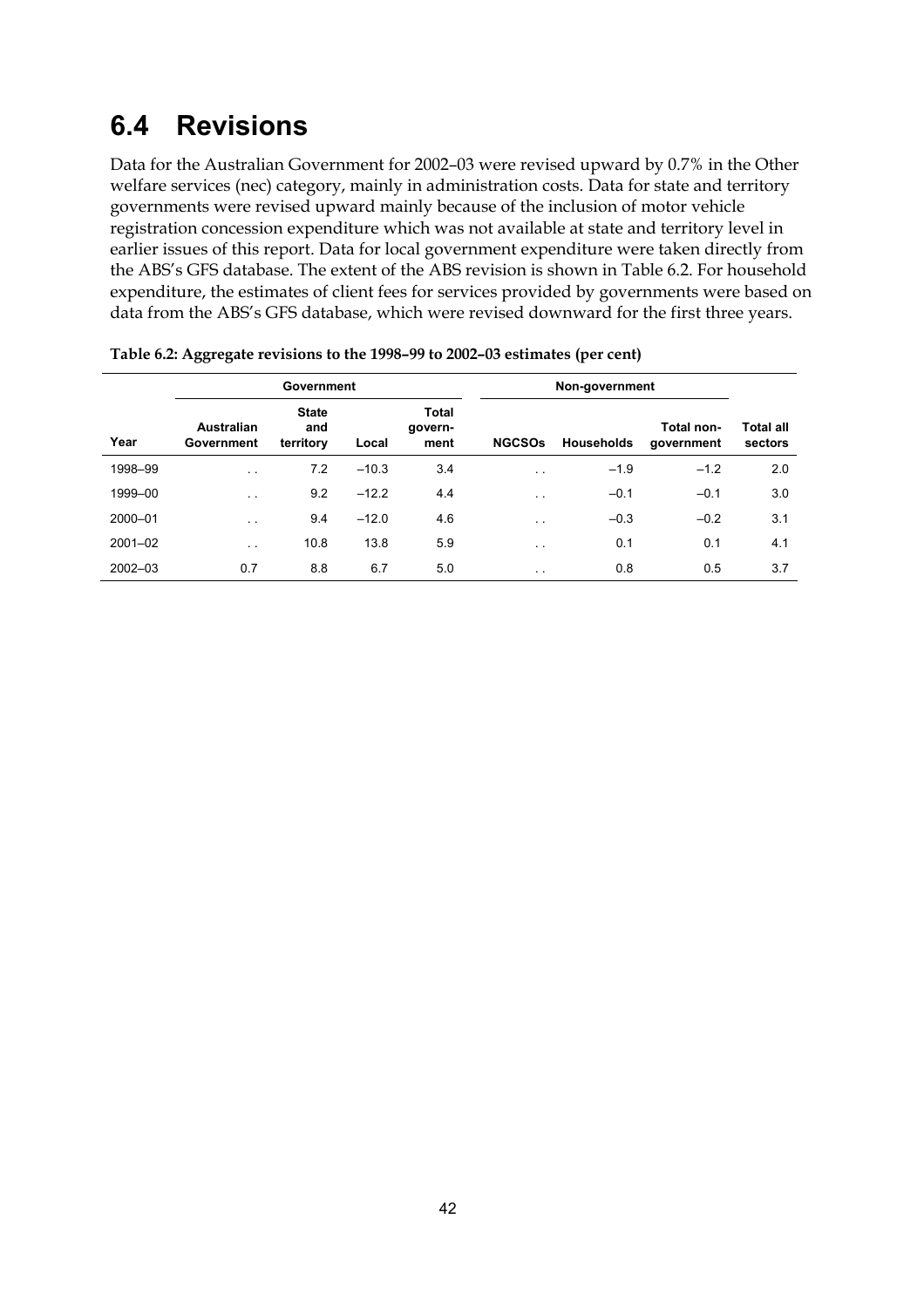## 6.4 Revisions

Data for the Australian Government for 2002–03 were revised upward by 0.7% in the Other welfare services (nec) category, mainly in administration costs. Data for state and territory governments were revised upward mainly because of the inclusion of motor vehicle registration concession expenditure which was not available at state and territory level in earlier issues of this report. Data for local government expenditure were taken directly from the ABS's GFS database. The extent of the ABS revision is shown in Table 6.2. For household expenditure, the estimates of client fees for services provided by governments were based on data from the ABS's GFS database, which were revised downward for the first three years.

**Table 6.2: Aggregate revisions to the 1998–99 to 2002–03 estimates (per cent)**

| | Government | | | | Non-government | | | |
|---|---|---|---|---|---|---|---|---|
| Year | Australian Government | State and territory | Local | Total government | NGCSOs | Households | Total non-government | Total all sectors |
| 1998–99 | . . | 7.2 | –10.3 | 3.4 | . . | –1.9 | –1.2 | 2.0 |
| 1999–00 | . . | 9.2 | –12.2 | 4.4 | . . | –0.1 | –0.1 | 3.0 |
| 2000–01 | . . | 9.4 | –12.0 | 4.6 | . . | –0.3 | –0.2 | 3.1 |
| 2001–02 | . . | 10.8 | 13.8 | 5.9 | . . | 0.1 | 0.1 | 4.1 |
| 2002–03 | 0.7 | 8.8 | 6.7 | 5.0 | . . | 0.8 | 0.5 | 3.7 |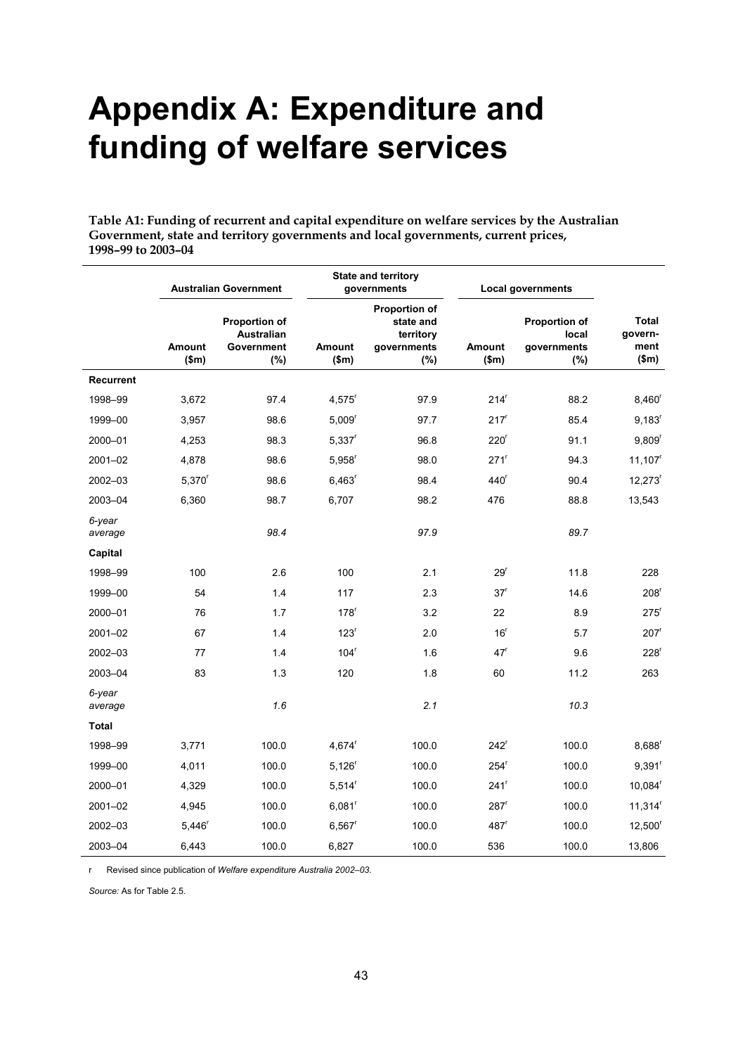# Appendix A: Expenditure and funding of welfare services

**Table A1: Funding of recurrent and capital expenditure on welfare services by the Australian Government, state and territory governments and local governments, current prices, 1998–99 to 2003–04**

| | Australian Government | | State and territory governments | | Local governments | | |
|---|---|---|---|---|---|---|---|
| | Amount ($m) | Proportion of Australian Government (%) | Amount ($m) | Proportion of state and territory governments (%) | Amount ($m) | Proportion of local governments (%) | Total govern-ment ($m) |
| **Recurrent** | | | | | | | |
| 1998–99 | 3,672 | 97.4 | 4,575[r] | 97.9 | 214[r] | 88.2 | 8,460[r] |
| 1999–00 | 3,957 | 98.6 | 5,009[r] | 97.7 | 217[r] | 85.4 | 9,183[r] |
| 2000–01 | 4,253 | 98.3 | 5,337[r] | 96.8 | 220[r] | 91.1 | 9,809[r] |
| 2001–02 | 4,878 | 98.6 | 5,958[r] | 98.0 | 271[r] | 94.3 | 11,107[r] |
| 2002–03 | 5,370[r] | 98.6 | 6,463[r] | 98.4 | 440[r] | 90.4 | 12,273[r] |
| 2003–04 | 6,360 | 98.7 | 6,707 | 98.2 | 476 | 88.8 | 13,543 |
| *6-year average* | | *98.4* | | *97.9* | | *89.7* | |
| **Capital** | | | | | | | |
| 1998–99 | 100 | 2.6 | 100 | 2.1 | 29[r] | 11.8 | 228 |
| 1999–00 | 54 | 1.4 | 117 | 2.3 | 37[r] | 14.6 | 208[r] |
| 2000–01 | 76 | 1.7 | 178[r] | 3.2 | 22 | 8.9 | 275[r] |
| 2001–02 | 67 | 1.4 | 123[r] | 2.0 | 16[r] | 5.7 | 207[r] |
| 2002–03 | 77 | 1.4 | 104[r] | 1.6 | 47[r] | 9.6 | 228[r] |
| 2003–04 | 83 | 1.3 | 120 | 1.8 | 60 | 11.2 | 263 |
| *6-year average* | | *1.6* | | *2.1* | | *10.3* | |
| **Total** | | | | | | | |
| 1998–99 | 3,771 | 100.0 | 4,674[r] | 100.0 | 242[r] | 100.0 | 8,688[r] |
| 1999–00 | 4,011 | 100.0 | 5,126[r] | 100.0 | 254[r] | 100.0 | 9,391[r] |
| 2000–01 | 4,329 | 100.0 | 5,514[r] | 100.0 | 241[r] | 100.0 | 10,084[r] |
| 2001–02 | 4,945 | 100.0 | 6,081[r] | 100.0 | 287[r] | 100.0 | 11,314[r] |
| 2002–03 | 5,446[r] | 100.0 | 6,567[r] | 100.0 | 487[r] | 100.0 | 12,500[r] |
| 2003–04 | 6,443 | 100.0 | 6,827 | 100.0 | 536 | 100.0 | 13,806 |

r Revised since publication of *Welfare expenditure Australia 2002–03.*

*Source:* As for Table 2.5.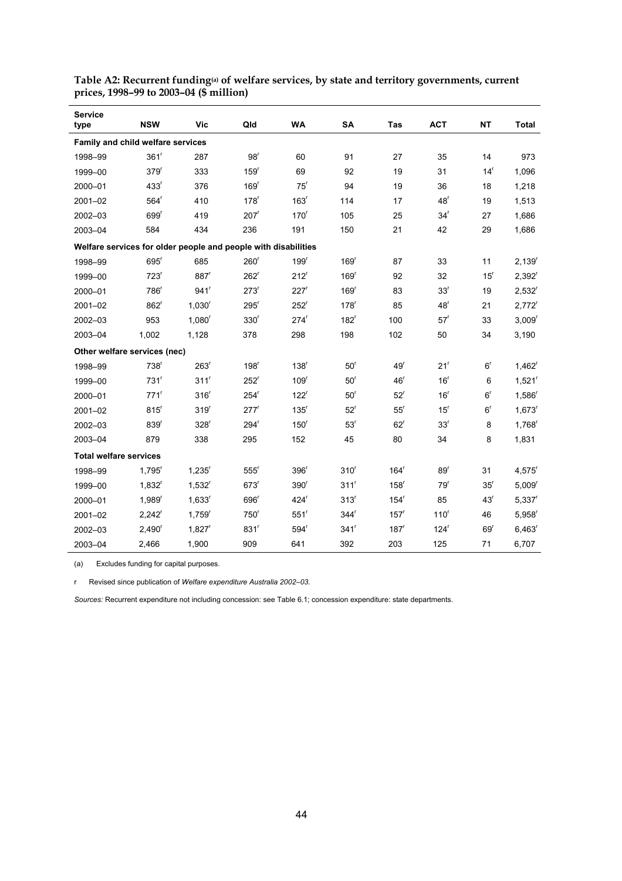**Table A2: Recurrent funding(a) of welfare services, by state and territory governments, current prices, 1998–99 to 2003–04 ($ million)**

| Service type | NSW | Vic | Qld | WA | SA | Tas | ACT | NT | Total |
|---|---|---|---|---|---|---|---|---|---|
| **Family and child welfare services** | | | | | | | | | |
| 1998–99 | 361r | 287 | 98r | 60 | 91 | 27 | 35 | 14 | 973 |
| 1999–00 | 379r | 333 | 159r | 69 | 92 | 19 | 31 | 14r | 1,096 |
| 2000–01 | 433r | 376 | 169r | 75r | 94 | 19 | 36 | 18 | 1,218 |
| 2001–02 | 564r | 410 | 178r | 163r | 114 | 17 | 48r | 19 | 1,513 |
| 2002–03 | 699r | 419 | 207r | 170r | 105 | 25 | 34r | 27 | 1,686 |
| 2003–04 | 584 | 434 | 236 | 191 | 150 | 21 | 42 | 29 | 1,686 |
| **Welfare services for older people and people with disabilities** | | | | | | | | | |
| 1998–99 | 695r | 685 | 260r | 199r | 169r | 87 | 33 | 11 | 2,139r |
| 1999–00 | 723r | 887r | 262r | 212r | 169r | 92 | 32 | 15r | 2,392r |
| 2000–01 | 786r | 941r | 273r | 227r | 169r | 83 | 33r | 19 | 2,532r |
| 2001–02 | 862r | 1,030r | 295r | 252r | 178r | 85 | 48r | 21 | 2,772r |
| 2002–03 | 953 | 1,080r | 330r | 274r | 182r | 100 | 57r | 33 | 3,009r |
| 2003–04 | 1,002 | 1,128 | 378 | 298 | 198 | 102 | 50 | 34 | 3,190 |
| **Other welfare services (nec)** | | | | | | | | | |
| 1998–99 | 738r | 263r | 198r | 138r | 50r | 49r | 21r | 6r | 1,462r |
| 1999–00 | 731r | 311r | 252r | 109r | 50r | 46r | 16r | 6 | 1,521r |
| 2000–01 | 771r | 316r | 254r | 122r | 50r | 52r | 16r | 6r | 1,586r |
| 2001–02 | 815r | 319r | 277r | 135r | 52r | 55r | 15r | 6r | 1,673r |
| 2002–03 | 839r | 328r | 294r | 150r | 53r | 62r | 33r | 8 | 1,768r |
| 2003–04 | 879 | 338 | 295 | 152 | 45 | 80 | 34 | 8 | 1,831 |
| **Total welfare services** | | | | | | | | | |
| 1998–99 | 1,795r | 1,235r | 555r | 396r | 310r | 164r | 89r | 31 | 4,575r |
| 1999–00 | 1,832r | 1,532r | 673r | 390r | 311r | 158r | 79r | 35r | 5,009r |
| 2000–01 | 1,989r | 1,633r | 696r | 424r | 313r | 154r | 85 | 43r | 5,337r |
| 2001–02 | 2,242r | 1,759r | 750r | 551r | 344r | 157r | 110r | 46 | 5,958r |
| 2002–03 | 2,490r | 1,827r | 831r | 594r | 341r | 187r | 124r | 69r | 6,463r |
| 2003–04 | 2,466 | 1,900 | 909 | 641 | 392 | 203 | 125 | 71 | 6,707 |

(a) Excludes funding for capital purposes.

r Revised since publication of *Welfare expenditure Australia 2002–03.*

*Sources:* Recurrent expenditure not including concession: see Table 6.1; concession expenditure: state departments.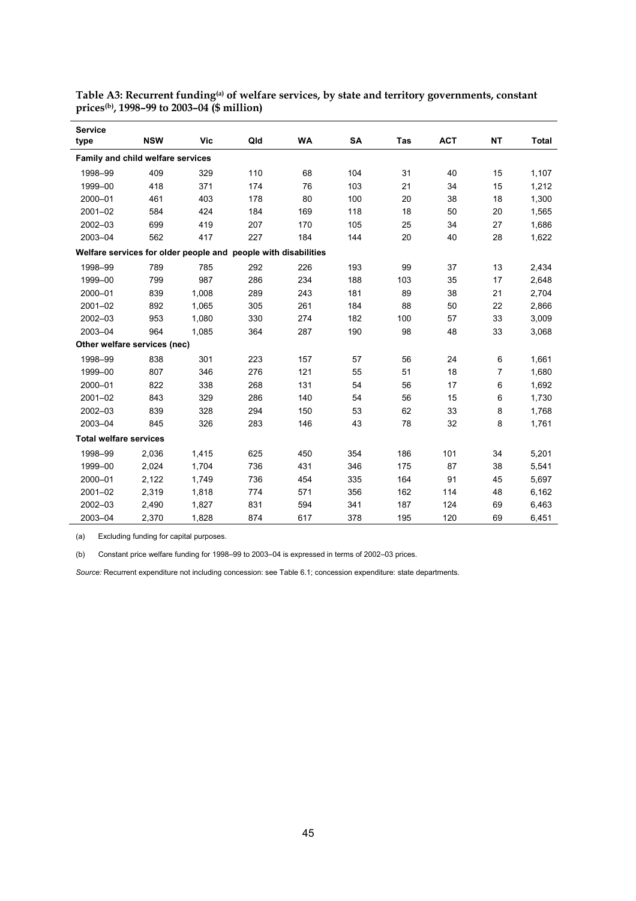**Table A3: Recurrent funding[(a)] of welfare services, by state and territory governments, constant prices[(b)], 1998–99 to 2003–04 ($ million)**

| Service type | NSW | Vic | Qld | WA | SA | Tas | ACT | NT | Total |
|---|---|---|---|---|---|---|---|---|---|
| **Family and child welfare services** | | | | | | | | | |
| 1998–99 | 409 | 329 | 110 | 68 | 104 | 31 | 40 | 15 | 1,107 |
| 1999–00 | 418 | 371 | 174 | 76 | 103 | 21 | 34 | 15 | 1,212 |
| 2000–01 | 461 | 403 | 178 | 80 | 100 | 20 | 38 | 18 | 1,300 |
| 2001–02 | 584 | 424 | 184 | 169 | 118 | 18 | 50 | 20 | 1,565 |
| 2002–03 | 699 | 419 | 207 | 170 | 105 | 25 | 34 | 27 | 1,686 |
| 2003–04 | 562 | 417 | 227 | 184 | 144 | 20 | 40 | 28 | 1,622 |
| **Welfare services for older people and people with disabilities** | | | | | | | | | |
| 1998–99 | 789 | 785 | 292 | 226 | 193 | 99 | 37 | 13 | 2,434 |
| 1999–00 | 799 | 987 | 286 | 234 | 188 | 103 | 35 | 17 | 2,648 |
| 2000–01 | 839 | 1,008 | 289 | 243 | 181 | 89 | 38 | 21 | 2,704 |
| 2001–02 | 892 | 1,065 | 305 | 261 | 184 | 88 | 50 | 22 | 2,866 |
| 2002–03 | 953 | 1,080 | 330 | 274 | 182 | 100 | 57 | 33 | 3,009 |
| 2003–04 | 964 | 1,085 | 364 | 287 | 190 | 98 | 48 | 33 | 3,068 |
| **Other welfare services (nec)** | | | | | | | | | |
| 1998–99 | 838 | 301 | 223 | 157 | 57 | 56 | 24 | 6 | 1,661 |
| 1999–00 | 807 | 346 | 276 | 121 | 55 | 51 | 18 | 7 | 1,680 |
| 2000–01 | 822 | 338 | 268 | 131 | 54 | 56 | 17 | 6 | 1,692 |
| 2001–02 | 843 | 329 | 286 | 140 | 54 | 56 | 15 | 6 | 1,730 |
| 2002–03 | 839 | 328 | 294 | 150 | 53 | 62 | 33 | 8 | 1,768 |
| 2003–04 | 845 | 326 | 283 | 146 | 43 | 78 | 32 | 8 | 1,761 |
| **Total welfare services** | | | | | | | | | |
| 1998–99 | 2,036 | 1,415 | 625 | 450 | 354 | 186 | 101 | 34 | 5,201 |
| 1999–00 | 2,024 | 1,704 | 736 | 431 | 346 | 175 | 87 | 38 | 5,541 |
| 2000–01 | 2,122 | 1,749 | 736 | 454 | 335 | 164 | 91 | 45 | 5,697 |
| 2001–02 | 2,319 | 1,818 | 774 | 571 | 356 | 162 | 114 | 48 | 6,162 |
| 2002–03 | 2,490 | 1,827 | 831 | 594 | 341 | 187 | 124 | 69 | 6,463 |
| 2003–04 | 2,370 | 1,828 | 874 | 617 | 378 | 195 | 120 | 69 | 6,451 |

(a) Excluding funding for capital purposes.

(b) Constant price welfare funding for 1998–99 to 2003–04 is expressed in terms of 2002–03 prices.

*Source:* Recurrent expenditure not including concession: see Table 6.1; concession expenditure: state departments.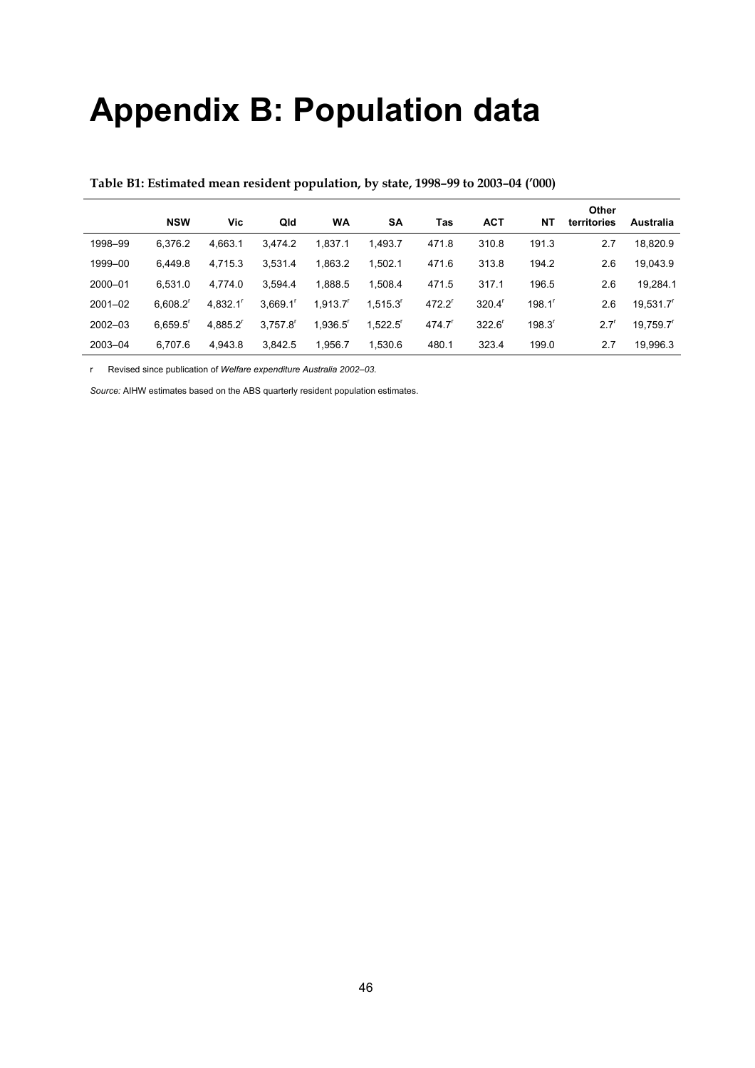# Appendix B: Population data

**Table B1: Estimated mean resident population, by state, 1998–99 to 2003–04 ('000)**

| | NSW | Vic | Qld | WA | SA | Tas | ACT | NT | Other territories | Australia |
|---|---|---|---|---|---|---|---|---|---|---|
| 1998–99 | 6,376.2 | 4,663.1 | 3,474.2 | 1,837.1 | 1,493.7 | 471.8 | 310.8 | 191.3 | 2.7 | 18,820.9 |
| 1999–00 | 6,449.8 | 4,715.3 | 3,531.4 | 1,863.2 | 1,502.1 | 471.6 | 313.8 | 194.2 | 2.6 | 19,043.9 |
| 2000–01 | 6,531.0 | 4,774.0 | 3,594.4 | 1,888.5 | 1,508.4 | 471.5 | 317.1 | 196.5 | 2.6 | 19,284.1 |
| 2001–02 | 6,608.2[r] | 4,832.1[r] | 3,669.1[r] | 1,913.7[r] | 1,515.3[r] | 472.2[r] | 320.4[r] | 198.1[r] | 2.6 | 19,531.7[r] |
| 2002–03 | 6,659.5[r] | 4,885.2[r] | 3,757.8[r] | 1,936.5[r] | 1,522.5[r] | 474.7[r] | 322.6[r] | 198.3[r] | 2.7[r] | 19,759.7[r] |
| 2003–04 | 6,707.6 | 4,943.8 | 3,842.5 | 1,956.7 | 1,530.6 | 480.1 | 323.4 | 199.0 | 2.7 | 19,996.3 |

r  Revised since publication of *Welfare expenditure Australia 2002–03.*

*Source:* AIHW estimates based on the ABS quarterly resident population estimates.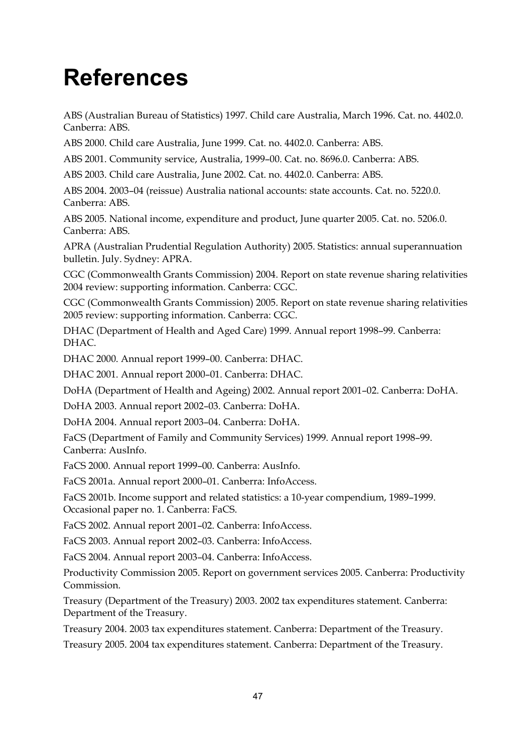# References

ABS (Australian Bureau of Statistics) 1997. Child care Australia, March 1996. Cat. no. 4402.0. Canberra: ABS.

ABS 2000. Child care Australia, June 1999. Cat. no. 4402.0. Canberra: ABS.

ABS 2001. Community service, Australia, 1999–00. Cat. no. 8696.0. Canberra: ABS.

ABS 2003. Child care Australia, June 2002. Cat. no. 4402.0. Canberra: ABS.

ABS 2004. 2003–04 (reissue) Australia national accounts: state accounts. Cat. no. 5220.0. Canberra: ABS.

ABS 2005. National income, expenditure and product, June quarter 2005. Cat. no. 5206.0. Canberra: ABS.

APRA (Australian Prudential Regulation Authority) 2005. Statistics: annual superannuation bulletin. July. Sydney: APRA.

CGC (Commonwealth Grants Commission) 2004. Report on state revenue sharing relativities 2004 review: supporting information. Canberra: CGC.

CGC (Commonwealth Grants Commission) 2005. Report on state revenue sharing relativities 2005 review: supporting information. Canberra: CGC.

DHAC (Department of Health and Aged Care) 1999. Annual report 1998–99. Canberra: DHAC.

DHAC 2000. Annual report 1999–00. Canberra: DHAC.

DHAC 2001. Annual report 2000–01. Canberra: DHAC.

DoHA (Department of Health and Ageing) 2002. Annual report 2001–02. Canberra: DoHA.

DoHA 2003. Annual report 2002–03. Canberra: DoHA.

DoHA 2004. Annual report 2003–04. Canberra: DoHA.

FaCS (Department of Family and Community Services) 1999. Annual report 1998–99. Canberra: AusInfo.

FaCS 2000. Annual report 1999–00. Canberra: AusInfo.

FaCS 2001a. Annual report 2000–01. Canberra: InfoAccess.

FaCS 2001b. Income support and related statistics: a 10-year compendium, 1989–1999. Occasional paper no. 1. Canberra: FaCS.

FaCS 2002. Annual report 2001–02. Canberra: InfoAccess.

FaCS 2003. Annual report 2002–03. Canberra: InfoAccess.

FaCS 2004. Annual report 2003–04. Canberra: InfoAccess.

Productivity Commission 2005. Report on government services 2005. Canberra: Productivity Commission.

Treasury (Department of the Treasury) 2003. 2002 tax expenditures statement. Canberra: Department of the Treasury.

Treasury 2004. 2003 tax expenditures statement. Canberra: Department of the Treasury.

Treasury 2005. 2004 tax expenditures statement. Canberra: Department of the Treasury.